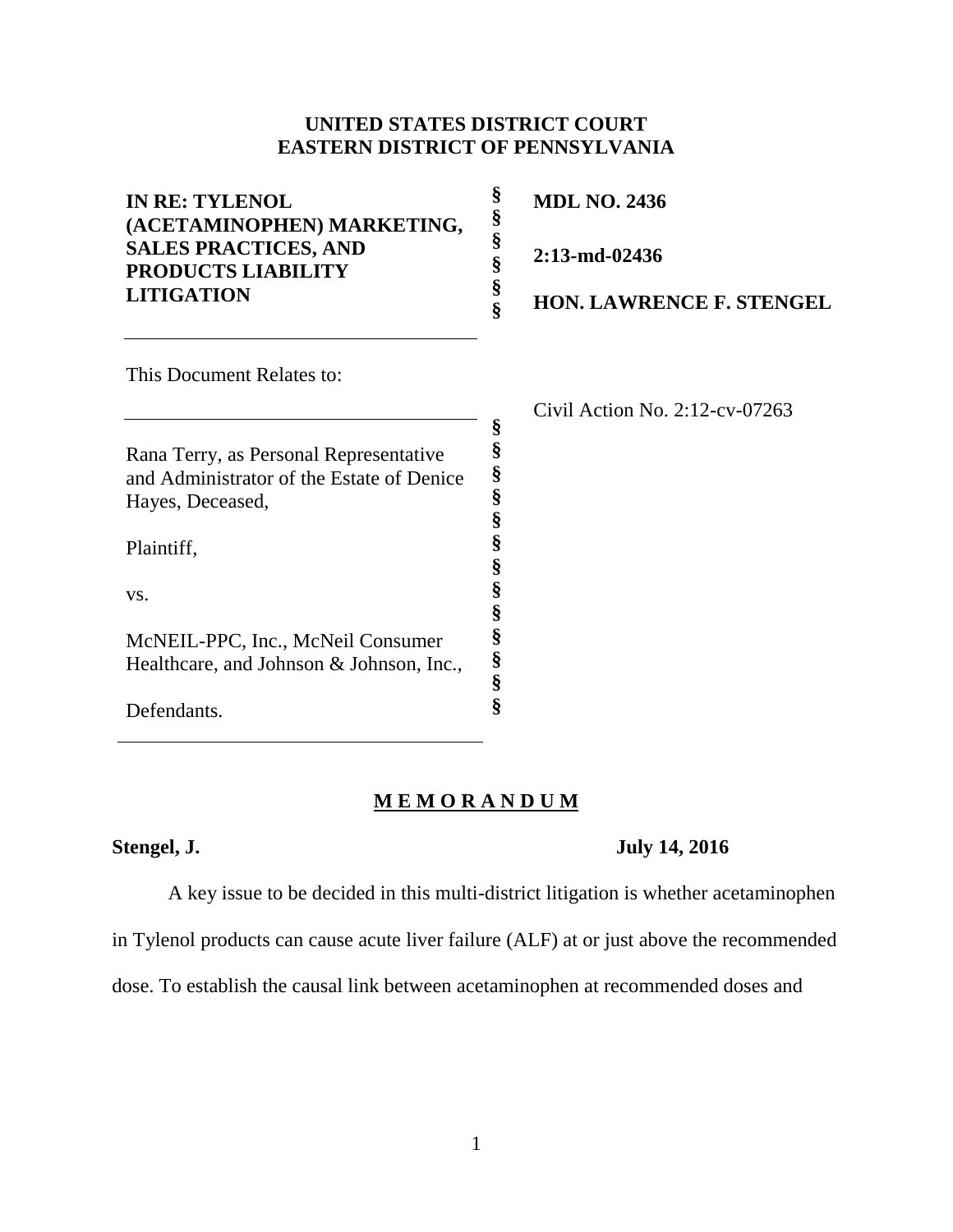**UNITED STATES DISTRICT COURT**
**EASTERN DISTRICT OF PENNSYLVANIA**

| | | |
|---|---|---|
| **IN RE: TYLENOL (ACETAMINOPHEN) MARKETING, SALES PRACTICES, AND PRODUCTS LIABILITY LITIGATION** | § § § § § § | **MDL NO. 2436** <br> **2:13-md-02436** <br> **HON. LAWRENCE F. STENGEL** |

This Document Relates to:

| | | |
|---|---|---|
| Rana Terry, as Personal Representative and Administrator of the Estate of Denice Hayes, Deceased, <br><br> Plaintiff, <br><br> vs. <br><br> McNEIL-PPC, Inc., McNeil Consumer Healthcare, and Johnson & Johnson, Inc., <br><br> Defendants. | § § § § § § § § § § § § § | Civil Action No. 2:12-cv-07263 |

## M E M O R A N D U M

**Stengel, J.** **July 14, 2016**

A key issue to be decided in this multi-district litigation is whether acetaminophen in Tylenol products can cause acute liver failure (ALF) at or just above the recommended dose. To establish the causal link between acetaminophen at recommended doses and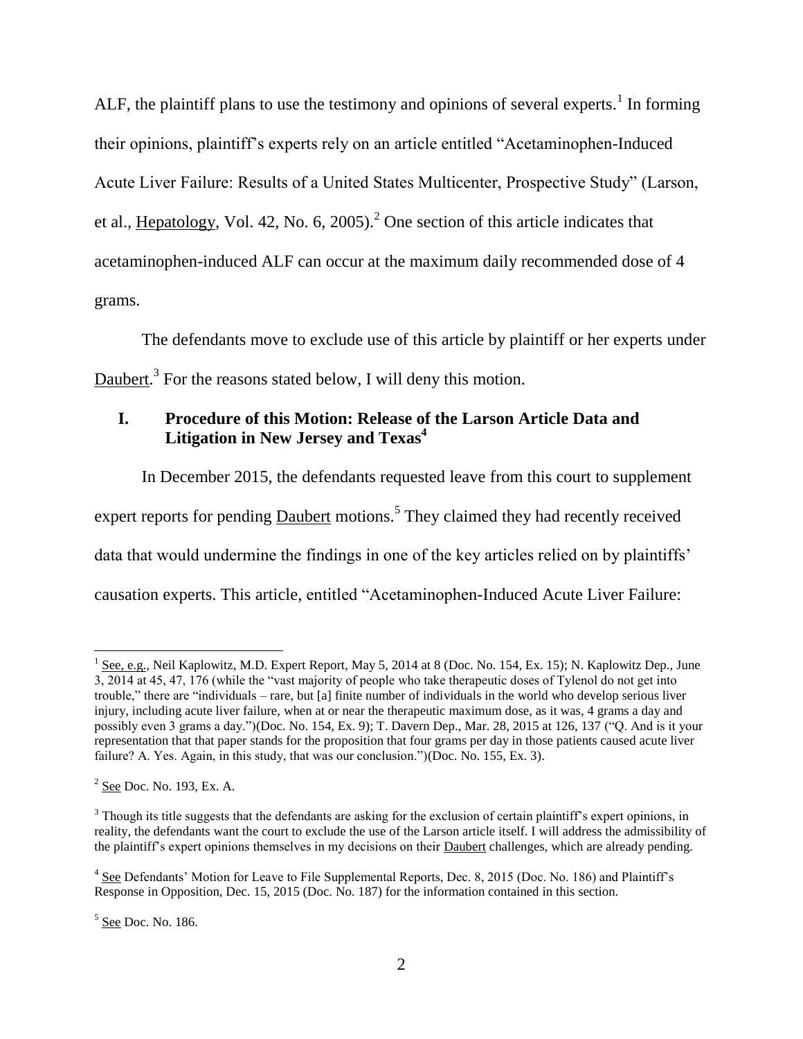ALF, the plaintiff plans to use the testimony and opinions of several experts.[1] In forming their opinions, plaintiff's experts rely on an article entitled "Acetaminophen-Induced Acute Liver Failure: Results of a United States Multicenter, Prospective Study" (Larson, et al., Hepatology, Vol. 42, No. 6, 2005).[2] One section of this article indicates that acetaminophen-induced ALF can occur at the maximum daily recommended dose of 4 grams.

The defendants move to exclude use of this article by plaintiff or her experts under Daubert.[3] For the reasons stated below, I will deny this motion.

## I. Procedure of this Motion: Release of the Larson Article Data and Litigation in New Jersey and Texas[4]

In December 2015, the defendants requested leave from this court to supplement expert reports for pending Daubert motions.[5] They claimed they had recently received data that would undermine the findings in one of the key articles relied on by plaintiffs' causation experts. This article, entitled "Acetaminophen-Induced Acute Liver Failure:

---

[1] See, e.g., Neil Kaplowitz, M.D. Expert Report, May 5, 2014 at 8 (Doc. No. 154, Ex. 15); N. Kaplowitz Dep., June 3, 2014 at 45, 47, 176 (while the "vast majority of people who take therapeutic doses of Tylenol do not get into trouble," there are "individuals – rare, but [a] finite number of individuals in the world who develop serious liver injury, including acute liver failure, when at or near the therapeutic maximum dose, as it was, 4 grams a day and possibly even 3 grams a day.")(Doc. No. 154, Ex. 9); T. Davern Dep., Mar. 28, 2015 at 126, 137 ("Q. And is it your representation that that paper stands for the proposition that four grams per day in those patients caused acute liver failure? A. Yes. Again, in this study, that was our conclusion.")(Doc. No. 155, Ex. 3).

[2] See Doc. No. 193, Ex. A.

[3] Though its title suggests that the defendants are asking for the exclusion of certain plaintiff's expert opinions, in reality, the defendants want the court to exclude the use of the Larson article itself. I will address the admissibility of the plaintiff's expert opinions themselves in my decisions on their Daubert challenges, which are already pending.

[4] See Defendants' Motion for Leave to File Supplemental Reports, Dec. 8, 2015 (Doc. No. 186) and Plaintiff's Response in Opposition, Dec. 15, 2015 (Doc. No. 187) for the information contained in this section.

[5] See Doc. No. 186.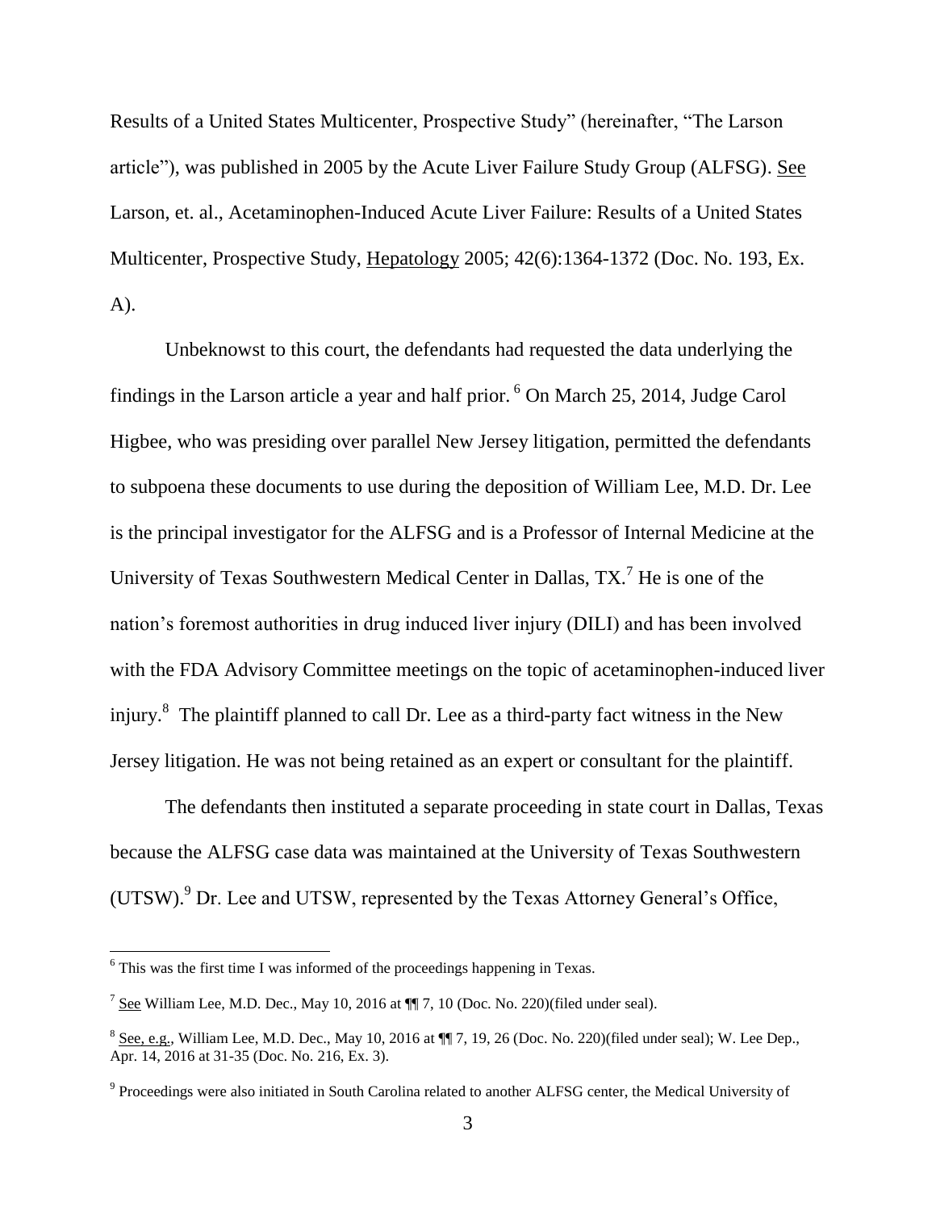Results of a United States Multicenter, Prospective Study" (hereinafter, "The Larson article"), was published in 2005 by the Acute Liver Failure Study Group (ALFSG). See Larson, et. al., Acetaminophen-Induced Acute Liver Failure: Results of a United States Multicenter, Prospective Study, Hepatology 2005; 42(6):1364-1372 (Doc. No. 193, Ex. A).

Unbeknowst to this court, the defendants had requested the data underlying the findings in the Larson article a year and half prior. [6] On March 25, 2014, Judge Carol Higbee, who was presiding over parallel New Jersey litigation, permitted the defendants to subpoena these documents to use during the deposition of William Lee, M.D. Dr. Lee is the principal investigator for the ALFSG and is a Professor of Internal Medicine at the University of Texas Southwestern Medical Center in Dallas, TX.[7] He is one of the nation's foremost authorities in drug induced liver injury (DILI) and has been involved with the FDA Advisory Committee meetings on the topic of acetaminophen-induced liver injury.[8] The plaintiff planned to call Dr. Lee as a third-party fact witness in the New Jersey litigation. He was not being retained as an expert or consultant for the plaintiff.

The defendants then instituted a separate proceeding in state court in Dallas, Texas because the ALFSG case data was maintained at the University of Texas Southwestern (UTSW).[9] Dr. Lee and UTSW, represented by the Texas Attorney General's Office,

---

[6] This was the first time I was informed of the proceedings happening in Texas.

[7] See William Lee, M.D. Dec., May 10, 2016 at ¶¶ 7, 10 (Doc. No. 220)(filed under seal).

[8] See, e.g., William Lee, M.D. Dec., May 10, 2016 at ¶¶ 7, 19, 26 (Doc. No. 220)(filed under seal); W. Lee Dep., Apr. 14, 2016 at 31-35 (Doc. No. 216, Ex. 3).

[9] Proceedings were also initiated in South Carolina related to another ALFSG center, the Medical University of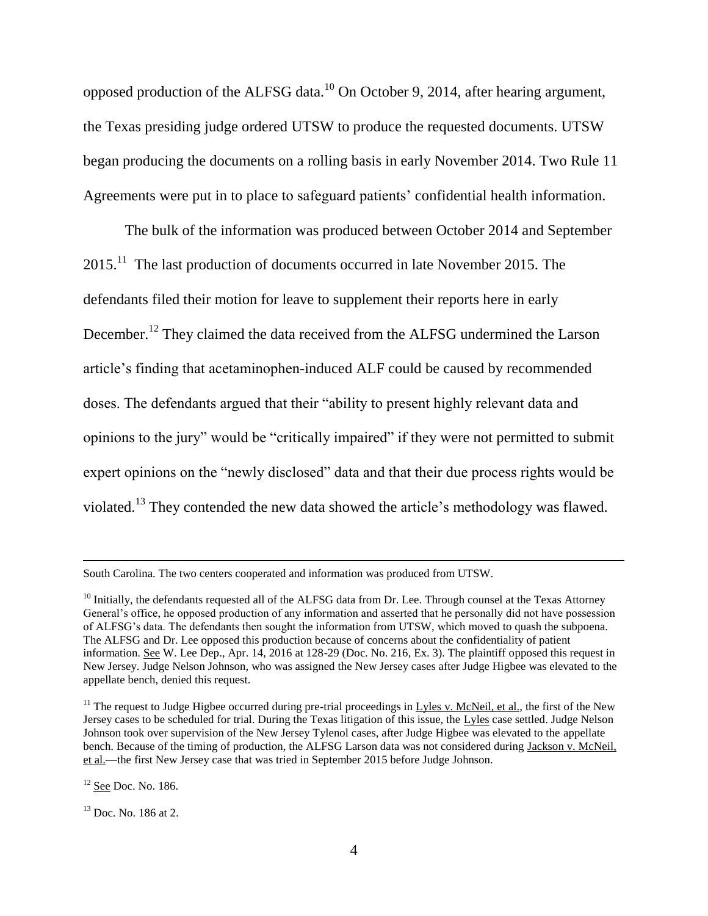opposed production of the ALFSG data.[10] On October 9, 2014, after hearing argument, the Texas presiding judge ordered UTSW to produce the requested documents. UTSW began producing the documents on a rolling basis in early November 2014. Two Rule 11 Agreements were put in to place to safeguard patients' confidential health information.

The bulk of the information was produced between October 2014 and September 2015.[11] The last production of documents occurred in late November 2015. The defendants filed their motion for leave to supplement their reports here in early December.[12] They claimed the data received from the ALFSG undermined the Larson article's finding that acetaminophen-induced ALF could be caused by recommended doses. The defendants argued that their "ability to present highly relevant data and opinions to the jury" would be "critically impaired" if they were not permitted to submit expert opinions on the "newly disclosed" data and that their due process rights would be violated.[13] They contended the new data showed the article's methodology was flawed.

---

South Carolina. The two centers cooperated and information was produced from UTSW.

[10] Initially, the defendants requested all of the ALFSG data from Dr. Lee. Through counsel at the Texas Attorney General's office, he opposed production of any information and asserted that he personally did not have possession of ALFSG's data. The defendants then sought the information from UTSW, which moved to quash the subpoena. The ALFSG and Dr. Lee opposed this production because of concerns about the confidentiality of patient information. See W. Lee Dep., Apr. 14, 2016 at 128-29 (Doc. No. 216, Ex. 3). The plaintiff opposed this request in New Jersey. Judge Nelson Johnson, who was assigned the New Jersey cases after Judge Higbee was elevated to the appellate bench, denied this request.

[11] The request to Judge Higbee occurred during pre-trial proceedings in Lyles v. McNeil, et al., the first of the New Jersey cases to be scheduled for trial. During the Texas litigation of this issue, the Lyles case settled. Judge Nelson Johnson took over supervision of the New Jersey Tylenol cases, after Judge Higbee was elevated to the appellate bench. Because of the timing of production, the ALFSG Larson data was not considered during Jackson v. McNeil, et al.—the first New Jersey case that was tried in September 2015 before Judge Johnson.

[12] See Doc. No. 186.

[13] Doc. No. 186 at 2.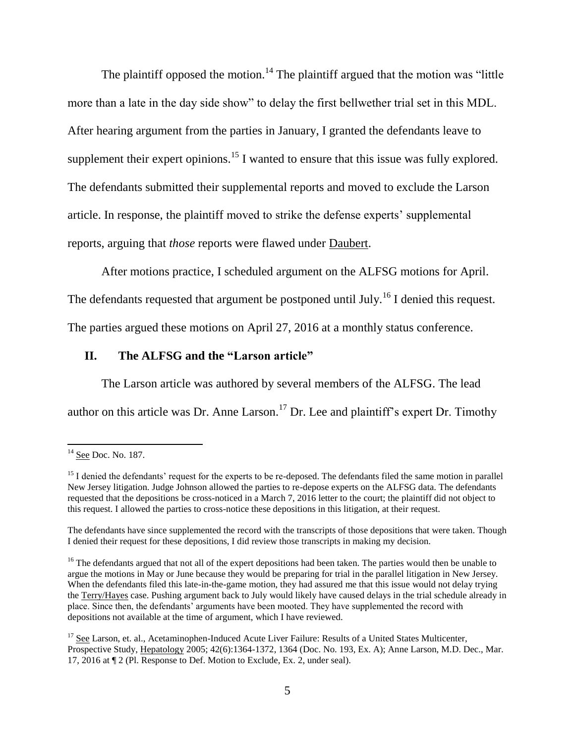The plaintiff opposed the motion.[14] The plaintiff argued that the motion was "little more than a late in the day side show" to delay the first bellwether trial set in this MDL. After hearing argument from the parties in January, I granted the defendants leave to supplement their expert opinions.[15] I wanted to ensure that this issue was fully explored. The defendants submitted their supplemental reports and moved to exclude the Larson article. In response, the plaintiff moved to strike the defense experts' supplemental reports, arguing that *those* reports were flawed under Daubert.

After motions practice, I scheduled argument on the ALFSG motions for April. The defendants requested that argument be postponed until July.[16] I denied this request. The parties argued these motions on April 27, 2016 at a monthly status conference.

## II. The ALFSG and the "Larson article"

The Larson article was authored by several members of the ALFSG. The lead author on this article was Dr. Anne Larson.[17] Dr. Lee and plaintiff's expert Dr. Timothy

---

[14] See Doc. No. 187.

[15] I denied the defendants' request for the experts to be re-deposed. The defendants filed the same motion in parallel New Jersey litigation. Judge Johnson allowed the parties to re-depose experts on the ALFSG data. The defendants requested that the depositions be cross-noticed in a March 7, 2016 letter to the court; the plaintiff did not object to this request. I allowed the parties to cross-notice these depositions in this litigation, at their request.

The defendants have since supplemented the record with the transcripts of those depositions that were taken. Though I denied their request for these depositions, I did review those transcripts in making my decision.

[16] The defendants argued that not all of the expert depositions had been taken. The parties would then be unable to argue the motions in May or June because they would be preparing for trial in the parallel litigation in New Jersey. When the defendants filed this late-in-the-game motion, they had assured me that this issue would not delay trying the Terry/Hayes case. Pushing argument back to July would likely have caused delays in the trial schedule already in place. Since then, the defendants' arguments have been mooted. They have supplemented the record with depositions not available at the time of argument, which I have reviewed.

[17] See Larson, et. al., Acetaminophen-Induced Acute Liver Failure: Results of a United States Multicenter, Prospective Study, Hepatology 2005; 42(6):1364-1372, 1364 (Doc. No. 193, Ex. A); Anne Larson, M.D. Dec., Mar. 17, 2016 at ¶ 2 (Pl. Response to Def. Motion to Exclude, Ex. 2, under seal).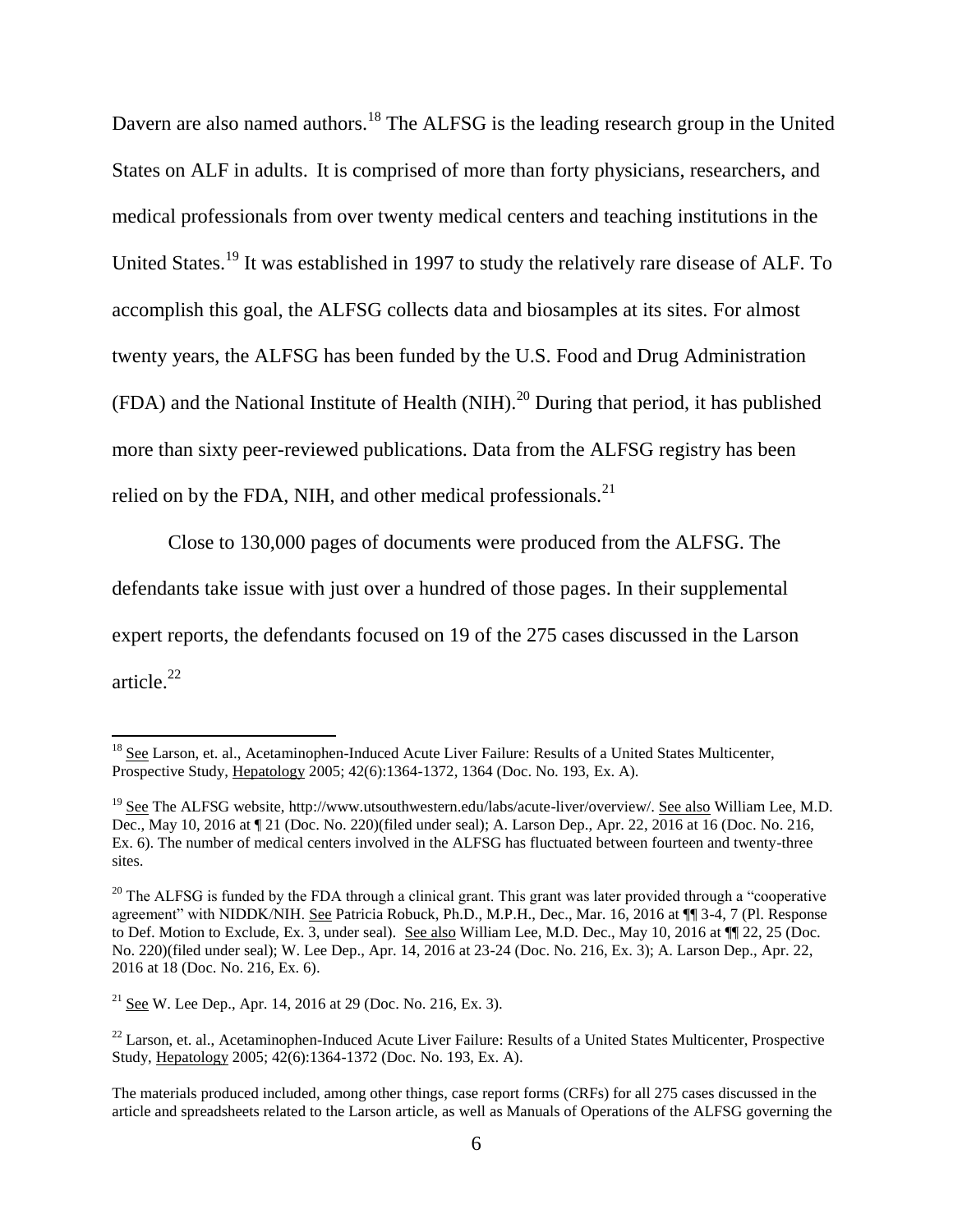Davern are also named authors.[18] The ALFSG is the leading research group in the United States on ALF in adults. It is comprised of more than forty physicians, researchers, and medical professionals from over twenty medical centers and teaching institutions in the United States.[19] It was established in 1997 to study the relatively rare disease of ALF. To accomplish this goal, the ALFSG collects data and biosamples at its sites. For almost twenty years, the ALFSG has been funded by the U.S. Food and Drug Administration (FDA) and the National Institute of Health (NIH).[20] During that period, it has published more than sixty peer-reviewed publications. Data from the ALFSG registry has been relied on by the FDA, NIH, and other medical professionals.[21]

Close to 130,000 pages of documents were produced from the ALFSG. The defendants take issue with just over a hundred of those pages. In their supplemental expert reports, the defendants focused on 19 of the 275 cases discussed in the Larson article.[22]

---

[18] See Larson, et. al., Acetaminophen-Induced Acute Liver Failure: Results of a United States Multicenter, Prospective Study, Hepatology 2005; 42(6):1364-1372, 1364 (Doc. No. 193, Ex. A).

[19] See The ALFSG website, http://www.utsouthwestern.edu/labs/acute-liver/overview/. See also William Lee, M.D. Dec., May 10, 2016 at ¶ 21 (Doc. No. 220)(filed under seal); A. Larson Dep., Apr. 22, 2016 at 16 (Doc. No. 216, Ex. 6). The number of medical centers involved in the ALFSG has fluctuated between fourteen and twenty-three sites.

[20] The ALFSG is funded by the FDA through a clinical grant. This grant was later provided through a "cooperative agreement" with NIDDK/NIH. See Patricia Robuck, Ph.D., M.P.H., Dec., Mar. 16, 2016 at ¶¶ 3-4, 7 (Pl. Response to Def. Motion to Exclude, Ex. 3, under seal). See also William Lee, M.D. Dec., May 10, 2016 at ¶¶ 22, 25 (Doc. No. 220)(filed under seal); W. Lee Dep., Apr. 14, 2016 at 23-24 (Doc. No. 216, Ex. 3); A. Larson Dep., Apr. 22, 2016 at 18 (Doc. No. 216, Ex. 6).

[21] See W. Lee Dep., Apr. 14, 2016 at 29 (Doc. No. 216, Ex. 3).

[22] Larson, et. al., Acetaminophen-Induced Acute Liver Failure: Results of a United States Multicenter, Prospective Study, Hepatology 2005; 42(6):1364-1372 (Doc. No. 193, Ex. A).

The materials produced included, among other things, case report forms (CRFs) for all 275 cases discussed in the article and spreadsheets related to the Larson article, as well as Manuals of Operations of the ALFSG governing the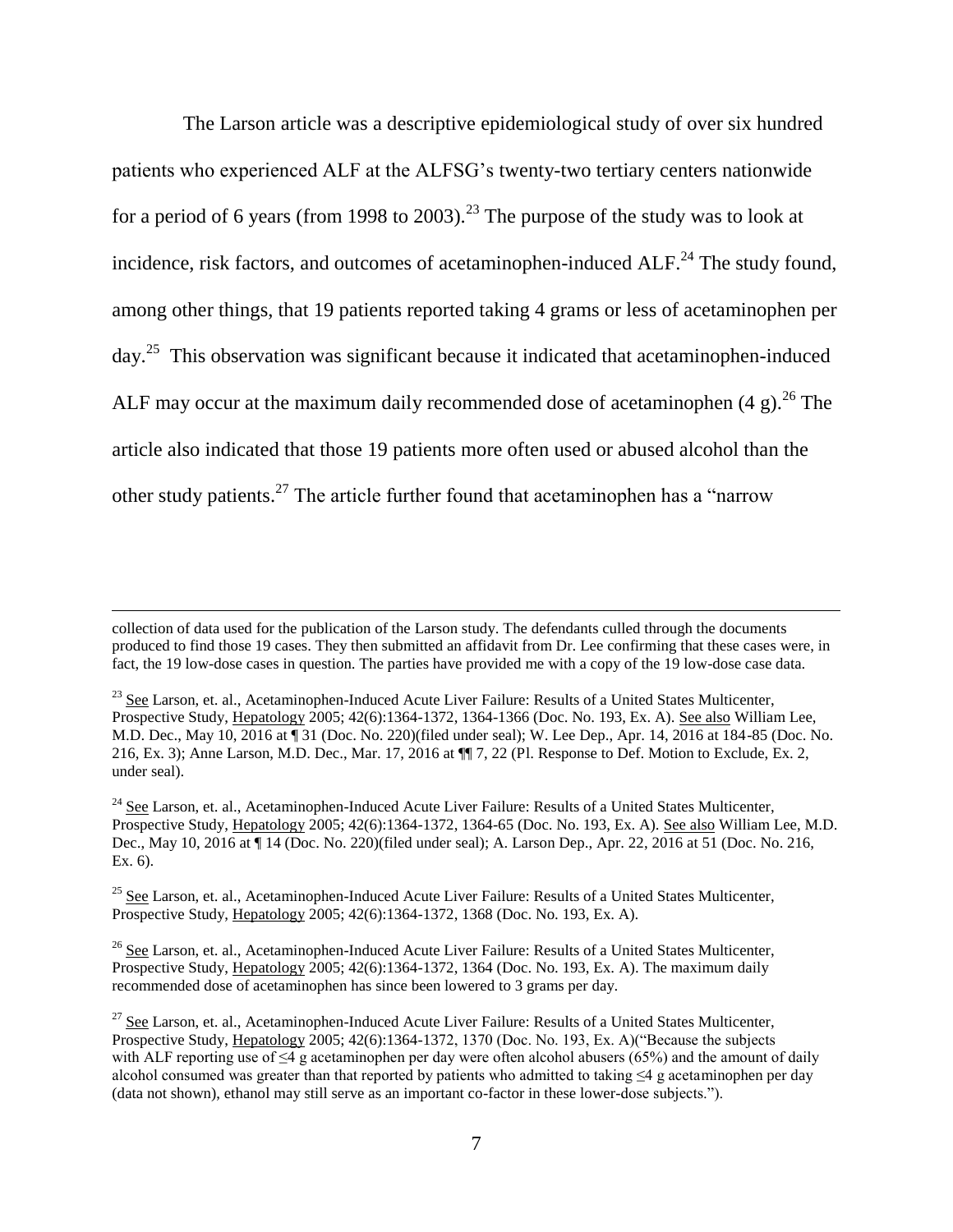The Larson article was a descriptive epidemiological study of over six hundred patients who experienced ALF at the ALFSG's twenty-two tertiary centers nationwide for a period of 6 years (from 1998 to 2003).[23] The purpose of the study was to look at incidence, risk factors, and outcomes of acetaminophen-induced ALF.[24] The study found, among other things, that 19 patients reported taking 4 grams or less of acetaminophen per day.[25] This observation was significant because it indicated that acetaminophen-induced ALF may occur at the maximum daily recommended dose of acetaminophen (4 g).[26] The article also indicated that those 19 patients more often used or abused alcohol than the other study patients.[27] The article further found that acetaminophen has a "narrow

---

collection of data used for the publication of the Larson study. The defendants culled through the documents produced to find those 19 cases. They then submitted an affidavit from Dr. Lee confirming that these cases were, in fact, the 19 low-dose cases in question. The parties have provided me with a copy of the 19 low-dose case data.

[23] See Larson, et. al., Acetaminophen-Induced Acute Liver Failure: Results of a United States Multicenter, Prospective Study, Hepatology 2005; 42(6):1364-1372, 1364-1366 (Doc. No. 193, Ex. A). See also William Lee, M.D. Dec., May 10, 2016 at ¶ 31 (Doc. No. 220)(filed under seal); W. Lee Dep., Apr. 14, 2016 at 184-85 (Doc. No. 216, Ex. 3); Anne Larson, M.D. Dec., Mar. 17, 2016 at ¶¶ 7, 22 (Pl. Response to Def. Motion to Exclude, Ex. 2, under seal).

[24] See Larson, et. al., Acetaminophen-Induced Acute Liver Failure: Results of a United States Multicenter, Prospective Study, Hepatology 2005; 42(6):1364-1372, 1364-65 (Doc. No. 193, Ex. A). See also William Lee, M.D. Dec., May 10, 2016 at ¶ 14 (Doc. No. 220)(filed under seal); A. Larson Dep., Apr. 22, 2016 at 51 (Doc. No. 216, Ex. 6).

[25] See Larson, et. al., Acetaminophen-Induced Acute Liver Failure: Results of a United States Multicenter, Prospective Study, Hepatology 2005; 42(6):1364-1372, 1368 (Doc. No. 193, Ex. A).

[26] See Larson, et. al., Acetaminophen-Induced Acute Liver Failure: Results of a United States Multicenter, Prospective Study, Hepatology 2005; 42(6):1364-1372, 1364 (Doc. No. 193, Ex. A). The maximum daily recommended dose of acetaminophen has since been lowered to 3 grams per day.

[27] See Larson, et. al., Acetaminophen-Induced Acute Liver Failure: Results of a United States Multicenter, Prospective Study, Hepatology 2005; 42(6):1364-1372, 1370 (Doc. No. 193, Ex. A)("Because the subjects with ALF reporting use of ≤4 g acetaminophen per day were often alcohol abusers (65%) and the amount of daily alcohol consumed was greater than that reported by patients who admitted to taking ≤4 g acetaminophen per day (data not shown), ethanol may still serve as an important co-factor in these lower-dose subjects.").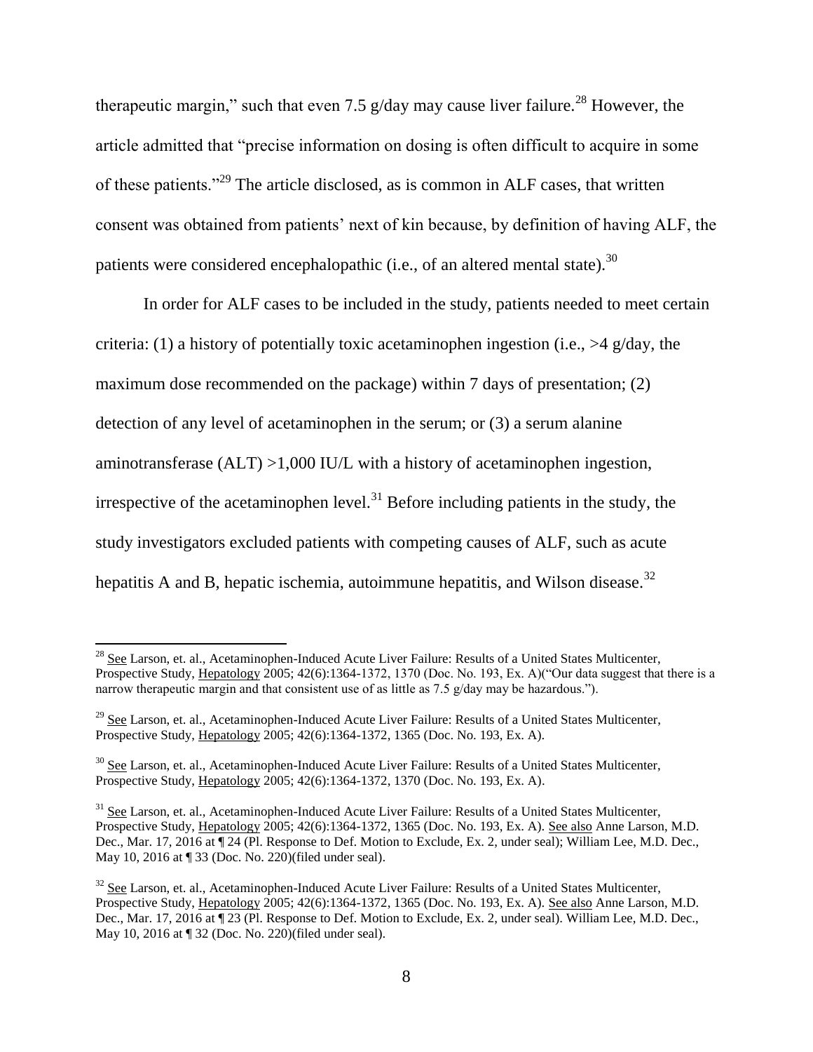therapeutic margin," such that even 7.5 g/day may cause liver failure.[28] However, the article admitted that "precise information on dosing is often difficult to acquire in some of these patients."[29] The article disclosed, as is common in ALF cases, that written consent was obtained from patients' next of kin because, by definition of having ALF, the patients were considered encephalopathic (i.e., of an altered mental state).[30]

In order for ALF cases to be included in the study, patients needed to meet certain criteria: (1) a history of potentially toxic acetaminophen ingestion (i.e., >4 g/day, the maximum dose recommended on the package) within 7 days of presentation; (2) detection of any level of acetaminophen in the serum; or (3) a serum alanine aminotransferase (ALT) >1,000 IU/L with a history of acetaminophen ingestion, irrespective of the acetaminophen level.[31] Before including patients in the study, the study investigators excluded patients with competing causes of ALF, such as acute hepatitis A and B, hepatic ischemia, autoimmune hepatitis, and Wilson disease.[32]

---

[28] See Larson, et. al., Acetaminophen-Induced Acute Liver Failure: Results of a United States Multicenter, Prospective Study, Hepatology 2005; 42(6):1364-1372, 1370 (Doc. No. 193, Ex. A)("Our data suggest that there is a narrow therapeutic margin and that consistent use of as little as 7.5 g/day may be hazardous.").

[29] See Larson, et. al., Acetaminophen-Induced Acute Liver Failure: Results of a United States Multicenter, Prospective Study, Hepatology 2005; 42(6):1364-1372, 1365 (Doc. No. 193, Ex. A).

[30] See Larson, et. al., Acetaminophen-Induced Acute Liver Failure: Results of a United States Multicenter, Prospective Study, Hepatology 2005; 42(6):1364-1372, 1370 (Doc. No. 193, Ex. A).

[31] See Larson, et. al., Acetaminophen-Induced Acute Liver Failure: Results of a United States Multicenter, Prospective Study, Hepatology 2005; 42(6):1364-1372, 1365 (Doc. No. 193, Ex. A). See also Anne Larson, M.D. Dec., Mar. 17, 2016 at ¶ 24 (Pl. Response to Def. Motion to Exclude, Ex. 2, under seal); William Lee, M.D. Dec., May 10, 2016 at ¶ 33 (Doc. No. 220)(filed under seal).

[32] See Larson, et. al., Acetaminophen-Induced Acute Liver Failure: Results of a United States Multicenter, Prospective Study, Hepatology 2005; 42(6):1364-1372, 1365 (Doc. No. 193, Ex. A). See also Anne Larson, M.D. Dec., Mar. 17, 2016 at ¶ 23 (Pl. Response to Def. Motion to Exclude, Ex. 2, under seal). William Lee, M.D. Dec., May 10, 2016 at ¶ 32 (Doc. No. 220)(filed under seal).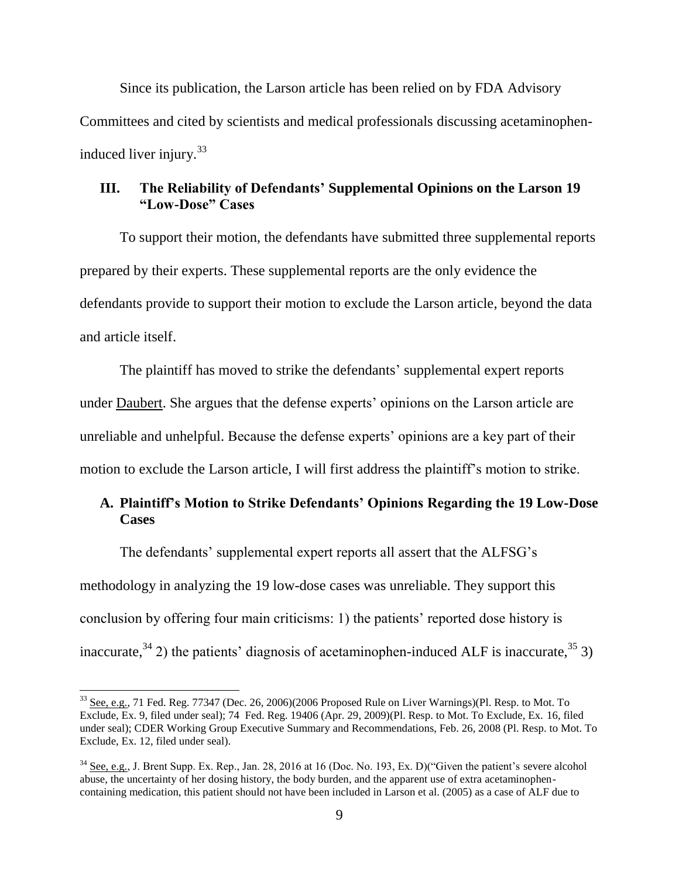Since its publication, the Larson article has been relied on by FDA Advisory Committees and cited by scientists and medical professionals discussing acetaminophen-induced liver injury.[33]

## III. The Reliability of Defendants' Supplemental Opinions on the Larson 19 "Low-Dose" Cases

To support their motion, the defendants have submitted three supplemental reports prepared by their experts. These supplemental reports are the only evidence the defendants provide to support their motion to exclude the Larson article, beyond the data and article itself.

The plaintiff has moved to strike the defendants' supplemental expert reports under Daubert. She argues that the defense experts' opinions on the Larson article are unreliable and unhelpful. Because the defense experts' opinions are a key part of their motion to exclude the Larson article, I will first address the plaintiff's motion to strike.

### A. Plaintiff's Motion to Strike Defendants' Opinions Regarding the 19 Low-Dose Cases

The defendants' supplemental expert reports all assert that the ALFSG's methodology in analyzing the 19 low-dose cases was unreliable. They support this conclusion by offering four main criticisms: 1) the patients' reported dose history is inaccurate,[34] 2) the patients' diagnosis of acetaminophen-induced ALF is inaccurate,[35] 3)

---

[33] See, e.g., 71 Fed. Reg. 77347 (Dec. 26, 2006)(2006 Proposed Rule on Liver Warnings)(Pl. Resp. to Mot. To Exclude, Ex. 9, filed under seal); 74 Fed. Reg. 19406 (Apr. 29, 2009)(Pl. Resp. to Mot. To Exclude, Ex. 16, filed under seal); CDER Working Group Executive Summary and Recommendations, Feb. 26, 2008 (Pl. Resp. to Mot. To Exclude, Ex. 12, filed under seal).

[34] See, e.g., J. Brent Supp. Ex. Rep., Jan. 28, 2016 at 16 (Doc. No. 193, Ex. D)("Given the patient's severe alcohol abuse, the uncertainty of her dosing history, the body burden, and the apparent use of extra acetaminophen-containing medication, this patient should not have been included in Larson et al. (2005) as a case of ALF due to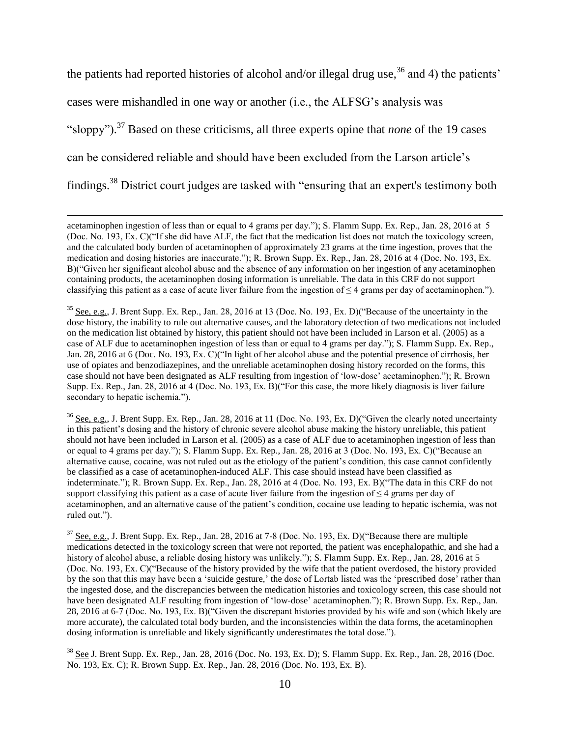the patients had reported histories of alcohol and/or illegal drug use,[36] and 4) the patients' cases were mishandled in one way or another (i.e., the ALFSG's analysis was "sloppy").[37] Based on these criticisms, all three experts opine that *none* of the 19 cases can be considered reliable and should have been excluded from the Larson article's findings.[38] District court judges are tasked with "ensuring that an expert's testimony both

---

acetaminophen ingestion of less than or equal to 4 grams per day."); S. Flamm Supp. Ex. Rep., Jan. 28, 2016 at 5 (Doc. No. 193, Ex. C)("If she did have ALF, the fact that the medication list does not match the toxicology screen, and the calculated body burden of acetaminophen of approximately 23 grams at the time ingestion, proves that the medication and dosing histories are inaccurate."); R. Brown Supp. Ex. Rep., Jan. 28, 2016 at 4 (Doc. No. 193, Ex. B)("Given her significant alcohol abuse and the absence of any information on her ingestion of any acetaminophen containing products, the acetaminophen dosing information is unreliable. The data in this CRF do not support classifying this patient as a case of acute liver failure from the ingestion of ≤ 4 grams per day of acetaminophen.").

[35] See, e.g., J. Brent Supp. Ex. Rep., Jan. 28, 2016 at 13 (Doc. No. 193, Ex. D)("Because of the uncertainty in the dose history, the inability to rule out alternative causes, and the laboratory detection of two medications not included on the medication list obtained by history, this patient should not have been included in Larson et al. (2005) as a case of ALF due to acetaminophen ingestion of less than or equal to 4 grams per day."); S. Flamm Supp. Ex. Rep., Jan. 28, 2016 at 6 (Doc. No. 193, Ex. C)("In light of her alcohol abuse and the potential presence of cirrhosis, her use of opiates and benzodiazepines, and the unreliable acetaminophen dosing history recorded on the forms, this case should not have been designated as ALF resulting from ingestion of 'low-dose' acetaminophen."); R. Brown Supp. Ex. Rep., Jan. 28, 2016 at 4 (Doc. No. 193, Ex. B)("For this case, the more likely diagnosis is liver failure secondary to hepatic ischemia.").

[36] See, e.g., J. Brent Supp. Ex. Rep., Jan. 28, 2016 at 11 (Doc. No. 193, Ex. D)("Given the clearly noted uncertainty in this patient's dosing and the history of chronic severe alcohol abuse making the history unreliable, this patient should not have been included in Larson et al. (2005) as a case of ALF due to acetaminophen ingestion of less than or equal to 4 grams per day."); S. Flamm Supp. Ex. Rep., Jan. 28, 2016 at 3 (Doc. No. 193, Ex. C)("Because an alternative cause, cocaine, was not ruled out as the etiology of the patient's condition, this case cannot confidently be classified as a case of acetaminophen-induced ALF. This case should instead have been classified as indeterminate."); R. Brown Supp. Ex. Rep., Jan. 28, 2016 at 4 (Doc. No. 193, Ex. B)("The data in this CRF do not support classifying this patient as a case of acute liver failure from the ingestion of ≤ 4 grams per day of acetaminophen, and an alternative cause of the patient's condition, cocaine use leading to hepatic ischemia, was not ruled out.").

[37] See, e.g., J. Brent Supp. Ex. Rep., Jan. 28, 2016 at 7-8 (Doc. No. 193, Ex. D)("Because there are multiple medications detected in the toxicology screen that were not reported, the patient was encephalopathic, and she had a history of alcohol abuse, a reliable dosing history was unlikely."); S. Flamm Supp. Ex. Rep., Jan. 28, 2016 at 5 (Doc. No. 193, Ex. C)("Because of the history provided by the wife that the patient overdosed, the history provided by the son that this may have been a 'suicide gesture,' the dose of Lortab listed was the 'prescribed dose' rather than the ingested dose, and the discrepancies between the medication histories and toxicology screen, this case should not have been designated ALF resulting from ingestion of 'low-dose' acetaminophen."); R. Brown Supp. Ex. Rep., Jan. 28, 2016 at 6-7 (Doc. No. 193, Ex. B)("Given the discrepant histories provided by his wife and son (which likely are more accurate), the calculated total body burden, and the inconsistencies within the data forms, the acetaminophen dosing information is unreliable and likely significantly underestimates the total dose.").

[38] See J. Brent Supp. Ex. Rep., Jan. 28, 2016 (Doc. No. 193, Ex. D); S. Flamm Supp. Ex. Rep., Jan. 28, 2016 (Doc. No. 193, Ex. C); R. Brown Supp. Ex. Rep., Jan. 28, 2016 (Doc. No. 193, Ex. B).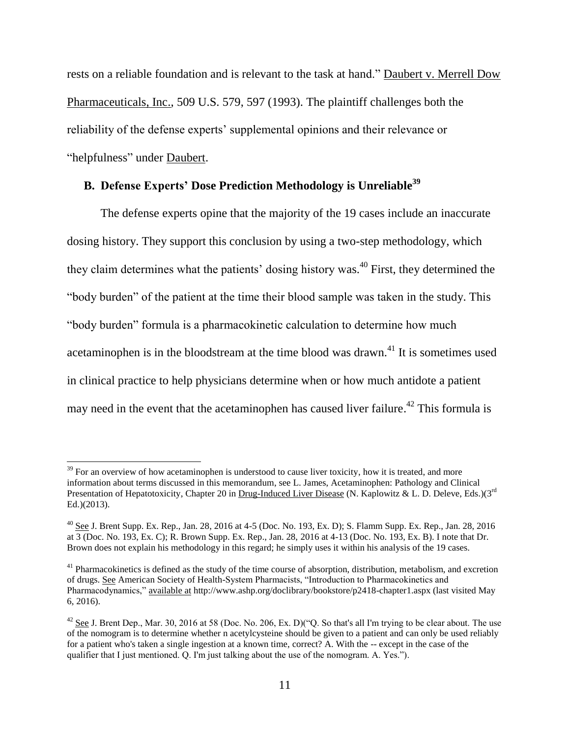rests on a reliable foundation and is relevant to the task at hand." Daubert v. Merrell Dow Pharmaceuticals, Inc., 509 U.S. 579, 597 (1993). The plaintiff challenges both the reliability of the defense experts' supplemental opinions and their relevance or "helpfulness" under Daubert.

### B. Defense Experts' Dose Prediction Methodology is Unreliable[39]

The defense experts opine that the majority of the 19 cases include an inaccurate dosing history. They support this conclusion by using a two-step methodology, which they claim determines what the patients' dosing history was.[40] First, they determined the "body burden" of the patient at the time their blood sample was taken in the study. This "body burden" formula is a pharmacokinetic calculation to determine how much acetaminophen is in the bloodstream at the time blood was drawn.[41] It is sometimes used in clinical practice to help physicians determine when or how much antidote a patient may need in the event that the acetaminophen has caused liver failure.[42] This formula is

---

[39] For an overview of how acetaminophen is understood to cause liver toxicity, how it is treated, and more information about terms discussed in this memorandum, see L. James, Acetaminophen: Pathology and Clinical Presentation of Hepatotoxicity, Chapter 20 in Drug-Induced Liver Disease (N. Kaplowitz & L. D. Deleve, Eds.)(3rd Ed.)(2013).

[40] See J. Brent Supp. Ex. Rep., Jan. 28, 2016 at 4-5 (Doc. No. 193, Ex. D); S. Flamm Supp. Ex. Rep., Jan. 28, 2016 at 3 (Doc. No. 193, Ex. C); R. Brown Supp. Ex. Rep., Jan. 28, 2016 at 4-13 (Doc. No. 193, Ex. B). I note that Dr. Brown does not explain his methodology in this regard; he simply uses it within his analysis of the 19 cases.

[41] Pharmacokinetics is defined as the study of the time course of absorption, distribution, metabolism, and excretion of drugs. See American Society of Health-System Pharmacists, "Introduction to Pharmacokinetics and Pharmacodynamics," available at http://www.ashp.org/doclibrary/bookstore/p2418-chapter1.aspx (last visited May 6, 2016).

[42] See J. Brent Dep., Mar. 30, 2016 at 58 (Doc. No. 206, Ex. D)("Q. So that's all I'm trying to be clear about. The use of the nomogram is to determine whether n acetylcysteine should be given to a patient and can only be used reliably for a patient who's taken a single ingestion at a known time, correct? A. With the -- except in the case of the qualifier that I just mentioned. Q. I'm just talking about the use of the nomogram. A. Yes.").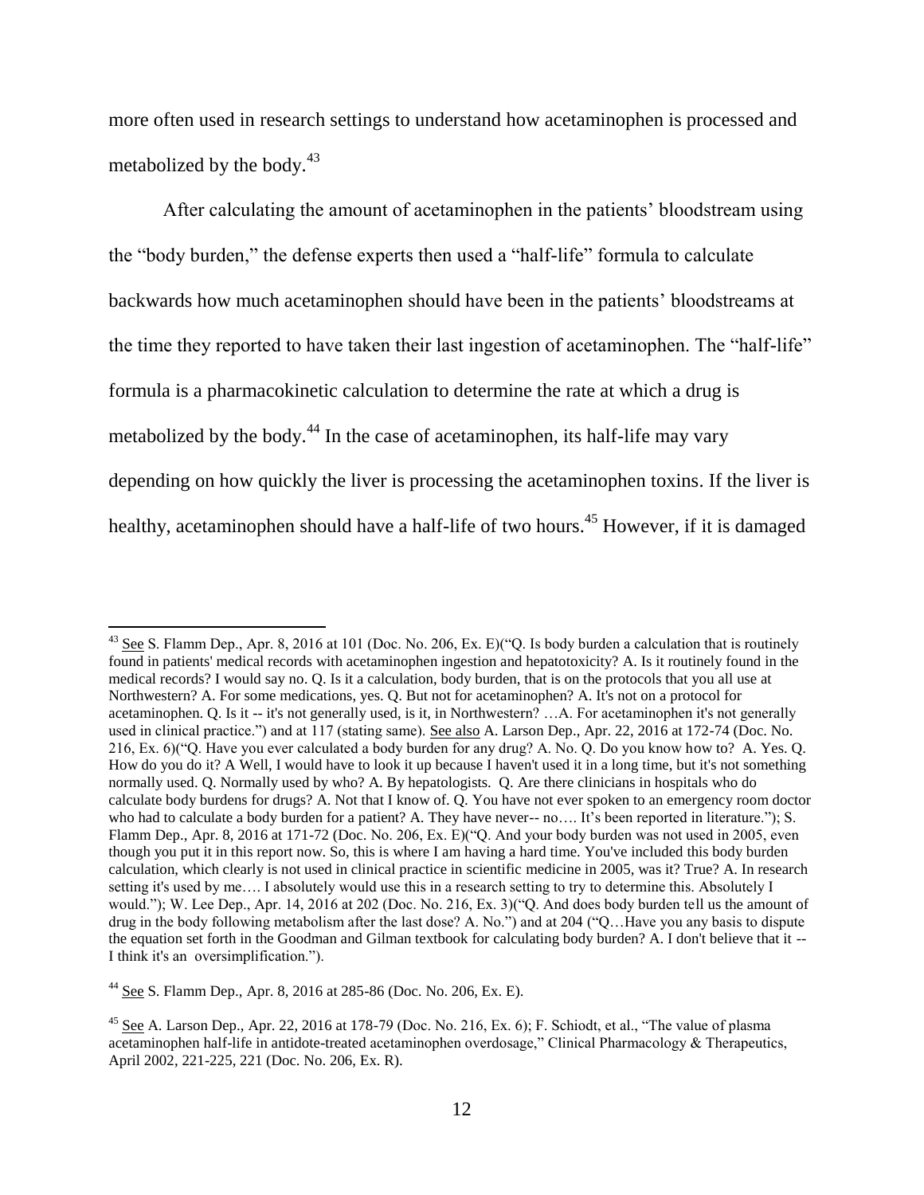more often used in research settings to understand how acetaminophen is processed and metabolized by the body.[43]

After calculating the amount of acetaminophen in the patients' bloodstream using the "body burden," the defense experts then used a "half-life" formula to calculate backwards how much acetaminophen should have been in the patients' bloodstreams at the time they reported to have taken their last ingestion of acetaminophen. The "half-life" formula is a pharmacokinetic calculation to determine the rate at which a drug is metabolized by the body.[44] In the case of acetaminophen, its half-life may vary depending on how quickly the liver is processing the acetaminophen toxins. If the liver is healthy, acetaminophen should have a half-life of two hours.[45] However, if it is damaged

---

[43] See S. Flamm Dep., Apr. 8, 2016 at 101 (Doc. No. 206, Ex. E)("Q. Is body burden a calculation that is routinely found in patients' medical records with acetaminophen ingestion and hepatotoxicity? A. Is it routinely found in the medical records? I would say no. Q. Is it a calculation, body burden, that is on the protocols that you all use at Northwestern? A. For some medications, yes. Q. But not for acetaminophen? A. It's not on a protocol for acetaminophen. Q. Is it -- it's not generally used, is it, in Northwestern? …A. For acetaminophen it's not generally used in clinical practice.") and at 117 (stating same). See also A. Larson Dep., Apr. 22, 2016 at 172-74 (Doc. No. 216, Ex. 6)("Q. Have you ever calculated a body burden for any drug? A. No. Q. Do you know how to? A. Yes. Q. How do you do it? A Well, I would have to look it up because I haven't used it in a long time, but it's not something normally used. Q. Normally used by who? A. By hepatologists. Q. Are there clinicians in hospitals who do calculate body burdens for drugs? A. Not that I know of. Q. You have not ever spoken to an emergency room doctor who had to calculate a body burden for a patient? A. They have never-- no…. It's been reported in literature."); S. Flamm Dep., Apr. 8, 2016 at 171-72 (Doc. No. 206, Ex. E)("Q. And your body burden was not used in 2005, even though you put it in this report now. So, this is where I am having a hard time. You've included this body burden calculation, which clearly is not used in clinical practice in scientific medicine in 2005, was it? True? A. In research setting it's used by me…. I absolutely would use this in a research setting to try to determine this. Absolutely I would."); W. Lee Dep., Apr. 14, 2016 at 202 (Doc. No. 216, Ex. 3)("Q. And does body burden tell us the amount of drug in the body following metabolism after the last dose? A. No.") and at 204 ("Q…Have you any basis to dispute the equation set forth in the Goodman and Gilman textbook for calculating body burden? A. I don't believe that it -- I think it's an oversimplification.").

[44] See S. Flamm Dep., Apr. 8, 2016 at 285-86 (Doc. No. 206, Ex. E).

[45] See A. Larson Dep., Apr. 22, 2016 at 178-79 (Doc. No. 216, Ex. 6); F. Schiodt, et al., "The value of plasma acetaminophen half-life in antidote-treated acetaminophen overdosage," Clinical Pharmacology & Therapeutics, April 2002, 221-225, 221 (Doc. No. 206, Ex. R).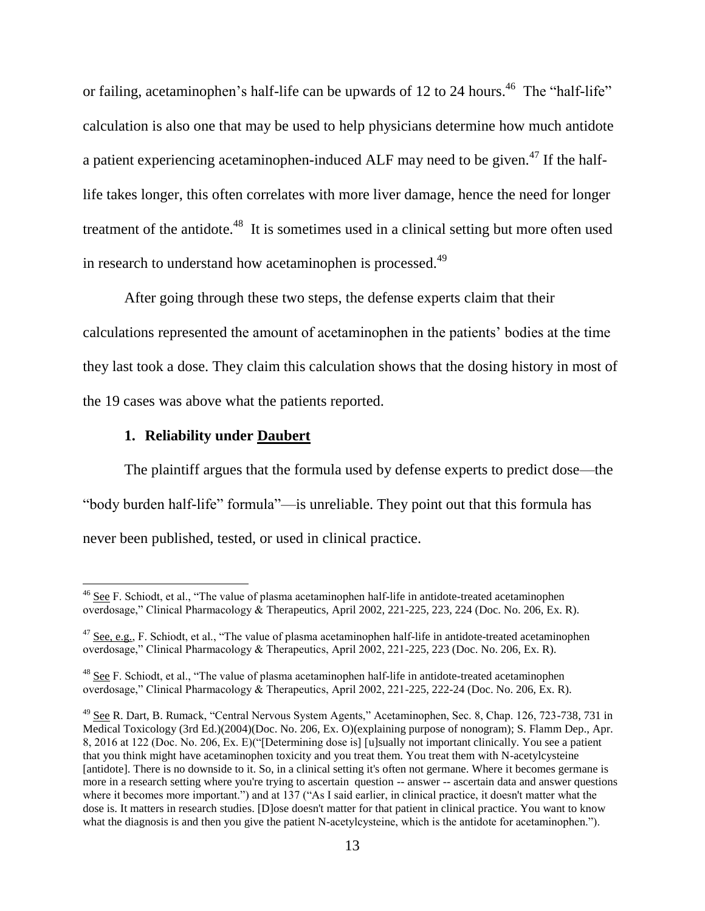or failing, acetaminophen's half-life can be upwards of 12 to 24 hours.[46] The "half-life" calculation is also one that may be used to help physicians determine how much antidote a patient experiencing acetaminophen-induced ALF may need to be given.[47] If the half-life takes longer, this often correlates with more liver damage, hence the need for longer treatment of the antidote.[48] It is sometimes used in a clinical setting but more often used in research to understand how acetaminophen is processed.[49]

After going through these two steps, the defense experts claim that their calculations represented the amount of acetaminophen in the patients' bodies at the time they last took a dose. They claim this calculation shows that the dosing history in most of the 19 cases was above what the patients reported.

### 1. Reliability under Daubert

The plaintiff argues that the formula used by defense experts to predict dose—the "body burden half-life" formula"—is unreliable. They point out that this formula has never been published, tested, or used in clinical practice.

---

[46] See F. Schiodt, et al., "The value of plasma acetaminophen half-life in antidote-treated acetaminophen overdosage," Clinical Pharmacology & Therapeutics, April 2002, 221-225, 223, 224 (Doc. No. 206, Ex. R).

[47] See, e.g., F. Schiodt, et al., "The value of plasma acetaminophen half-life in antidote-treated acetaminophen overdosage," Clinical Pharmacology & Therapeutics, April 2002, 221-225, 223 (Doc. No. 206, Ex. R).

[48] See F. Schiodt, et al., "The value of plasma acetaminophen half-life in antidote-treated acetaminophen overdosage," Clinical Pharmacology & Therapeutics, April 2002, 221-225, 222-24 (Doc. No. 206, Ex. R).

[49] See R. Dart, B. Rumack, "Central Nervous System Agents," Acetaminophen, Sec. 8, Chap. 126, 723-738, 731 in Medical Toxicology (3rd Ed.)(2004)(Doc. No. 206, Ex. O)(explaining purpose of nonogram); S. Flamm Dep., Apr. 8, 2016 at 122 (Doc. No. 206, Ex. E)("[Determining dose is] [u]sually not important clinically. You see a patient that you think might have acetaminophen toxicity and you treat them. You treat them with N-acetylcysteine [antidote]. There is no downside to it. So, in a clinical setting it's often not germane. Where it becomes germane is more in a research setting where you're trying to ascertain question -- answer -- ascertain data and answer questions where it becomes more important.") and at 137 ("As I said earlier, in clinical practice, it doesn't matter what the dose is. It matters in research studies. [D]ose doesn't matter for that patient in clinical practice. You want to know what the diagnosis is and then you give the patient N-acetylcysteine, which is the antidote for acetaminophen.").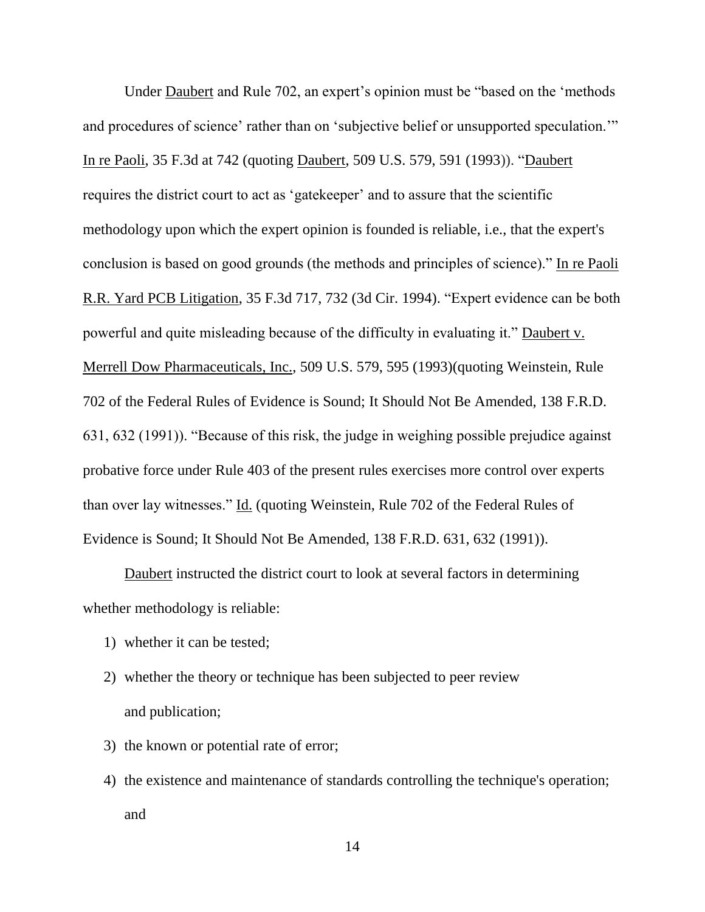Under Daubert and Rule 702, an expert's opinion must be "based on the 'methods and procedures of science' rather than on 'subjective belief or unsupported speculation.'" In re Paoli, 35 F.3d at 742 (quoting Daubert, 509 U.S. 579, 591 (1993)). "Daubert requires the district court to act as 'gatekeeper' and to assure that the scientific methodology upon which the expert opinion is founded is reliable, i.e., that the expert's conclusion is based on good grounds (the methods and principles of science)." In re Paoli R.R. Yard PCB Litigation, 35 F.3d 717, 732 (3d Cir. 1994). "Expert evidence can be both powerful and quite misleading because of the difficulty in evaluating it." Daubert v. Merrell Dow Pharmaceuticals, Inc., 509 U.S. 579, 595 (1993)(quoting Weinstein, Rule 702 of the Federal Rules of Evidence is Sound; It Should Not Be Amended, 138 F.R.D. 631, 632 (1991)). "Because of this risk, the judge in weighing possible prejudice against probative force under Rule 403 of the present rules exercises more control over experts than over lay witnesses." Id. (quoting Weinstein, Rule 702 of the Federal Rules of Evidence is Sound; It Should Not Be Amended, 138 F.R.D. 631, 632 (1991)).

Daubert instructed the district court to look at several factors in determining whether methodology is reliable:

1) whether it can be tested;
2) whether the theory or technique has been subjected to peer review and publication;
3) the known or potential rate of error;
4) the existence and maintenance of standards controlling the technique's operation; and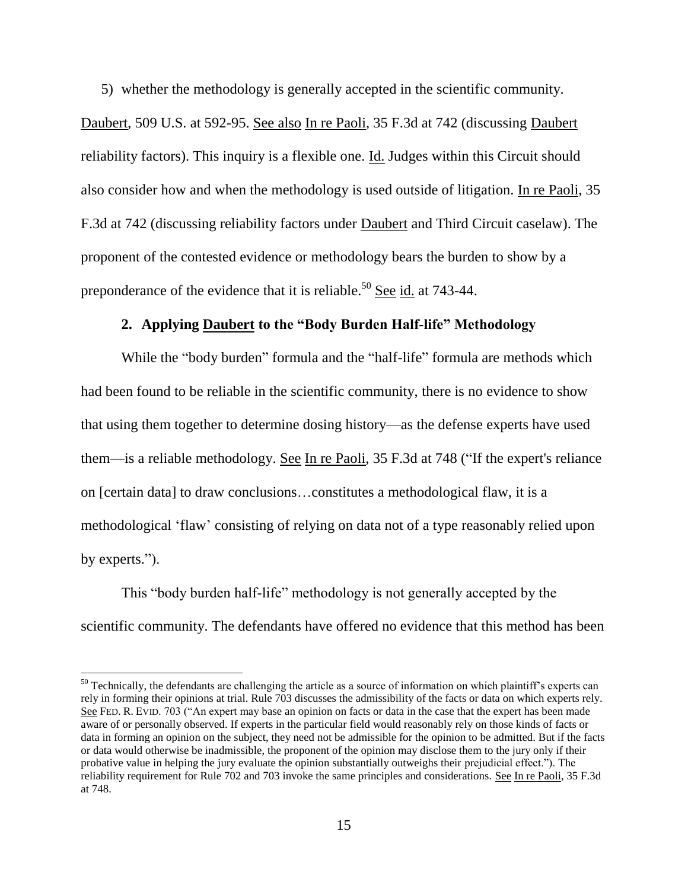5) whether the methodology is generally accepted in the scientific community.

Daubert, 509 U.S. at 592-95. See also In re Paoli, 35 F.3d at 742 (discussing Daubert reliability factors). This inquiry is a flexible one. Id. Judges within this Circuit should also consider how and when the methodology is used outside of litigation. In re Paoli, 35 F.3d at 742 (discussing reliability factors under Daubert and Third Circuit caselaw). The proponent of the contested evidence or methodology bears the burden to show by a preponderance of the evidence that it is reliable.[50] See id. at 743-44.

### 2. Applying Daubert to the "Body Burden Half-life" Methodology

While the "body burden" formula and the "half-life" formula are methods which had been found to be reliable in the scientific community, there is no evidence to show that using them together to determine dosing history—as the defense experts have used them—is a reliable methodology. See In re Paoli, 35 F.3d at 748 ("If the expert's reliance on [certain data] to draw conclusions…constitutes a methodological flaw, it is a methodological 'flaw' consisting of relying on data not of a type reasonably relied upon by experts.").

This "body burden half-life" methodology is not generally accepted by the scientific community. The defendants have offered no evidence that this method has been

---

[50] Technically, the defendants are challenging the article as a source of information on which plaintiff's experts can rely in forming their opinions at trial. Rule 703 discusses the admissibility of the facts or data on which experts rely. See FED. R. EVID. 703 ("An expert may base an opinion on facts or data in the case that the expert has been made aware of or personally observed. If experts in the particular field would reasonably rely on those kinds of facts or data in forming an opinion on the subject, they need not be admissible for the opinion to be admitted. But if the facts or data would otherwise be inadmissible, the proponent of the opinion may disclose them to the jury only if their probative value in helping the jury evaluate the opinion substantially outweighs their prejudicial effect."). The reliability requirement for Rule 702 and 703 invoke the same principles and considerations. See In re Paoli, 35 F.3d at 748.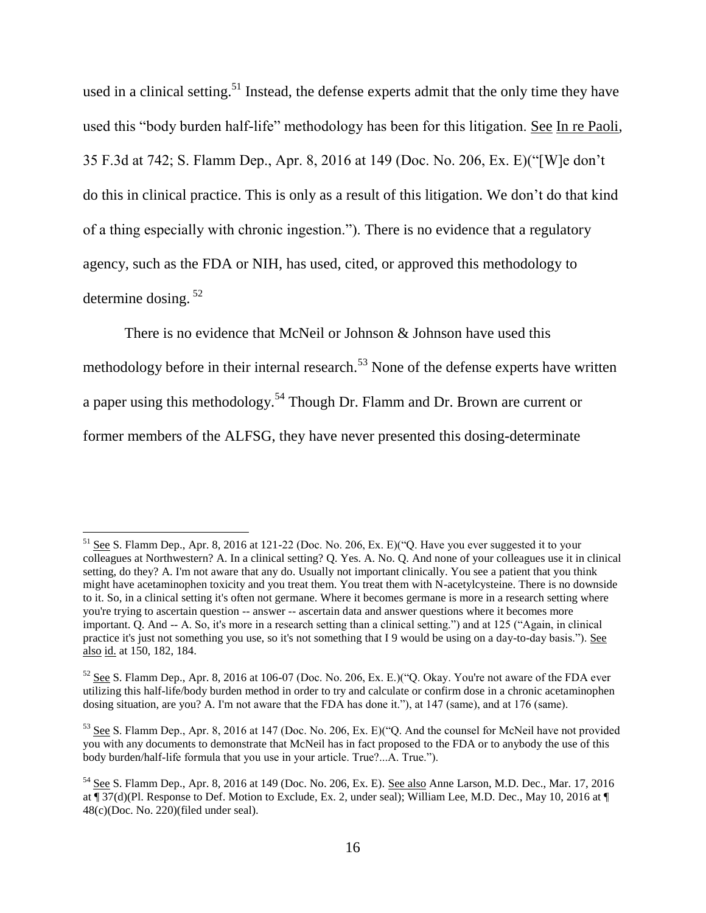used in a clinical setting.[51] Instead, the defense experts admit that the only time they have used this "body burden half-life" methodology has been for this litigation. See In re Paoli, 35 F.3d at 742; S. Flamm Dep., Apr. 8, 2016 at 149 (Doc. No. 206, Ex. E)("[W]e don't do this in clinical practice. This is only as a result of this litigation. We don't do that kind of a thing especially with chronic ingestion."). There is no evidence that a regulatory agency, such as the FDA or NIH, has used, cited, or approved this methodology to determine dosing.[52]

There is no evidence that McNeil or Johnson & Johnson have used this methodology before in their internal research.[53] None of the defense experts have written a paper using this methodology.[54] Though Dr. Flamm and Dr. Brown are current or former members of the ALFSG, they have never presented this dosing-determinate

---

[51] See S. Flamm Dep., Apr. 8, 2016 at 121-22 (Doc. No. 206, Ex. E)("Q. Have you ever suggested it to your colleagues at Northwestern? A. In a clinical setting? Q. Yes. A. No. Q. And none of your colleagues use it in clinical setting, do they? A. I'm not aware that any do. Usually not important clinically. You see a patient that you think might have acetaminophen toxicity and you treat them. You treat them with N-acetylcysteine. There is no downside to it. So, in a clinical setting it's often not germane. Where it becomes germane is more in a research setting where you're trying to ascertain question -- answer -- ascertain data and answer questions where it becomes more important. Q. And -- A. So, it's more in a research setting than a clinical setting.") and at 125 ("Again, in clinical practice it's just not something you use, so it's not something that I 9 would be using on a day-to-day basis."). See also id. at 150, 182, 184.

[52] See S. Flamm Dep., Apr. 8, 2016 at 106-07 (Doc. No. 206, Ex. E.)("Q. Okay. You're not aware of the FDA ever utilizing this half-life/body burden method in order to try and calculate or confirm dose in a chronic acetaminophen dosing situation, are you? A. I'm not aware that the FDA has done it."), at 147 (same), and at 176 (same).

[53] See S. Flamm Dep., Apr. 8, 2016 at 147 (Doc. No. 206, Ex. E)("Q. And the counsel for McNeil have not provided you with any documents to demonstrate that McNeil has in fact proposed to the FDA or to anybody the use of this body burden/half-life formula that you use in your article. True?...A. True.").

[54] See S. Flamm Dep., Apr. 8, 2016 at 149 (Doc. No. 206, Ex. E). See also Anne Larson, M.D. Dec., Mar. 17, 2016 at ¶ 37(d)(Pl. Response to Def. Motion to Exclude, Ex. 2, under seal); William Lee, M.D. Dec., May 10, 2016 at ¶ 48(c)(Doc. No. 220)(filed under seal).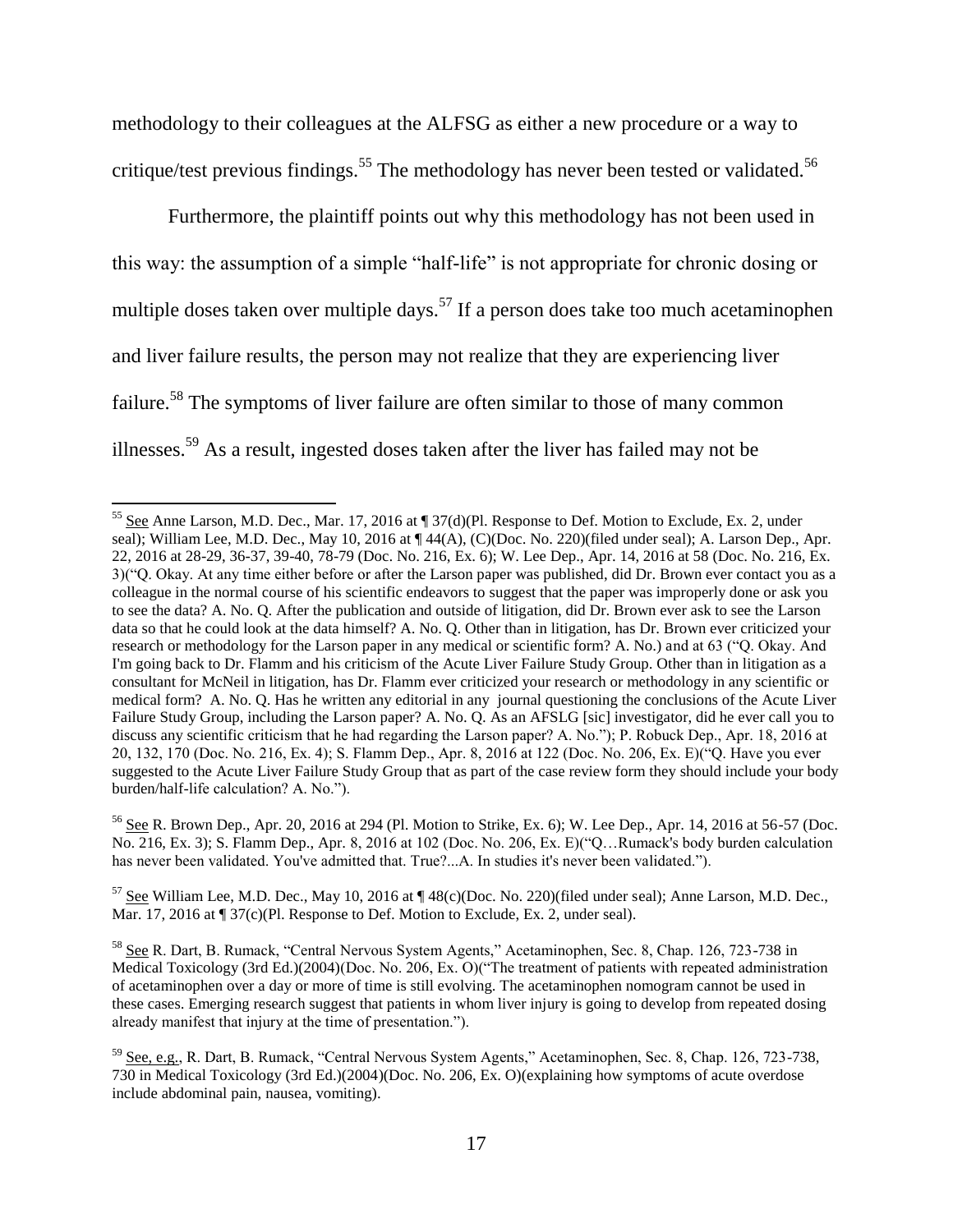methodology to their colleagues at the ALFSG as either a new procedure or a way to critique/test previous findings.[55] The methodology has never been tested or validated.[56]

Furthermore, the plaintiff points out why this methodology has not been used in this way: the assumption of a simple "half-life" is not appropriate for chronic dosing or multiple doses taken over multiple days.[57] If a person does take too much acetaminophen and liver failure results, the person may not realize that they are experiencing liver failure.[58] The symptoms of liver failure are often similar to those of many common illnesses.[59] As a result, ingested doses taken after the liver has failed may not be

---

[55] See Anne Larson, M.D. Dec., Mar. 17, 2016 at ¶ 37(d)(Pl. Response to Def. Motion to Exclude, Ex. 2, under seal); William Lee, M.D. Dec., May 10, 2016 at ¶ 44(A), (C)(Doc. No. 220)(filed under seal); A. Larson Dep., Apr. 22, 2016 at 28-29, 36-37, 39-40, 78-79 (Doc. No. 216, Ex. 6); W. Lee Dep., Apr. 14, 2016 at 58 (Doc. No. 216, Ex. 3)("Q. Okay. At any time either before or after the Larson paper was published, did Dr. Brown ever contact you as a colleague in the normal course of his scientific endeavors to suggest that the paper was improperly done or ask you to see the data? A. No. Q. After the publication and outside of litigation, did Dr. Brown ever ask to see the Larson data so that he could look at the data himself? A. No. Q. Other than in litigation, has Dr. Brown ever criticized your research or methodology for the Larson paper in any medical or scientific form? A. No.) and at 63 ("Q. Okay. And I'm going back to Dr. Flamm and his criticism of the Acute Liver Failure Study Group. Other than in litigation as a consultant for McNeil in litigation, has Dr. Flamm ever criticized your research or methodology in any scientific or medical form? A. No. Q. Has he written any editorial in any journal questioning the conclusions of the Acute Liver Failure Study Group, including the Larson paper? A. No. Q. As an AFSLG [sic] investigator, did he ever call you to discuss any scientific criticism that he had regarding the Larson paper? A. No."); P. Robuck Dep., Apr. 18, 2016 at 20, 132, 170 (Doc. No. 216, Ex. 4); S. Flamm Dep., Apr. 8, 2016 at 122 (Doc. No. 206, Ex. E)("Q. Have you ever suggested to the Acute Liver Failure Study Group that as part of the case review form they should include your body burden/half-life calculation? A. No.").

[56] See R. Brown Dep., Apr. 20, 2016 at 294 (Pl. Motion to Strike, Ex. 6); W. Lee Dep., Apr. 14, 2016 at 56-57 (Doc. No. 216, Ex. 3); S. Flamm Dep., Apr. 8, 2016 at 102 (Doc. No. 206, Ex. E)("Q…Rumack's body burden calculation has never been validated. You've admitted that. True?...A. In studies it's never been validated.").

[57] See William Lee, M.D. Dec., May 10, 2016 at ¶ 48(c)(Doc. No. 220)(filed under seal); Anne Larson, M.D. Dec., Mar. 17, 2016 at ¶ 37(c)(Pl. Response to Def. Motion to Exclude, Ex. 2, under seal).

[58] See R. Dart, B. Rumack, "Central Nervous System Agents," Acetaminophen, Sec. 8, Chap. 126, 723-738 in Medical Toxicology (3rd Ed.)(2004)(Doc. No. 206, Ex. O)("The treatment of patients with repeated administration of acetaminophen over a day or more of time is still evolving. The acetaminophen nomogram cannot be used in these cases. Emerging research suggest that patients in whom liver injury is going to develop from repeated dosing already manifest that injury at the time of presentation.").

[59] See, e.g., R. Dart, B. Rumack, "Central Nervous System Agents," Acetaminophen, Sec. 8, Chap. 126, 723-738, 730 in Medical Toxicology (3rd Ed.)(2004)(Doc. No. 206, Ex. O)(explaining how symptoms of acute overdose include abdominal pain, nausea, vomiting).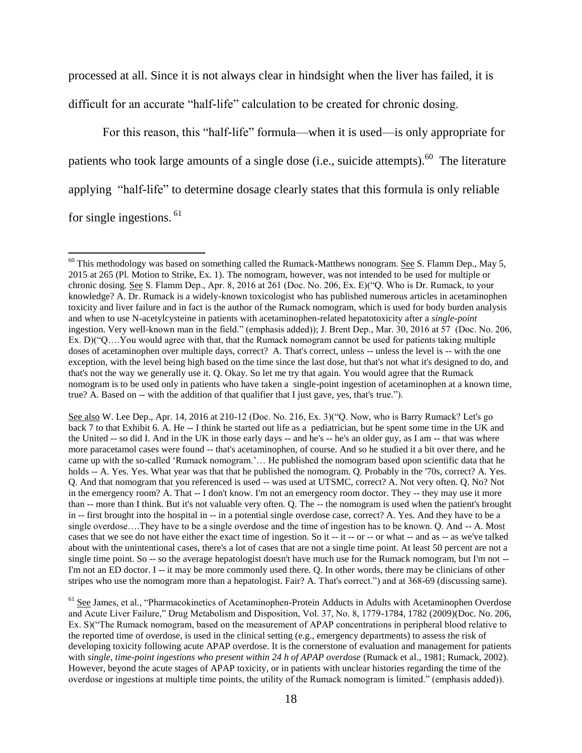processed at all. Since it is not always clear in hindsight when the liver has failed, it is difficult for an accurate "half-life" calculation to be created for chronic dosing.

For this reason, this "half-life" formula—when it is used—is only appropriate for patients who took large amounts of a single dose (i.e., suicide attempts).[60] The literature applying "half-life" to determine dosage clearly states that this formula is only reliable for single ingestions.[61]

---

[60] This methodology was based on something called the Rumack-Matthews nomogram. See S. Flamm Dep., May 5, 2015 at 265 (Pl. Motion to Strike, Ex. 1). The nomogram, however, was not intended to be used for multiple or chronic dosing. See S. Flamm Dep., Apr. 8, 2016 at 261 (Doc. No. 206, Ex. E)("Q. Who is Dr. Rumack, to your knowledge? A. Dr. Rumack is a widely-known toxicologist who has published numerous articles in acetaminophen toxicity and liver failure and in fact is the author of the Rumack nomogram, which is used for body burden analysis and when to use N-acetylcysteine in patients with acetaminophen-related hepatotoxicity after a *single-point* ingestion. Very well-known man in the field." (emphasis added)); J. Brent Dep., Mar. 30, 2016 at 57 (Doc. No. 206, Ex. D)("Q….You would agree with that, that the Rumack nomogram cannot be used for patients taking multiple doses of acetaminophen over multiple days, correct? A. That's correct, unless -- unless the level is -- with the one exception, with the level being high based on the time since the last dose, but that's not what it's designed to do, and that's not the way we generally use it. Q. Okay. So let me try that again. You would agree that the Rumack nomogram is to be used only in patients who have taken a single-point ingestion of acetaminophen at a known time, true? A. Based on -- with the addition of that qualifier that I just gave, yes, that's true.").

See also W. Lee Dep., Apr. 14, 2016 at 210-12 (Doc. No. 216, Ex. 3)("Q. Now, who is Barry Rumack? Let's go back 7 to that Exhibit 6. A. He -- I think he started out life as a pediatrician, but he spent some time in the UK and the United -- so did I. And in the UK in those early days -- and he's -- he's an older guy, as I am -- that was where more paracetamol cases were found -- that's acetaminophen, of course. And so he studied it a bit over there, and he came up with the so-called 'Rumack nomogram.'… He published the nomogram based upon scientific data that he holds -- A. Yes. Yes. What year was that that he published the nomogram. Q. Probably in the '70s, correct? A. Yes. Q. And that nomogram that you referenced is used -- was used at UTSMC, correct? A. Not very often. Q. No? Not in the emergency room? A. That -- I don't know. I'm not an emergency room doctor. They -- they may use it more than -- more than I think. But it's not valuable very often. Q. The -- the nomogram is used when the patient's brought in -- first brought into the hospital in -- in a potential single overdose case, correct? A. Yes. And they have to be a single overdose….They have to be a single overdose and the time of ingestion has to be known. Q. And -- A. Most cases that we see do not have either the exact time of ingestion. So it -- it -- or -- or what -- and as -- as we've talked about with the unintentional cases, there's a lot of cases that are not a single time point. At least 50 percent are not a single time point. So -- so the average hepatologist doesn't have much use for the Rumack nomogram, but I'm not -- I'm not an ED doctor. I -- it may be more commonly used there. Q. In other words, there may be clinicians of other stripes who use the nomogram more than a hepatologist. Fair? A. That's correct.") and at 368-69 (discussing same).

[61] See James, et al., "Pharmacokinetics of Acetaminophen-Protein Adducts in Adults with Acetaminophen Overdose and Acute Liver Failure," Drug Metabolism and Disposition, Vol. 37, No. 8, 1779-1784, 1782 (2009)(Doc. No. 206, Ex. S)("The Rumack nomogram, based on the measurement of APAP concentrations in peripheral blood relative to the reported time of overdose, is used in the clinical setting (e.g., emergency departments) to assess the risk of developing toxicity following acute APAP overdose. It is the cornerstone of evaluation and management for patients with *single, time-point ingestions who present within 24 h of APAP overdose* (Rumack et al., 1981; Rumack, 2002). However, beyond the acute stages of APAP toxicity, or in patients with unclear histories regarding the time of the overdose or ingestions at multiple time points, the utility of the Rumack nomogram is limited." (emphasis added)).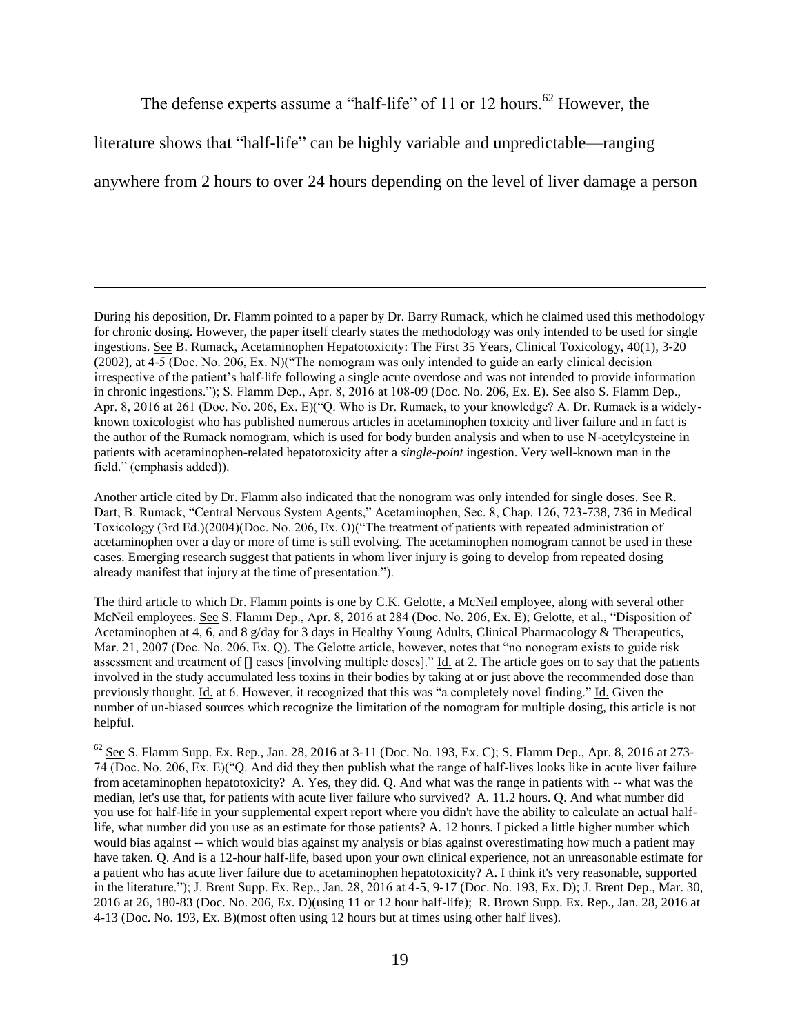The defense experts assume a "half-life" of 11 or 12 hours.[62] However, the literature shows that "half-life" can be highly variable and unpredictable—ranging anywhere from 2 hours to over 24 hours depending on the level of liver damage a person

---

During his deposition, Dr. Flamm pointed to a paper by Dr. Barry Rumack, which he claimed used this methodology for chronic dosing. However, the paper itself clearly states the methodology was only intended to be used for single ingestions. See B. Rumack, Acetaminophen Hepatotoxicity: The First 35 Years, Clinical Toxicology, 40(1), 3-20 (2002), at 4-5 (Doc. No. 206, Ex. N)("The nomogram was only intended to guide an early clinical decision irrespective of the patient's half-life following a single acute overdose and was not intended to provide information in chronic ingestions."); S. Flamm Dep., Apr. 8, 2016 at 108-09 (Doc. No. 206, Ex. E). See also S. Flamm Dep., Apr. 8, 2016 at 261 (Doc. No. 206, Ex. E)("Q. Who is Dr. Rumack, to your knowledge? A. Dr. Rumack is a widely-known toxicologist who has published numerous articles in acetaminophen toxicity and liver failure and in fact is the author of the Rumack nomogram, which is used for body burden analysis and when to use N-acetylcysteine in patients with acetaminophen-related hepatotoxicity after a *single-point* ingestion. Very well-known man in the field." (emphasis added)).

Another article cited by Dr. Flamm also indicated that the nonogram was only intended for single doses. See R. Dart, B. Rumack, "Central Nervous System Agents," Acetaminophen, Sec. 8, Chap. 126, 723-738, 736 in Medical Toxicology (3rd Ed.)(2004)(Doc. No. 206, Ex. O)("The treatment of patients with repeated administration of acetaminophen over a day or more of time is still evolving. The acetaminophen nomogram cannot be used in these cases. Emerging research suggest that patients in whom liver injury is going to develop from repeated dosing already manifest that injury at the time of presentation.").

The third article to which Dr. Flamm points is one by C.K. Gelotte, a McNeil employee, along with several other McNeil employees. See S. Flamm Dep., Apr. 8, 2016 at 284 (Doc. No. 206, Ex. E); Gelotte, et al., "Disposition of Acetaminophen at 4, 6, and 8 g/day for 3 days in Healthy Young Adults, Clinical Pharmacology & Therapeutics, Mar. 21, 2007 (Doc. No. 206, Ex. Q). The Gelotte article, however, notes that "no nonogram exists to guide risk assessment and treatment of [] cases [involving multiple doses]." Id. at 2. The article goes on to say that the patients involved in the study accumulated less toxins in their bodies by taking at or just above the recommended dose than previously thought. Id. at 6. However, it recognized that this was "a completely novel finding." Id. Given the number of un-biased sources which recognize the limitation of the nomogram for multiple dosing, this article is not helpful.

[62] See S. Flamm Supp. Ex. Rep., Jan. 28, 2016 at 3-11 (Doc. No. 193, Ex. C); S. Flamm Dep., Apr. 8, 2016 at 273-74 (Doc. No. 206, Ex. E)("Q. And did they then publish what the range of half-lives looks like in acute liver failure from acetaminophen hepatotoxicity? A. Yes, they did. Q. And what was the range in patients with -- what was the median, let's use that, for patients with acute liver failure who survived? A. 11.2 hours. Q. And what number did you use for half-life in your supplemental expert report where you didn't have the ability to calculate an actual half-life, what number did you use as an estimate for those patients? A. 12 hours. I picked a little higher number which would bias against -- which would bias against my analysis or bias against overestimating how much a patient may have taken. Q. And is a 12-hour half-life, based upon your own clinical experience, not an unreasonable estimate for a patient who has acute liver failure due to acetaminophen hepatotoxicity? A. I think it's very reasonable, supported in the literature."); J. Brent Supp. Ex. Rep., Jan. 28, 2016 at 4-5, 9-17 (Doc. No. 193, Ex. D); J. Brent Dep., Mar. 30, 2016 at 26, 180-83 (Doc. No. 206, Ex. D)(using 11 or 12 hour half-life); R. Brown Supp. Ex. Rep., Jan. 28, 2016 at 4-13 (Doc. No. 193, Ex. B)(most often using 12 hours but at times using other half lives).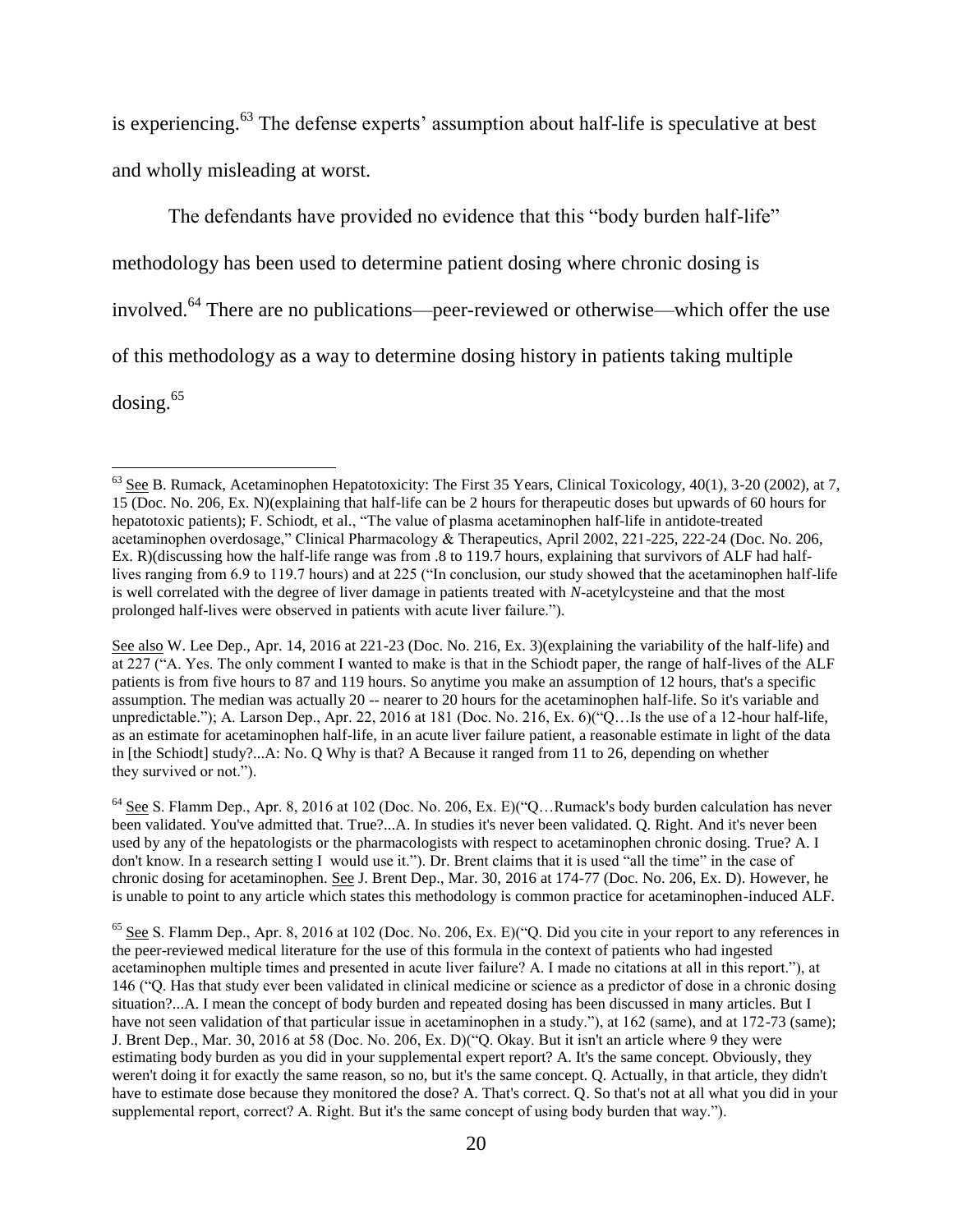is experiencing.[63] The defense experts' assumption about half-life is speculative at best and wholly misleading at worst.

The defendants have provided no evidence that this "body burden half-life" methodology has been used to determine patient dosing where chronic dosing is involved.[64] There are no publications—peer-reviewed or otherwise—which offer the use of this methodology as a way to determine dosing history in patients taking multiple dosing.[65]

---

[63] See B. Rumack, Acetaminophen Hepatotoxicity: The First 35 Years, Clinical Toxicology, 40(1), 3-20 (2002), at 7, 15 (Doc. No. 206, Ex. N)(explaining that half-life can be 2 hours for therapeutic doses but upwards of 60 hours for hepatotoxic patients); F. Schiodt, et al., "The value of plasma acetaminophen half-life in antidote-treated acetaminophen overdosage," Clinical Pharmacology & Therapeutics, April 2002, 221-225, 222-24 (Doc. No. 206, Ex. R)(discussing how the half-life range was from .8 to 119.7 hours, explaining that survivors of ALF had half-lives ranging from 6.9 to 119.7 hours) and at 225 ("In conclusion, our study showed that the acetaminophen half-life is well correlated with the degree of liver damage in patients treated with *N*-acetylcysteine and that the most prolonged half-lives were observed in patients with acute liver failure.").

See also W. Lee Dep., Apr. 14, 2016 at 221-23 (Doc. No. 216, Ex. 3)(explaining the variability of the half-life) and at 227 ("A. Yes. The only comment I wanted to make is that in the Schiodt paper, the range of half-lives of the ALF patients is from five hours to 87 and 119 hours. So anytime you make an assumption of 12 hours, that's a specific assumption. The median was actually 20 -- nearer to 20 hours for the acetaminophen half-life. So it's variable and unpredictable."); A. Larson Dep., Apr. 22, 2016 at 181 (Doc. No. 216, Ex. 6)("Q…Is the use of a 12-hour half-life, as an estimate for acetaminophen half-life, in an acute liver failure patient, a reasonable estimate in light of the data in [the Schiodt] study?...A: No. Q Why is that? A Because it ranged from 11 to 26, depending on whether they survived or not.").

[64] See S. Flamm Dep., Apr. 8, 2016 at 102 (Doc. No. 206, Ex. E)("Q…Rumack's body burden calculation has never been validated. You've admitted that. True?...A. In studies it's never been validated. Q. Right. And it's never been used by any of the hepatologists or the pharmacologists with respect to acetaminophen chronic dosing. True? A. I don't know. In a research setting I would use it."). Dr. Brent claims that it is used "all the time" in the case of chronic dosing for acetaminophen. See J. Brent Dep., Mar. 30, 2016 at 174-77 (Doc. No. 206, Ex. D). However, he is unable to point to any article which states this methodology is common practice for acetaminophen-induced ALF.

[65] See S. Flamm Dep., Apr. 8, 2016 at 102 (Doc. No. 206, Ex. E)("Q. Did you cite in your report to any references in the peer-reviewed medical literature for the use of this formula in the context of patients who had ingested acetaminophen multiple times and presented in acute liver failure? A. I made no citations at all in this report."), at 146 ("Q. Has that study ever been validated in clinical medicine or science as a predictor of dose in a chronic dosing situation?...A. I mean the concept of body burden and repeated dosing has been discussed in many articles. But I have not seen validation of that particular issue in acetaminophen in a study."), at 162 (same), and at 172-73 (same); J. Brent Dep., Mar. 30, 2016 at 58 (Doc. No. 206, Ex. D)("Q. Okay. But it isn't an article where 9 they were estimating body burden as you did in your supplemental expert report? A. It's the same concept. Obviously, they weren't doing it for exactly the same reason, so no, but it's the same concept. Q. Actually, in that article, they didn't have to estimate dose because they monitored the dose? A. That's correct. Q. So that's not at all what you did in your supplemental report, correct? A. Right. But it's the same concept of using body burden that way.").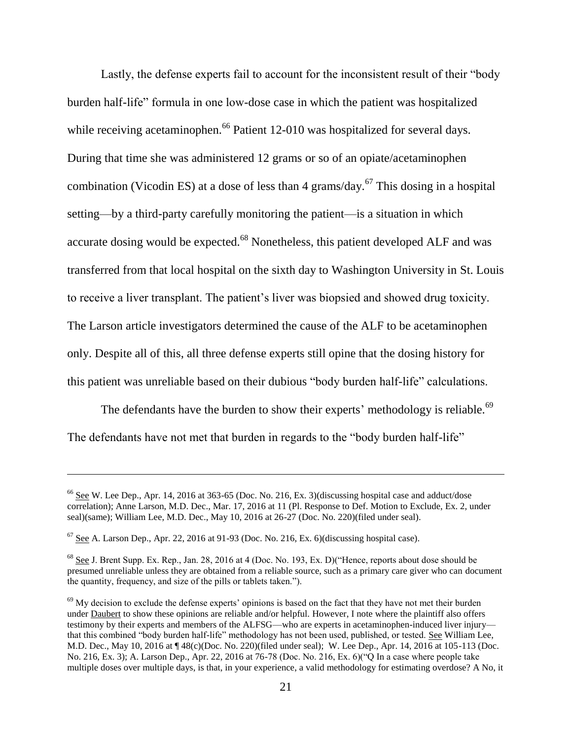Lastly, the defense experts fail to account for the inconsistent result of their "body burden half-life" formula in one low-dose case in which the patient was hospitalized while receiving acetaminophen.[66] Patient 12-010 was hospitalized for several days. During that time she was administered 12 grams or so of an opiate/acetaminophen combination (Vicodin ES) at a dose of less than 4 grams/day.[67] This dosing in a hospital setting—by a third-party carefully monitoring the patient—is a situation in which accurate dosing would be expected.[68] Nonetheless, this patient developed ALF and was transferred from that local hospital on the sixth day to Washington University in St. Louis to receive a liver transplant. The patient's liver was biopsied and showed drug toxicity. The Larson article investigators determined the cause of the ALF to be acetaminophen only. Despite all of this, all three defense experts still opine that the dosing history for this patient was unreliable based on their dubious "body burden half-life" calculations.

The defendants have the burden to show their experts' methodology is reliable.[69] The defendants have not met that burden in regards to the "body burden half-life"

---

[66] See W. Lee Dep., Apr. 14, 2016 at 363-65 (Doc. No. 216, Ex. 3)(discussing hospital case and adduct/dose correlation); Anne Larson, M.D. Dec., Mar. 17, 2016 at 11 (Pl. Response to Def. Motion to Exclude, Ex. 2, under seal)(same); William Lee, M.D. Dec., May 10, 2016 at 26-27 (Doc. No. 220)(filed under seal).

[67] See A. Larson Dep., Apr. 22, 2016 at 91-93 (Doc. No. 216, Ex. 6)(discussing hospital case).

[68] See J. Brent Supp. Ex. Rep., Jan. 28, 2016 at 4 (Doc. No. 193, Ex. D)("Hence, reports about dose should be presumed unreliable unless they are obtained from a reliable source, such as a primary care giver who can document the quantity, frequency, and size of the pills or tablets taken.").

[69] My decision to exclude the defense experts' opinions is based on the fact that they have not met their burden under Daubert to show these opinions are reliable and/or helpful. However, I note where the plaintiff also offers testimony by their experts and members of the ALFSG—who are experts in acetaminophen-induced liver injury—that this combined "body burden half-life" methodology has not been used, published, or tested. See William Lee, M.D. Dec., May 10, 2016 at ¶ 48(c)(Doc. No. 220)(filed under seal); W. Lee Dep., Apr. 14, 2016 at 105-113 (Doc. No. 216, Ex. 3); A. Larson Dep., Apr. 22, 2016 at 76-78 (Doc. No. 216, Ex. 6)("Q In a case where people take multiple doses over multiple days, is that, in your experience, a valid methodology for estimating overdose? A No, it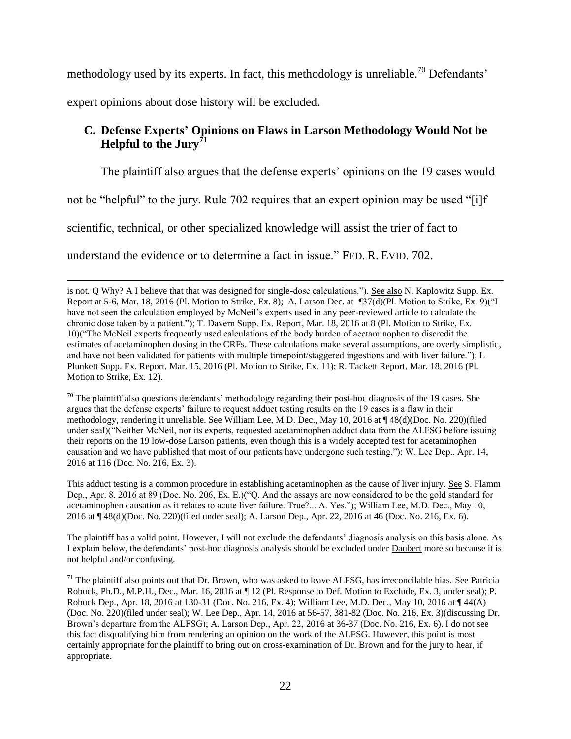methodology used by its experts. In fact, this methodology is unreliable.[70] Defendants' expert opinions about dose history will be excluded.

## C. Defense Experts' Opinions on Flaws in Larson Methodology Would Not be Helpful to the Jury[71]

The plaintiff also argues that the defense experts' opinions on the 19 cases would not be "helpful" to the jury. Rule 702 requires that an expert opinion may be used "[i]f scientific, technical, or other specialized knowledge will assist the trier of fact to understand the evidence or to determine a fact in issue." FED. R. EVID. 702.

---

is not. Q Why? A I believe that that was designed for single-dose calculations."). See also N. Kaplowitz Supp. Ex. Report at 5-6, Mar. 18, 2016 (Pl. Motion to Strike, Ex. 8); A. Larson Dec. at ¶37(d)(Pl. Motion to Strike, Ex. 9)("I have not seen the calculation employed by McNeil's experts used in any peer-reviewed article to calculate the chronic dose taken by a patient."); T. Davern Supp. Ex. Report, Mar. 18, 2016 at 8 (Pl. Motion to Strike, Ex. 10)("The McNeil experts frequently used calculations of the body burden of acetaminophen to discredit the estimates of acetaminophen dosing in the CRFs. These calculations make several assumptions, are overly simplistic, and have not been validated for patients with multiple timepoint/staggered ingestions and with liver failure."); L Plunkett Supp. Ex. Report, Mar. 15, 2016 (Pl. Motion to Strike, Ex. 11); R. Tackett Report, Mar. 18, 2016 (Pl. Motion to Strike, Ex. 12).

[70] The plaintiff also questions defendants' methodology regarding their post-hoc diagnosis of the 19 cases. She argues that the defense experts' failure to request adduct testing results on the 19 cases is a flaw in their methodology, rendering it unreliable. See William Lee, M.D. Dec., May 10, 2016 at ¶ 48(d)(Doc. No. 220)(filed under seal)("Neither McNeil, nor its experts, requested acetaminophen adduct data from the ALFSG before issuing their reports on the 19 low-dose Larson patients, even though this is a widely accepted test for acetaminophen causation and we have published that most of our patients have undergone such testing."); W. Lee Dep., Apr. 14, 2016 at 116 (Doc. No. 216, Ex. 3).

This adduct testing is a common procedure in establishing acetaminophen as the cause of liver injury. See S. Flamm Dep., Apr. 8, 2016 at 89 (Doc. No. 206, Ex. E.)("Q. And the assays are now considered to be the gold standard for acetaminophen causation as it relates to acute liver failure. True?... A. Yes."); William Lee, M.D. Dec., May 10, 2016 at ¶ 48(d)(Doc. No. 220)(filed under seal); A. Larson Dep., Apr. 22, 2016 at 46 (Doc. No. 216, Ex. 6).

The plaintiff has a valid point. However, I will not exclude the defendants' diagnosis analysis on this basis alone. As I explain below, the defendants' post-hoc diagnosis analysis should be excluded under Daubert more so because it is not helpful and/or confusing.

[71] The plaintiff also points out that Dr. Brown, who was asked to leave ALFSG, has irreconcilable bias. See Patricia Robuck, Ph.D., M.P.H., Dec., Mar. 16, 2016 at ¶ 12 (Pl. Response to Def. Motion to Exclude, Ex. 3, under seal); P. Robuck Dep., Apr. 18, 2016 at 130-31 (Doc. No. 216, Ex. 4); William Lee, M.D. Dec., May 10, 2016 at ¶ 44(A) (Doc. No. 220)(filed under seal); W. Lee Dep., Apr. 14, 2016 at 56-57, 381-82 (Doc. No. 216, Ex. 3)(discussing Dr. Brown's departure from the ALFSG); A. Larson Dep., Apr. 22, 2016 at 36-37 (Doc. No. 216, Ex. 6). I do not see this fact disqualifying him from rendering an opinion on the work of the ALFSG. However, this point is most certainly appropriate for the plaintiff to bring out on cross-examination of Dr. Brown and for the jury to hear, if appropriate.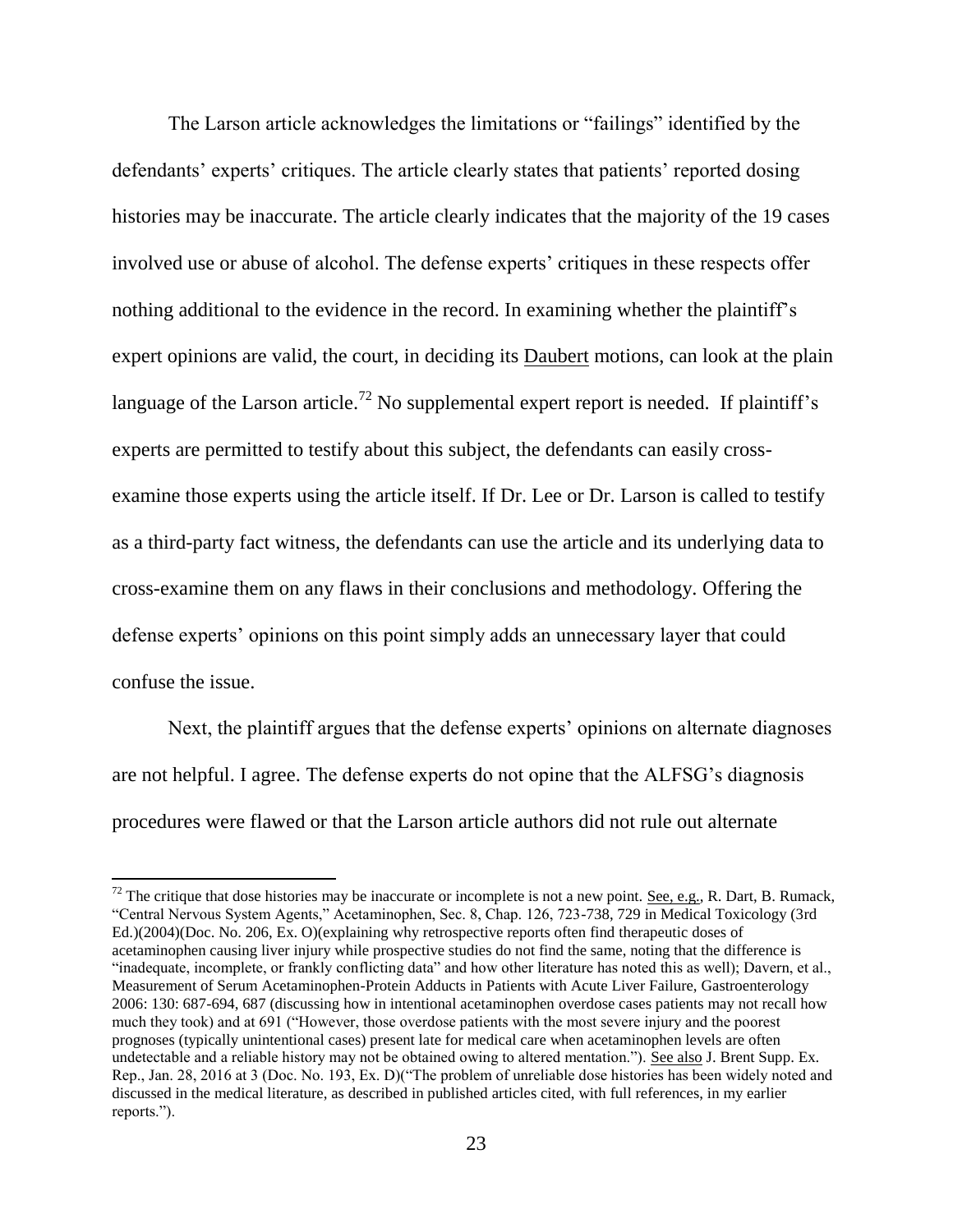The Larson article acknowledges the limitations or "failings" identified by the defendants' experts' critiques. The article clearly states that patients' reported dosing histories may be inaccurate. The article clearly indicates that the majority of the 19 cases involved use or abuse of alcohol. The defense experts' critiques in these respects offer nothing additional to the evidence in the record. In examining whether the plaintiff's expert opinions are valid, the court, in deciding its Daubert motions, can look at the plain language of the Larson article.[72] No supplemental expert report is needed. If plaintiff's experts are permitted to testify about this subject, the defendants can easily cross-examine those experts using the article itself. If Dr. Lee or Dr. Larson is called to testify as a third-party fact witness, the defendants can use the article and its underlying data to cross-examine them on any flaws in their conclusions and methodology. Offering the defense experts' opinions on this point simply adds an unnecessary layer that could confuse the issue.

Next, the plaintiff argues that the defense experts' opinions on alternate diagnoses are not helpful. I agree. The defense experts do not opine that the ALFSG's diagnosis procedures were flawed or that the Larson article authors did not rule out alternate

---

[72] The critique that dose histories may be inaccurate or incomplete is not a new point. See, e.g., R. Dart, B. Rumack, "Central Nervous System Agents," Acetaminophen, Sec. 8, Chap. 126, 723-738, 729 in Medical Toxicology (3rd Ed.)(2004)(Doc. No. 206, Ex. O)(explaining why retrospective reports often find therapeutic doses of acetaminophen causing liver injury while prospective studies do not find the same, noting that the difference is "inadequate, incomplete, or frankly conflicting data" and how other literature has noted this as well); Davern, et al., Measurement of Serum Acetaminophen-Protein Adducts in Patients with Acute Liver Failure, Gastroenterology 2006: 130: 687-694, 687 (discussing how in intentional acetaminophen overdose cases patients may not recall how much they took) and at 691 ("However, those overdose patients with the most severe injury and the poorest prognoses (typically unintentional cases) present late for medical care when acetaminophen levels are often undetectable and a reliable history may not be obtained owing to altered mentation."). See also J. Brent Supp. Ex. Rep., Jan. 28, 2016 at 3 (Doc. No. 193, Ex. D)("The problem of unreliable dose histories has been widely noted and discussed in the medical literature, as described in published articles cited, with full references, in my earlier reports.").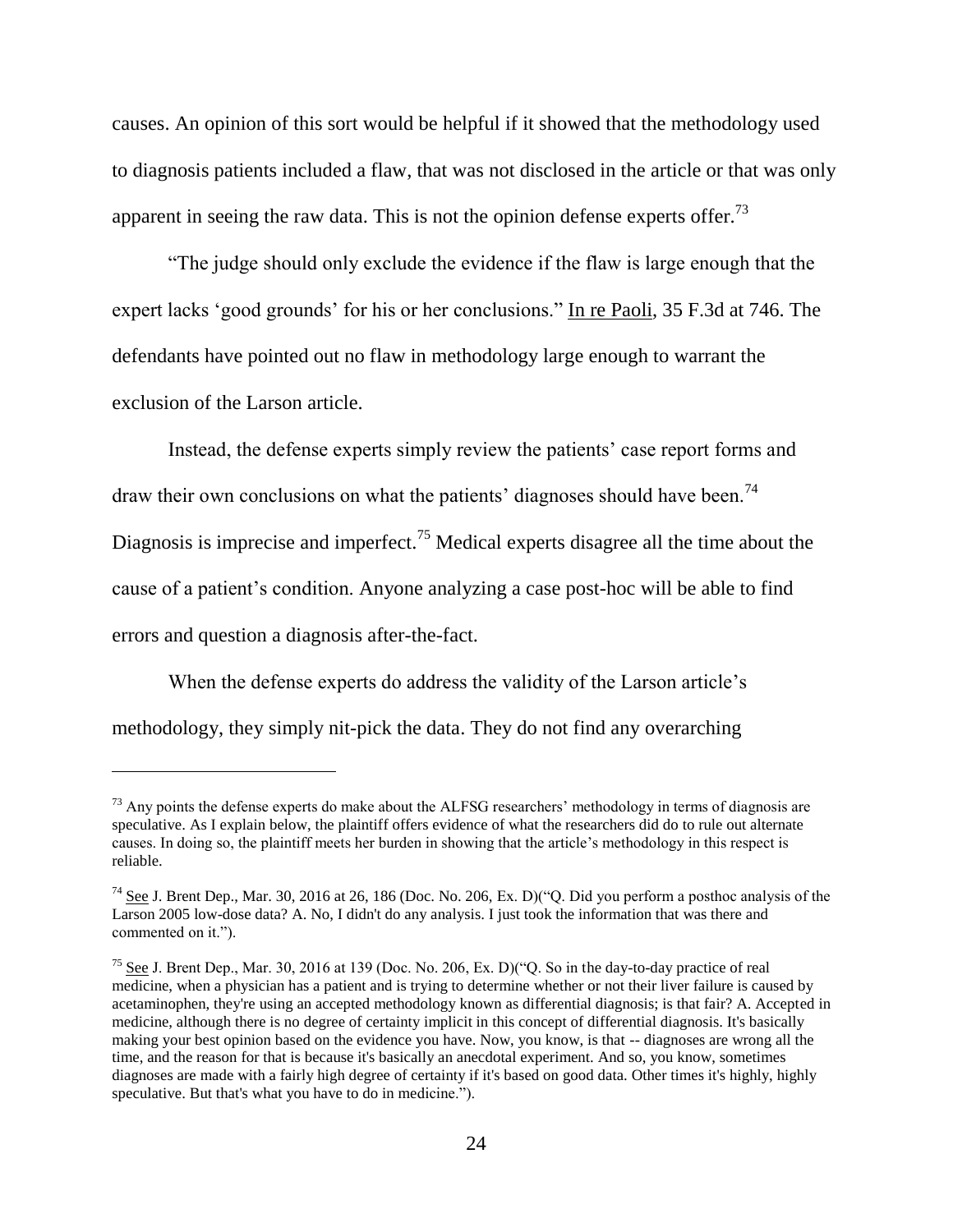causes. An opinion of this sort would be helpful if it showed that the methodology used to diagnosis patients included a flaw, that was not disclosed in the article or that was only apparent in seeing the raw data. This is not the opinion defense experts offer.[73]

"The judge should only exclude the evidence if the flaw is large enough that the expert lacks 'good grounds' for his or her conclusions." In re Paoli, 35 F.3d at 746. The defendants have pointed out no flaw in methodology large enough to warrant the exclusion of the Larson article.

Instead, the defense experts simply review the patients' case report forms and draw their own conclusions on what the patients' diagnoses should have been.[74] Diagnosis is imprecise and imperfect.[75] Medical experts disagree all the time about the cause of a patient's condition. Anyone analyzing a case post-hoc will be able to find errors and question a diagnosis after-the-fact.

When the defense experts do address the validity of the Larson article's methodology, they simply nit-pick the data. They do not find any overarching

---

[73] Any points the defense experts do make about the ALFSG researchers' methodology in terms of diagnosis are speculative. As I explain below, the plaintiff offers evidence of what the researchers did do to rule out alternate causes. In doing so, the plaintiff meets her burden in showing that the article's methodology in this respect is reliable.

[74] See J. Brent Dep., Mar. 30, 2016 at 26, 186 (Doc. No. 206, Ex. D)("Q. Did you perform a posthoc analysis of the Larson 2005 low-dose data? A. No, I didn't do any analysis. I just took the information that was there and commented on it.").

[75] See J. Brent Dep., Mar. 30, 2016 at 139 (Doc. No. 206, Ex. D)("Q. So in the day-to-day practice of real medicine, when a physician has a patient and is trying to determine whether or not their liver failure is caused by acetaminophen, they're using an accepted methodology known as differential diagnosis; is that fair? A. Accepted in medicine, although there is no degree of certainty implicit in this concept of differential diagnosis. It's basically making your best opinion based on the evidence you have. Now, you know, is that -- diagnoses are wrong all the time, and the reason for that is because it's basically an anecdotal experiment. And so, you know, sometimes diagnoses are made with a fairly high degree of certainty if it's based on good data. Other times it's highly, highly speculative. But that's what you have to do in medicine.").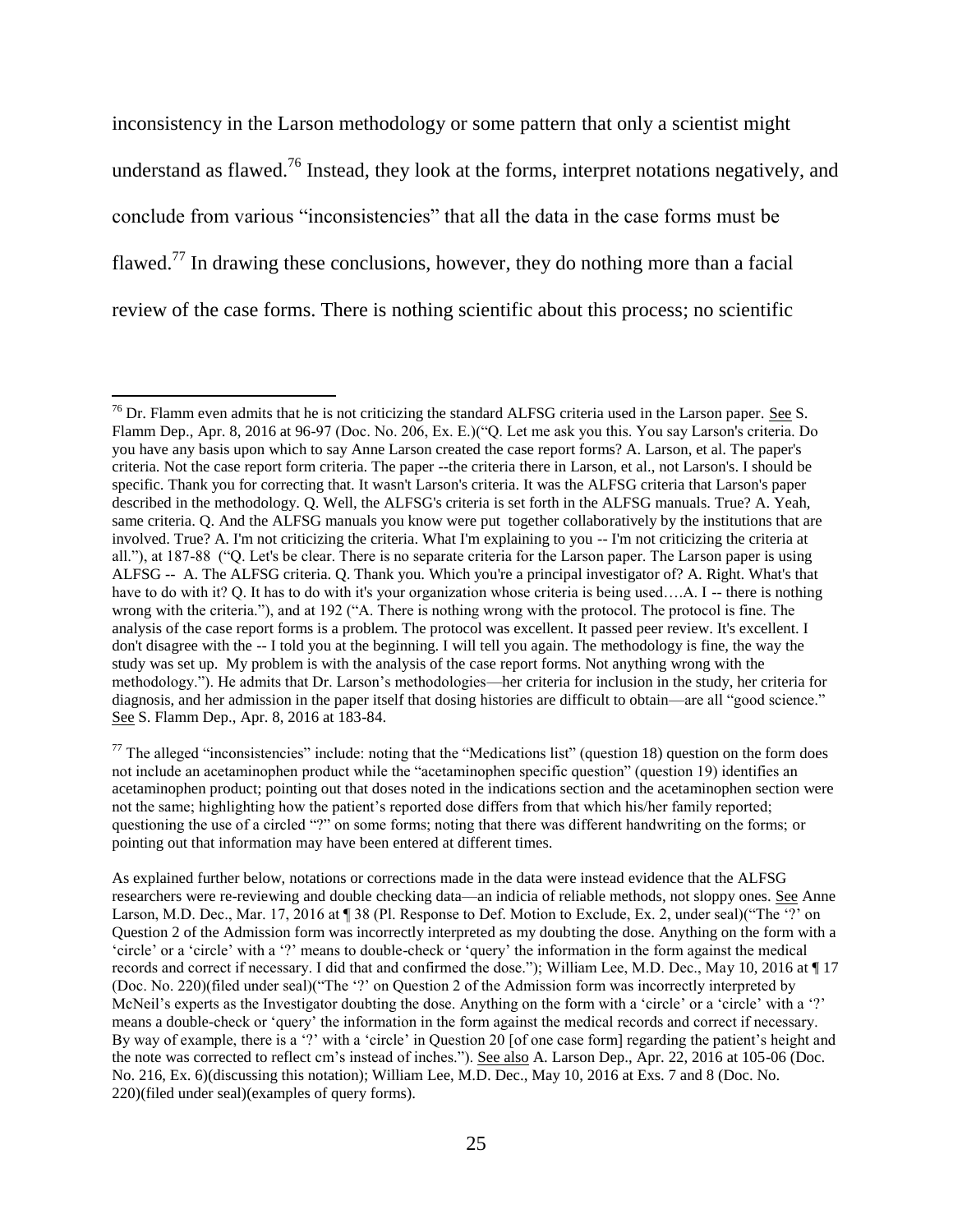inconsistency in the Larson methodology or some pattern that only a scientist might understand as flawed.[76] Instead, they look at the forms, interpret notations negatively, and conclude from various "inconsistencies" that all the data in the case forms must be flawed.[77] In drawing these conclusions, however, they do nothing more than a facial review of the case forms. There is nothing scientific about this process; no scientific

---

[76] Dr. Flamm even admits that he is not criticizing the standard ALFSG criteria used in the Larson paper. See S. Flamm Dep., Apr. 8, 2016 at 96-97 (Doc. No. 206, Ex. E.)("Q. Let me ask you this. You say Larson's criteria. Do you have any basis upon which to say Anne Larson created the case report forms? A. Larson, et al. The paper's criteria. Not the case report form criteria. The paper --the criteria there in Larson, et al., not Larson's. I should be specific. Thank you for correcting that. It wasn't Larson's criteria. It was the ALFSG criteria that Larson's paper described in the methodology. Q. Well, the ALFSG's criteria is set forth in the ALFSG manuals. True? A. Yeah, same criteria. Q. And the ALFSG manuals you know were put together collaboratively by the institutions that are involved. True? A. I'm not criticizing the criteria. What I'm explaining to you -- I'm not criticizing the criteria at all."), at 187-88 ("Q. Let's be clear. There is no separate criteria for the Larson paper. The Larson paper is using ALFSG -- A. The ALFSG criteria. Q. Thank you. Which you're a principal investigator of? A. Right. What's that have to do with it? Q. It has to do with it's your organization whose criteria is being used….A. I -- there is nothing wrong with the criteria."), and at 192 ("A. There is nothing wrong with the protocol. The protocol is fine. The analysis of the case report forms is a problem. The protocol was excellent. It passed peer review. It's excellent. I don't disagree with the -- I told you at the beginning. I will tell you again. The methodology is fine, the way the study was set up. My problem is with the analysis of the case report forms. Not anything wrong with the methodology."). He admits that Dr. Larson's methodologies—her criteria for inclusion in the study, her criteria for diagnosis, and her admission in the paper itself that dosing histories are difficult to obtain—are all "good science." See S. Flamm Dep., Apr. 8, 2016 at 183-84.

[77] The alleged "inconsistencies" include: noting that the "Medications list" (question 18) question on the form does not include an acetaminophen product while the "acetaminophen specific question" (question 19) identifies an acetaminophen product; pointing out that doses noted in the indications section and the acetaminophen section were not the same; highlighting how the patient's reported dose differs from that which his/her family reported; questioning the use of a circled "?" on some forms; noting that there was different handwriting on the forms; or pointing out that information may have been entered at different times.

As explained further below, notations or corrections made in the data were instead evidence that the ALFSG researchers were re-reviewing and double checking data—an indicia of reliable methods, not sloppy ones. See Anne Larson, M.D. Dec., Mar. 17, 2016 at ¶ 38 (Pl. Response to Def. Motion to Exclude, Ex. 2, under seal)("The '?' on Question 2 of the Admission form was incorrectly interpreted as my doubting the dose. Anything on the form with a 'circle' or a 'circle' with a '?' means to double-check or 'query' the information in the form against the medical records and correct if necessary. I did that and confirmed the dose."); William Lee, M.D. Dec., May 10, 2016 at ¶ 17 (Doc. No. 220)(filed under seal)("The '?' on Question 2 of the Admission form was incorrectly interpreted by McNeil's experts as the Investigator doubting the dose. Anything on the form with a 'circle' or a 'circle' with a '?' means a double-check or 'query' the information in the form against the medical records and correct if necessary. By way of example, there is a '?' with a 'circle' in Question 20 [of one case form] regarding the patient's height and the note was corrected to reflect cm's instead of inches."). See also A. Larson Dep., Apr. 22, 2016 at 105-06 (Doc. No. 216, Ex. 6)(discussing this notation); William Lee, M.D. Dec., May 10, 2016 at Exs. 7 and 8 (Doc. No. 220)(filed under seal)(examples of query forms).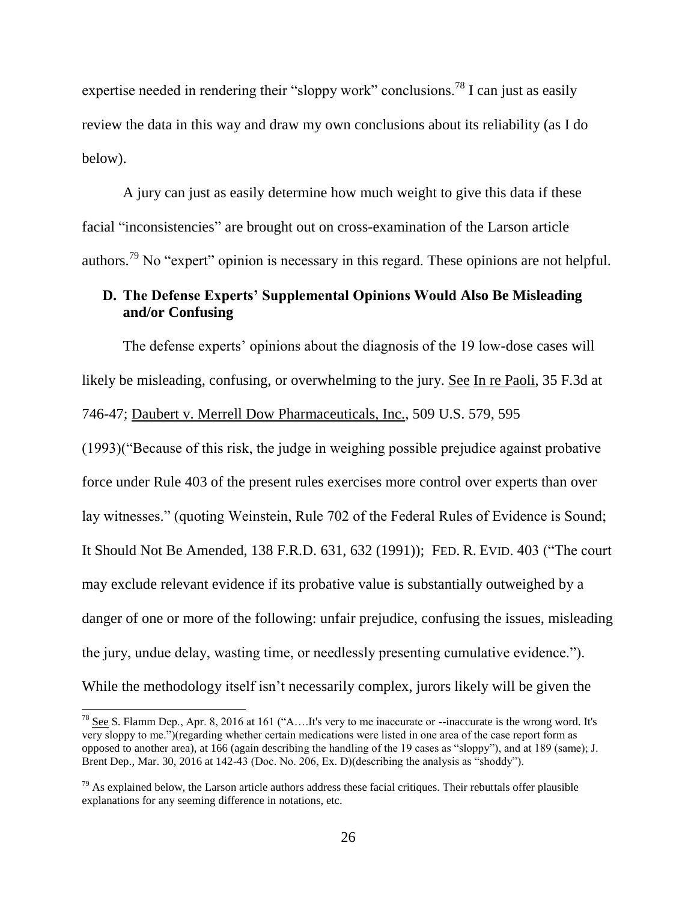expertise needed in rendering their "sloppy work" conclusions.[78] I can just as easily review the data in this way and draw my own conclusions about its reliability (as I do below).

A jury can just as easily determine how much weight to give this data if these facial "inconsistencies" are brought out on cross-examination of the Larson article authors.[79] No "expert" opinion is necessary in this regard. These opinions are not helpful.

### D. The Defense Experts' Supplemental Opinions Would Also Be Misleading and/or Confusing

The defense experts' opinions about the diagnosis of the 19 low-dose cases will likely be misleading, confusing, or overwhelming to the jury. See In re Paoli, 35 F.3d at 746-47; Daubert v. Merrell Dow Pharmaceuticals, Inc., 509 U.S. 579, 595 (1993)("Because of this risk, the judge in weighing possible prejudice against probative force under Rule 403 of the present rules exercises more control over experts than over lay witnesses." (quoting Weinstein, Rule 702 of the Federal Rules of Evidence is Sound; It Should Not Be Amended, 138 F.R.D. 631, 632 (1991)); FED. R. EVID. 403 ("The court may exclude relevant evidence if its probative value is substantially outweighed by a danger of one or more of the following: unfair prejudice, confusing the issues, misleading the jury, undue delay, wasting time, or needlessly presenting cumulative evidence."). While the methodology itself isn't necessarily complex, jurors likely will be given the

---

[78] See S. Flamm Dep., Apr. 8, 2016 at 161 ("A….It's very to me inaccurate or --inaccurate is the wrong word. It's very sloppy to me.")(regarding whether certain medications were listed in one area of the case report form as opposed to another area), at 166 (again describing the handling of the 19 cases as "sloppy"), and at 189 (same); J. Brent Dep., Mar. 30, 2016 at 142-43 (Doc. No. 206, Ex. D)(describing the analysis as "shoddy").

[79] As explained below, the Larson article authors address these facial critiques. Their rebuttals offer plausible explanations for any seeming difference in notations, etc.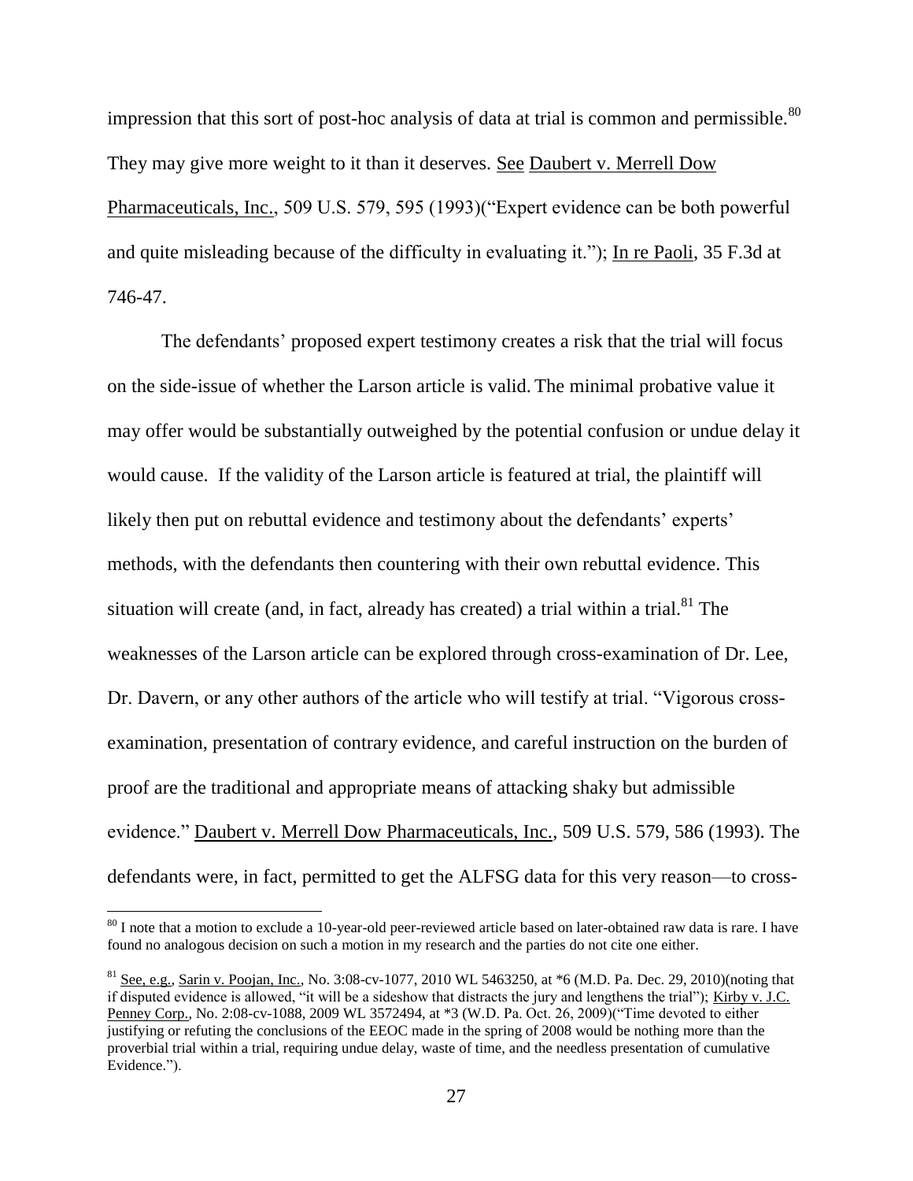impression that this sort of post-hoc analysis of data at trial is common and permissible.[80] They may give more weight to it than it deserves. See Daubert v. Merrell Dow Pharmaceuticals, Inc., 509 U.S. 579, 595 (1993)("Expert evidence can be both powerful and quite misleading because of the difficulty in evaluating it."); In re Paoli, 35 F.3d at 746-47.

The defendants' proposed expert testimony creates a risk that the trial will focus on the side-issue of whether the Larson article is valid. The minimal probative value it may offer would be substantially outweighed by the potential confusion or undue delay it would cause. If the validity of the Larson article is featured at trial, the plaintiff will likely then put on rebuttal evidence and testimony about the defendants' experts' methods, with the defendants then countering with their own rebuttal evidence. This situation will create (and, in fact, already has created) a trial within a trial.[81] The weaknesses of the Larson article can be explored through cross-examination of Dr. Lee, Dr. Davern, or any other authors of the article who will testify at trial. "Vigorous cross-examination, presentation of contrary evidence, and careful instruction on the burden of proof are the traditional and appropriate means of attacking shaky but admissible evidence." Daubert v. Merrell Dow Pharmaceuticals, Inc., 509 U.S. 579, 586 (1993). The defendants were, in fact, permitted to get the ALFSG data for this very reason—to cross-

---

[80] I note that a motion to exclude a 10-year-old peer-reviewed article based on later-obtained raw data is rare. I have found no analogous decision on such a motion in my research and the parties do not cite one either.

[81] See, e.g., Sarin v. Poojan, Inc., No. 3:08-cv-1077, 2010 WL 5463250, at *6 (M.D. Pa. Dec. 29, 2010)(noting that if disputed evidence is allowed, "it will be a sideshow that distracts the jury and lengthens the trial"); Kirby v. J.C. Penney Corp., No. 2:08-cv-1088, 2009 WL 3572494, at *3 (W.D. Pa. Oct. 26, 2009)("Time devoted to either justifying or refuting the conclusions of the EEOC made in the spring of 2008 would be nothing more than the proverbial trial within a trial, requiring undue delay, waste of time, and the needless presentation of cumulative Evidence.").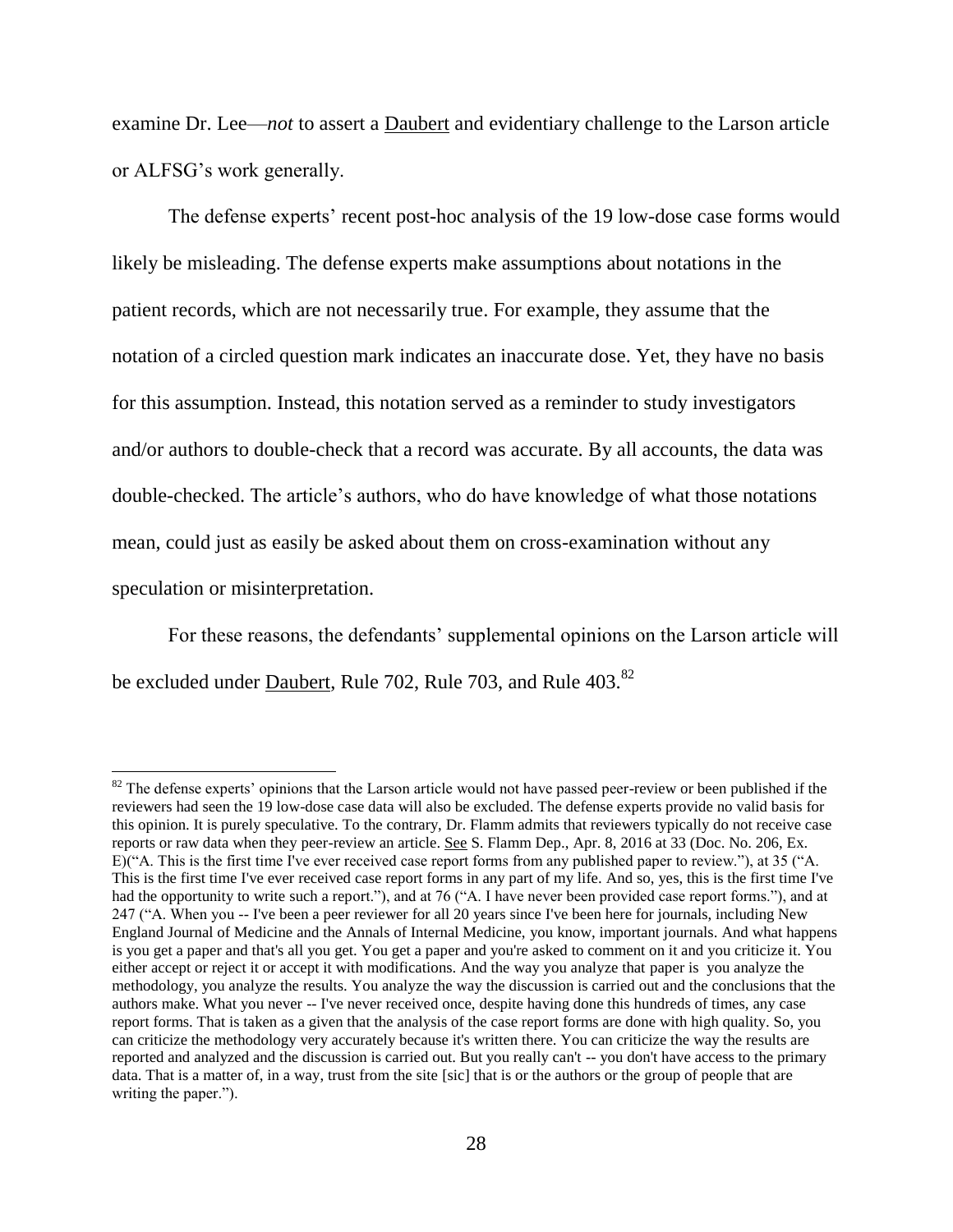examine Dr. Lee—*not* to assert a Daubert and evidentiary challenge to the Larson article or ALFSG's work generally.

The defense experts' recent post-hoc analysis of the 19 low-dose case forms would likely be misleading. The defense experts make assumptions about notations in the patient records, which are not necessarily true. For example, they assume that the notation of a circled question mark indicates an inaccurate dose. Yet, they have no basis for this assumption. Instead, this notation served as a reminder to study investigators and/or authors to double-check that a record was accurate. By all accounts, the data was double-checked. The article's authors, who do have knowledge of what those notations mean, could just as easily be asked about them on cross-examination without any speculation or misinterpretation.

For these reasons, the defendants' supplemental opinions on the Larson article will be excluded under Daubert, Rule 702, Rule 703, and Rule 403.[82]

---

[82] The defense experts' opinions that the Larson article would not have passed peer-review or been published if the reviewers had seen the 19 low-dose case data will also be excluded. The defense experts provide no valid basis for this opinion. It is purely speculative. To the contrary, Dr. Flamm admits that reviewers typically do not receive case reports or raw data when they peer-review an article. See S. Flamm Dep., Apr. 8, 2016 at 33 (Doc. No. 206, Ex. E)("A. This is the first time I've ever received case report forms from any published paper to review."), at 35 ("A. This is the first time I've ever received case report forms in any part of my life. And so, yes, this is the first time I've had the opportunity to write such a report."), and at 76 ("A. I have never been provided case report forms."), and at 247 ("A. When you -- I've been a peer reviewer for all 20 years since I've been here for journals, including New England Journal of Medicine and the Annals of Internal Medicine, you know, important journals. And what happens is you get a paper and that's all you get. You get a paper and you're asked to comment on it and you criticize it. You either accept or reject it or accept it with modifications. And the way you analyze that paper is you analyze the methodology, you analyze the results. You analyze the way the discussion is carried out and the conclusions that the authors make. What you never -- I've never received once, despite having done this hundreds of times, any case report forms. That is taken as a given that the analysis of the case report forms are done with high quality. So, you can criticize the methodology very accurately because it's written there. You can criticize the way the results are reported and analyzed and the discussion is carried out. But you really can't -- you don't have access to the primary data. That is a matter of, in a way, trust from the site [sic] that is or the authors or the group of people that are writing the paper.").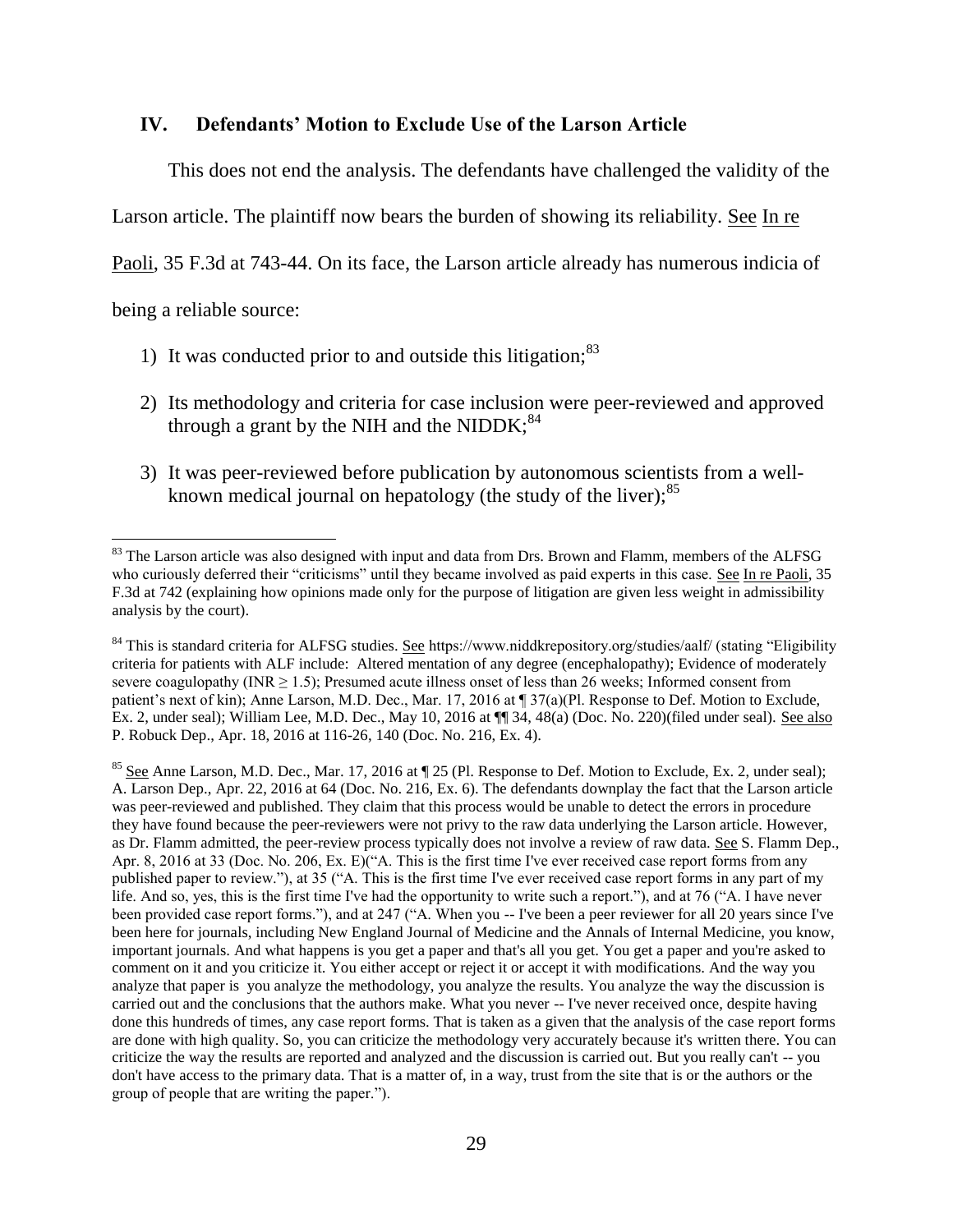## IV. Defendants' Motion to Exclude Use of the Larson Article

This does not end the analysis. The defendants have challenged the validity of the Larson article. The plaintiff now bears the burden of showing its reliability. See In re Paoli, 35 F.3d at 743-44. On its face, the Larson article already has numerous indicia of being a reliable source:

1) It was conducted prior to and outside this litigation;[83]

2) Its methodology and criteria for case inclusion were peer-reviewed and approved through a grant by the NIH and the NIDDK;[84]

3) It was peer-reviewed before publication by autonomous scientists from a well-known medical journal on hepatology (the study of the liver);[85]

---

[83] The Larson article was also designed with input and data from Drs. Brown and Flamm, members of the ALFSG who curiously deferred their "criticisms" until they became involved as paid experts in this case. See In re Paoli, 35 F.3d at 742 (explaining how opinions made only for the purpose of litigation are given less weight in admissibility analysis by the court).

[84] This is standard criteria for ALFSG studies. See https://www.niddkrepository.org/studies/aalf/ (stating "Eligibility criteria for patients with ALF include: Altered mentation of any degree (encephalopathy); Evidence of moderately severe coagulopathy (INR ≥ 1.5); Presumed acute illness onset of less than 26 weeks; Informed consent from patient's next of kin); Anne Larson, M.D. Dec., Mar. 17, 2016 at ¶ 37(a)(Pl. Response to Def. Motion to Exclude, Ex. 2, under seal); William Lee, M.D. Dec., May 10, 2016 at ¶¶ 34, 48(a) (Doc. No. 220)(filed under seal). See also P. Robuck Dep., Apr. 18, 2016 at 116-26, 140 (Doc. No. 216, Ex. 4).

[85] See Anne Larson, M.D. Dec., Mar. 17, 2016 at ¶ 25 (Pl. Response to Def. Motion to Exclude, Ex. 2, under seal); A. Larson Dep., Apr. 22, 2016 at 64 (Doc. No. 216, Ex. 6). The defendants downplay the fact that the Larson article was peer-reviewed and published. They claim that this process would be unable to detect the errors in procedure they have found because the peer-reviewers were not privy to the raw data underlying the Larson article. However, as Dr. Flamm admitted, the peer-review process typically does not involve a review of raw data. See S. Flamm Dep., Apr. 8, 2016 at 33 (Doc. No. 206, Ex. E)("A. This is the first time I've ever received case report forms from any published paper to review."), at 35 ("A. This is the first time I've ever received case report forms in any part of my life. And so, yes, this is the first time I've had the opportunity to write such a report."), and at 76 ("A. I have never been provided case report forms."), and at 247 ("A. When you -- I've been a peer reviewer for all 20 years since I've been here for journals, including New England Journal of Medicine and the Annals of Internal Medicine, you know, important journals. And what happens is you get a paper and that's all you get. You get a paper and you're asked to comment on it and you criticize it. You either accept or reject it or accept it with modifications. And the way you analyze that paper is you analyze the methodology, you analyze the results. You analyze the way the discussion is carried out and the conclusions that the authors make. What you never -- I've never received once, despite having done this hundreds of times, any case report forms. That is taken as a given that the analysis of the case report forms are done with high quality. So, you can criticize the methodology very accurately because it's written there. You can criticize the way the results are reported and analyzed and the discussion is carried out. But you really can't -- you don't have access to the primary data. That is a matter of, in a way, trust from the site that is or the authors or the group of people that are writing the paper.").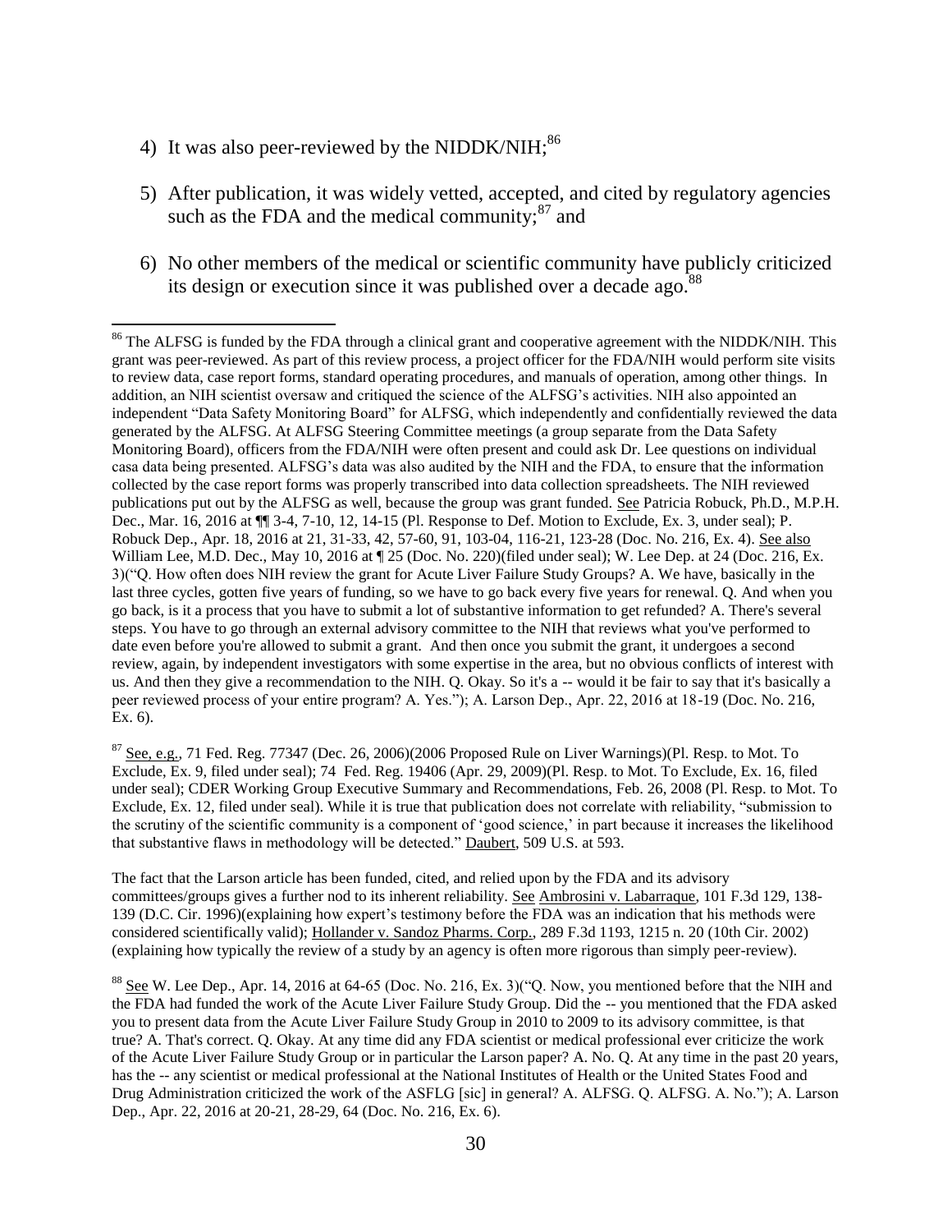4) It was also peer-reviewed by the NIDDK/NIH;[86]

5) After publication, it was widely vetted, accepted, and cited by regulatory agencies such as the FDA and the medical community;[87] and

6) No other members of the medical or scientific community have publicly criticized its design or execution since it was published over a decade ago.[88]

---

[86] The ALFSG is funded by the FDA through a clinical grant and cooperative agreement with the NIDDK/NIH. This grant was peer-reviewed. As part of this review process, a project officer for the FDA/NIH would perform site visits to review data, case report forms, standard operating procedures, and manuals of operation, among other things. In addition, an NIH scientist oversaw and critiqued the science of the ALFSG's activities. NIH also appointed an independent "Data Safety Monitoring Board" for ALFSG, which independently and confidentially reviewed the data generated by the ALFSG. At ALFSG Steering Committee meetings (a group separate from the Data Safety Monitoring Board), officers from the FDA/NIH were often present and could ask Dr. Lee questions on individual casa data being presented. ALFSG's data was also audited by the NIH and the FDA, to ensure that the information collected by the case report forms was properly transcribed into data collection spreadsheets. The NIH reviewed publications put out by the ALFSG as well, because the group was grant funded. See Patricia Robuck, Ph.D., M.P.H. Dec., Mar. 16, 2016 at ¶¶ 3-4, 7-10, 12, 14-15 (Pl. Response to Def. Motion to Exclude, Ex. 3, under seal); P. Robuck Dep., Apr. 18, 2016 at 21, 31-33, 42, 57-60, 91, 103-04, 116-21, 123-28 (Doc. No. 216, Ex. 4). See also William Lee, M.D. Dec., May 10, 2016 at ¶ 25 (Doc. No. 220)(filed under seal); W. Lee Dep. at 24 (Doc. 216, Ex. 3)("Q. How often does NIH review the grant for Acute Liver Failure Study Groups? A. We have, basically in the last three cycles, gotten five years of funding, so we have to go back every five years for renewal. Q. And when you go back, is it a process that you have to submit a lot of substantive information to get refunded? A. There's several steps. You have to go through an external advisory committee to the NIH that reviews what you've performed to date even before you're allowed to submit a grant. And then once you submit the grant, it undergoes a second review, again, by independent investigators with some expertise in the area, but no obvious conflicts of interest with us. And then they give a recommendation to the NIH. Q. Okay. So it's a -- would it be fair to say that it's basically a peer reviewed process of your entire program? A. Yes."); A. Larson Dep., Apr. 22, 2016 at 18-19 (Doc. No. 216, Ex. 6).

[87] See, e.g., 71 Fed. Reg. 77347 (Dec. 26, 2006)(2006 Proposed Rule on Liver Warnings)(Pl. Resp. to Mot. To Exclude, Ex. 9, filed under seal); 74 Fed. Reg. 19406 (Apr. 29, 2009)(Pl. Resp. to Mot. To Exclude, Ex. 16, filed under seal); CDER Working Group Executive Summary and Recommendations, Feb. 26, 2008 (Pl. Resp. to Mot. To Exclude, Ex. 12, filed under seal). While it is true that publication does not correlate with reliability, "submission to the scrutiny of the scientific community is a component of 'good science,' in part because it increases the likelihood that substantive flaws in methodology will be detected." Daubert, 509 U.S. at 593.

The fact that the Larson article has been funded, cited, and relied upon by the FDA and its advisory committees/groups gives a further nod to its inherent reliability. See Ambrosini v. Labarraque, 101 F.3d 129, 138-139 (D.C. Cir. 1996)(explaining how expert's testimony before the FDA was an indication that his methods were considered scientifically valid); Hollander v. Sandoz Pharms. Corp., 289 F.3d 1193, 1215 n. 20 (10th Cir. 2002) (explaining how typically the review of a study by an agency is often more rigorous than simply peer-review).

[88] See W. Lee Dep., Apr. 14, 2016 at 64-65 (Doc. No. 216, Ex. 3)("Q. Now, you mentioned before that the NIH and the FDA had funded the work of the Acute Liver Failure Study Group. Did the -- you mentioned that the FDA asked you to present data from the Acute Liver Failure Study Group in 2010 to 2009 to its advisory committee, is that true? A. That's correct. Q. Okay. At any time did any FDA scientist or medical professional ever criticize the work of the Acute Liver Failure Study Group or in particular the Larson paper? A. No. Q. At any time in the past 20 years, has the -- any scientist or medical professional at the National Institutes of Health or the United States Food and Drug Administration criticized the work of the ASFLG [sic] in general? A. ALFSG. Q. ALFSG. A. No."); A. Larson Dep., Apr. 22, 2016 at 20-21, 28-29, 64 (Doc. No. 216, Ex. 6).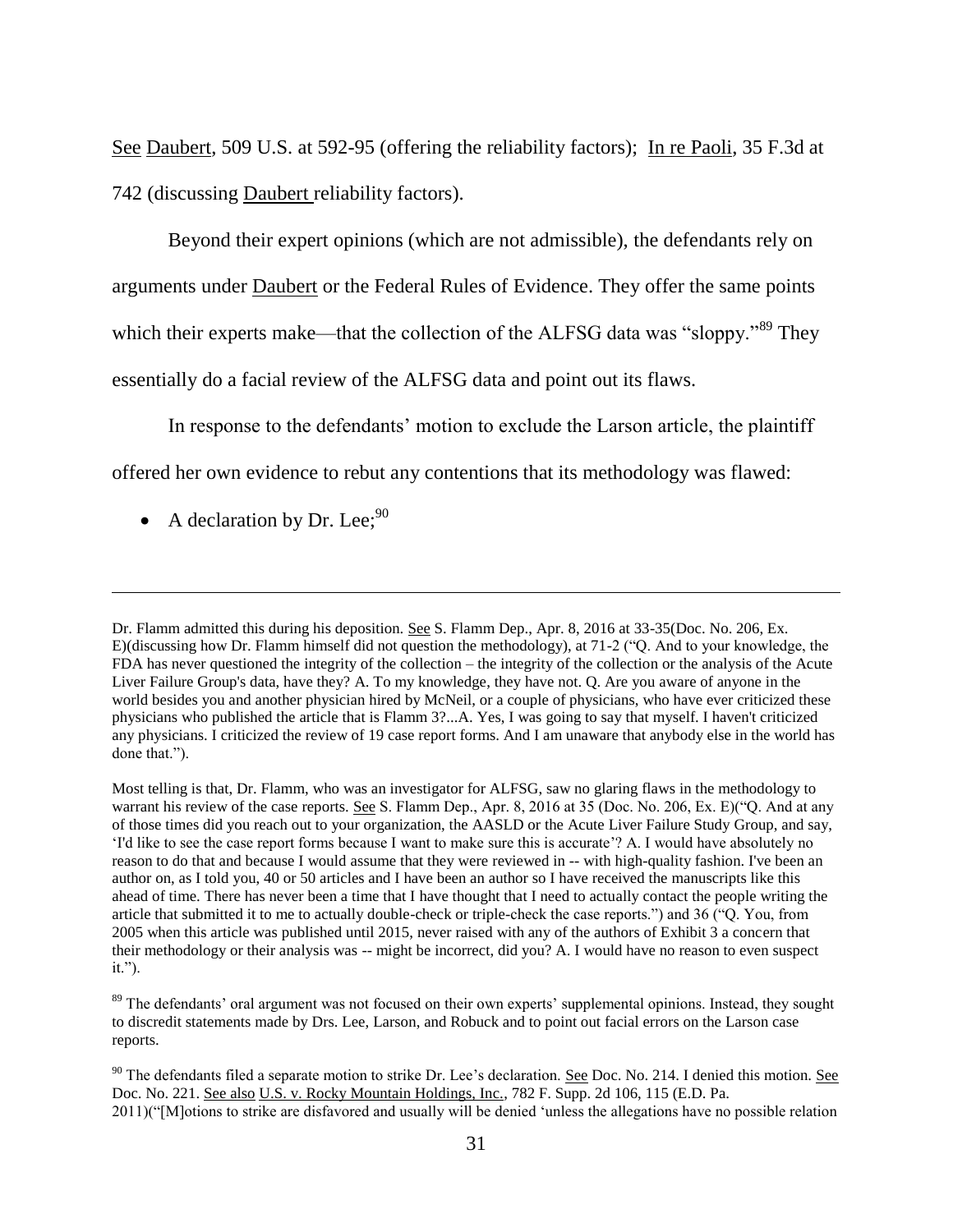See Daubert, 509 U.S. at 592-95 (offering the reliability factors); In re Paoli, 35 F.3d at 742 (discussing Daubert reliability factors).

Beyond their expert opinions (which are not admissible), the defendants rely on arguments under Daubert or the Federal Rules of Evidence. They offer the same points which their experts make—that the collection of the ALFSG data was "sloppy."[89] They essentially do a facial review of the ALFSG data and point out its flaws.

In response to the defendants' motion to exclude the Larson article, the plaintiff offered her own evidence to rebut any contentions that its methodology was flawed:

- A declaration by Dr. Lee;[90]

---

Dr. Flamm admitted this during his deposition. See S. Flamm Dep., Apr. 8, 2016 at 33-35(Doc. No. 206, Ex. E)(discussing how Dr. Flamm himself did not question the methodology), at 71-2 ("Q. And to your knowledge, the FDA has never questioned the integrity of the collection – the integrity of the collection or the analysis of the Acute Liver Failure Group's data, have they? A. To my knowledge, they have not. Q. Are you aware of anyone in the world besides you and another physician hired by McNeil, or a couple of physicians, who have ever criticized these physicians who published the article that is Flamm 3?...A. Yes, I was going to say that myself. I haven't criticized any physicians. I criticized the review of 19 case report forms. And I am unaware that anybody else in the world has done that.").

Most telling is that, Dr. Flamm, who was an investigator for ALFSG, saw no glaring flaws in the methodology to warrant his review of the case reports. See S. Flamm Dep., Apr. 8, 2016 at 35 (Doc. No. 206, Ex. E)("Q. And at any of those times did you reach out to your organization, the AASLD or the Acute Liver Failure Study Group, and say, 'I'd like to see the case report forms because I want to make sure this is accurate'? A. I would have absolutely no reason to do that and because I would assume that they were reviewed in -- with high-quality fashion. I've been an author on, as I told you, 40 or 50 articles and I have been an author so I have received the manuscripts like this ahead of time. There has never been a time that I have thought that I need to actually contact the people writing the article that submitted it to me to actually double-check or triple-check the case reports.") and 36 ("Q. You, from 2005 when this article was published until 2015, never raised with any of the authors of Exhibit 3 a concern that their methodology or their analysis was -- might be incorrect, did you? A. I would have no reason to even suspect it.").

[89] The defendants' oral argument was not focused on their own experts' supplemental opinions. Instead, they sought to discredit statements made by Drs. Lee, Larson, and Robuck and to point out facial errors on the Larson case reports.

[90] The defendants filed a separate motion to strike Dr. Lee's declaration. See Doc. No. 214. I denied this motion. See Doc. No. 221. See also U.S. v. Rocky Mountain Holdings, Inc., 782 F. Supp. 2d 106, 115 (E.D. Pa. 2011)("[M]otions to strike are disfavored and usually will be denied 'unless the allegations have no possible relation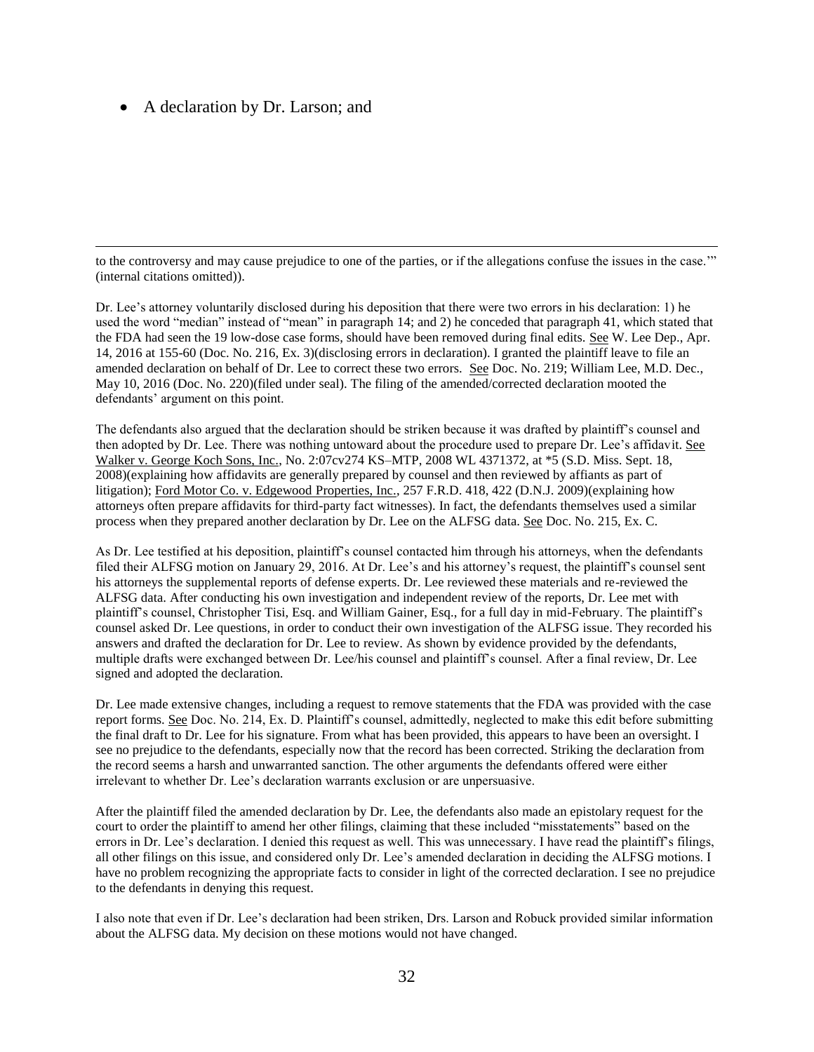- A declaration by Dr. Larson; and

---

to the controversy and may cause prejudice to one of the parties, or if the allegations confuse the issues in the case.'" (internal citations omitted)).

Dr. Lee's attorney voluntarily disclosed during his deposition that there were two errors in his declaration: 1) he used the word "median" instead of "mean" in paragraph 14; and 2) he conceded that paragraph 41, which stated that the FDA had seen the 19 low-dose case forms, should have been removed during final edits. See W. Lee Dep., Apr. 14, 2016 at 155-60 (Doc. No. 216, Ex. 3)(disclosing errors in declaration). I granted the plaintiff leave to file an amended declaration on behalf of Dr. Lee to correct these two errors. See Doc. No. 219; William Lee, M.D. Dec., May 10, 2016 (Doc. No. 220)(filed under seal). The filing of the amended/corrected declaration mooted the defendants' argument on this point.

The defendants also argued that the declaration should be striken because it was drafted by plaintiff's counsel and then adopted by Dr. Lee. There was nothing untoward about the procedure used to prepare Dr. Lee's affidavit. See Walker v. George Koch Sons, Inc., No. 2:07cv274 KS–MTP, 2008 WL 4371372, at *5 (S.D. Miss. Sept. 18, 2008)(explaining how affidavits are generally prepared by counsel and then reviewed by affiants as part of litigation); Ford Motor Co. v. Edgewood Properties, Inc., 257 F.R.D. 418, 422 (D.N.J. 2009)(explaining how attorneys often prepare affidavits for third-party fact witnesses). In fact, the defendants themselves used a similar process when they prepared another declaration by Dr. Lee on the ALFSG data. See Doc. No. 215, Ex. C.

As Dr. Lee testified at his deposition, plaintiff's counsel contacted him through his attorneys, when the defendants filed their ALFSG motion on January 29, 2016. At Dr. Lee's and his attorney's request, the plaintiff's counsel sent his attorneys the supplemental reports of defense experts. Dr. Lee reviewed these materials and re-reviewed the ALFSG data. After conducting his own investigation and independent review of the reports, Dr. Lee met with plaintiff's counsel, Christopher Tisi, Esq. and William Gainer, Esq., for a full day in mid-February. The plaintiff's counsel asked Dr. Lee questions, in order to conduct their own investigation of the ALFSG issue. They recorded his answers and drafted the declaration for Dr. Lee to review. As shown by evidence provided by the defendants, multiple drafts were exchanged between Dr. Lee/his counsel and plaintiff's counsel. After a final review, Dr. Lee signed and adopted the declaration.

Dr. Lee made extensive changes, including a request to remove statements that the FDA was provided with the case report forms. See Doc. No. 214, Ex. D. Plaintiff's counsel, admittedly, neglected to make this edit before submitting the final draft to Dr. Lee for his signature. From what has been provided, this appears to have been an oversight. I see no prejudice to the defendants, especially now that the record has been corrected. Striking the declaration from the record seems a harsh and unwarranted sanction. The other arguments the defendants offered were either irrelevant to whether Dr. Lee's declaration warrants exclusion or are unpersuasive.

After the plaintiff filed the amended declaration by Dr. Lee, the defendants also made an epistolary request for the court to order the plaintiff to amend her other filings, claiming that these included "misstatements" based on the errors in Dr. Lee's declaration. I denied this request as well. This was unnecessary. I have read the plaintiff's filings, all other filings on this issue, and considered only Dr. Lee's amended declaration in deciding the ALFSG motions. I have no problem recognizing the appropriate facts to consider in light of the corrected declaration. I see no prejudice to the defendants in denying this request.

I also note that even if Dr. Lee's declaration had been striken, Drs. Larson and Robuck provided similar information about the ALFSG data. My decision on these motions would not have changed.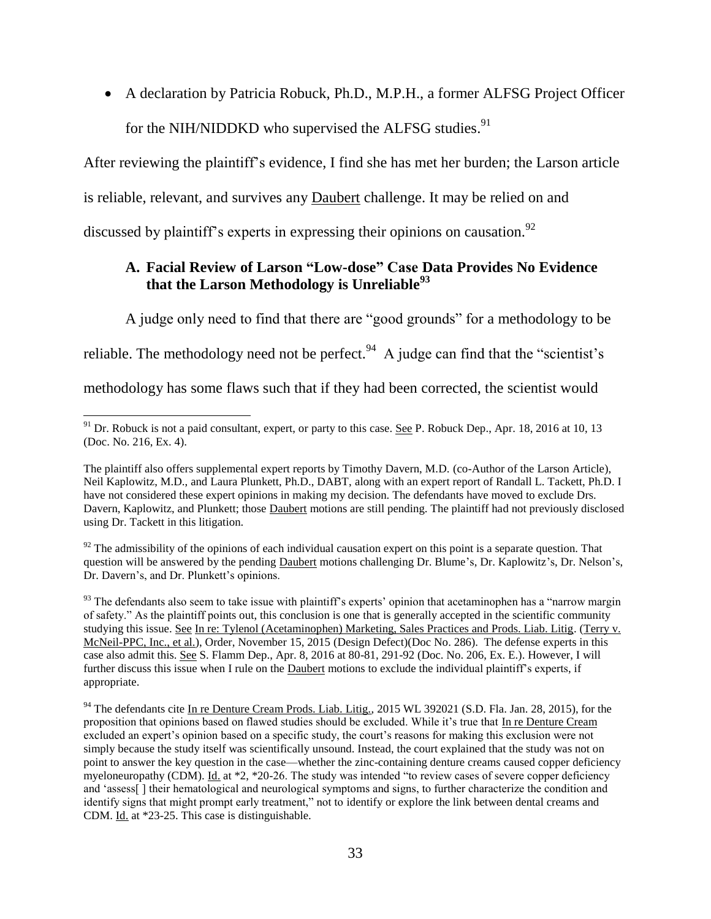- A declaration by Patricia Robuck, Ph.D., M.P.H., a former ALFSG Project Officer for the NIH/NIDDKD who supervised the ALFSG studies.[91]

After reviewing the plaintiff's evidence, I find she has met her burden; the Larson article is reliable, relevant, and survives any Daubert challenge. It may be relied on and discussed by plaintiff's experts in expressing their opinions on causation.[92]

### A. Facial Review of Larson "Low-dose" Case Data Provides No Evidence that the Larson Methodology is Unreliable[93]

A judge only need to find that there are "good grounds" for a methodology to be reliable. The methodology need not be perfect.[94] A judge can find that the "scientist's methodology has some flaws such that if they had been corrected, the scientist would

---

[91] Dr. Robuck is not a paid consultant, expert, or party to this case. See P. Robuck Dep., Apr. 18, 2016 at 10, 13 (Doc. No. 216, Ex. 4).

The plaintiff also offers supplemental expert reports by Timothy Davern, M.D. (co-Author of the Larson Article), Neil Kaplowitz, M.D., and Laura Plunkett, Ph.D., DABT, along with an expert report of Randall L. Tackett, Ph.D. I have not considered these expert opinions in making my decision. The defendants have moved to exclude Drs. Davern, Kaplowitz, and Plunkett; those Daubert motions are still pending. The plaintiff had not previously disclosed using Dr. Tackett in this litigation.

[92] The admissibility of the opinions of each individual causation expert on this point is a separate question. That question will be answered by the pending Daubert motions challenging Dr. Blume's, Dr. Kaplowitz's, Dr. Nelson's, Dr. Davern's, and Dr. Plunkett's opinions.

[93] The defendants also seem to take issue with plaintiff's experts' opinion that acetaminophen has a "narrow margin of safety." As the plaintiff points out, this conclusion is one that is generally accepted in the scientific community studying this issue. See In re: Tylenol (Acetaminophen) Marketing, Sales Practices and Prods. Liab. Litig. (Terry v. McNeil-PPC, Inc., et al.), Order, November 15, 2015 (Design Defect)(Doc No. 286). The defense experts in this case also admit this. See S. Flamm Dep., Apr. 8, 2016 at 80-81, 291-92 (Doc. No. 206, Ex. E.). However, I will further discuss this issue when I rule on the Daubert motions to exclude the individual plaintiff's experts, if appropriate.

[94] The defendants cite In re Denture Cream Prods. Liab. Litig., 2015 WL 392021 (S.D. Fla. Jan. 28, 2015), for the proposition that opinions based on flawed studies should be excluded. While it's true that In re Denture Cream excluded an expert's opinion based on a specific study, the court's reasons for making this exclusion were not simply because the study itself was scientifically unsound. Instead, the court explained that the study was not on point to answer the key question in the case—whether the zinc-containing denture creams caused copper deficiency myeloneuropathy (CDM). Id. at *2, *20-26. The study was intended "to review cases of severe copper deficiency and 'assess[ ] their hematological and neurological symptoms and signs, to further characterize the condition and identify signs that might prompt early treatment," not to identify or explore the link between dental creams and CDM. Id. at *23-25. This case is distinguishable.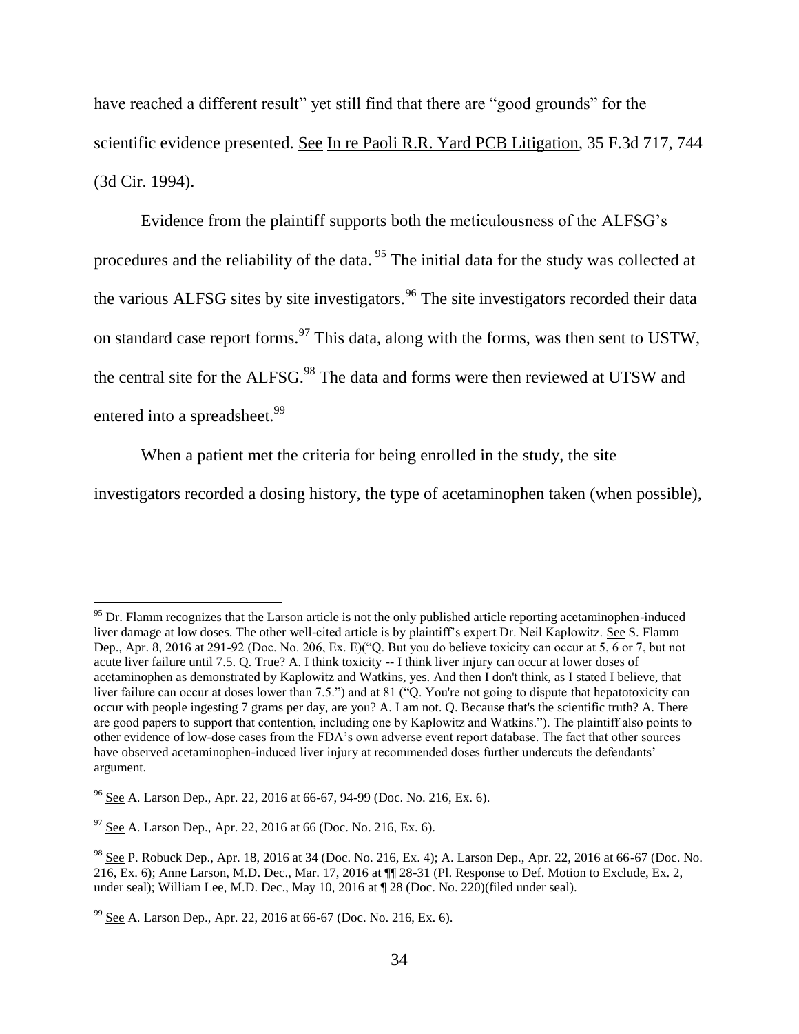have reached a different result" yet still find that there are "good grounds" for the scientific evidence presented. See In re Paoli R.R. Yard PCB Litigation, 35 F.3d 717, 744 (3d Cir. 1994).

Evidence from the plaintiff supports both the meticulousness of the ALFSG's procedures and the reliability of the data.[95] The initial data for the study was collected at the various ALFSG sites by site investigators.[96] The site investigators recorded their data on standard case report forms.[97] This data, along with the forms, was then sent to USTW, the central site for the ALFSG.[98] The data and forms were then reviewed at UTSW and entered into a spreadsheet.[99]

When a patient met the criteria for being enrolled in the study, the site investigators recorded a dosing history, the type of acetaminophen taken (when possible),

---

[95] Dr. Flamm recognizes that the Larson article is not the only published article reporting acetaminophen-induced liver damage at low doses. The other well-cited article is by plaintiff's expert Dr. Neil Kaplowitz. See S. Flamm Dep., Apr. 8, 2016 at 291-92 (Doc. No. 206, Ex. E)("Q. But you do believe toxicity can occur at 5, 6 or 7, but not acute liver failure until 7.5. Q. True? A. I think toxicity -- I think liver injury can occur at lower doses of acetaminophen as demonstrated by Kaplowitz and Watkins, yes. And then I don't think, as I stated I believe, that liver failure can occur at doses lower than 7.5.") and at 81 ("Q. You're not going to dispute that hepatotoxicity can occur with people ingesting 7 grams per day, are you? A. I am not. Q. Because that's the scientific truth? A. There are good papers to support that contention, including one by Kaplowitz and Watkins."). The plaintiff also points to other evidence of low-dose cases from the FDA's own adverse event report database. The fact that other sources have observed acetaminophen-induced liver injury at recommended doses further undercuts the defendants' argument.

[96] See A. Larson Dep., Apr. 22, 2016 at 66-67, 94-99 (Doc. No. 216, Ex. 6).

[97] See A. Larson Dep., Apr. 22, 2016 at 66 (Doc. No. 216, Ex. 6).

[98] See P. Robuck Dep., Apr. 18, 2016 at 34 (Doc. No. 216, Ex. 4); A. Larson Dep., Apr. 22, 2016 at 66-67 (Doc. No. 216, Ex. 6); Anne Larson, M.D. Dec., Mar. 17, 2016 at ¶¶ 28-31 (Pl. Response to Def. Motion to Exclude, Ex. 2, under seal); William Lee, M.D. Dec., May 10, 2016 at ¶ 28 (Doc. No. 220)(filed under seal).

[99] See A. Larson Dep., Apr. 22, 2016 at 66-67 (Doc. No. 216, Ex. 6).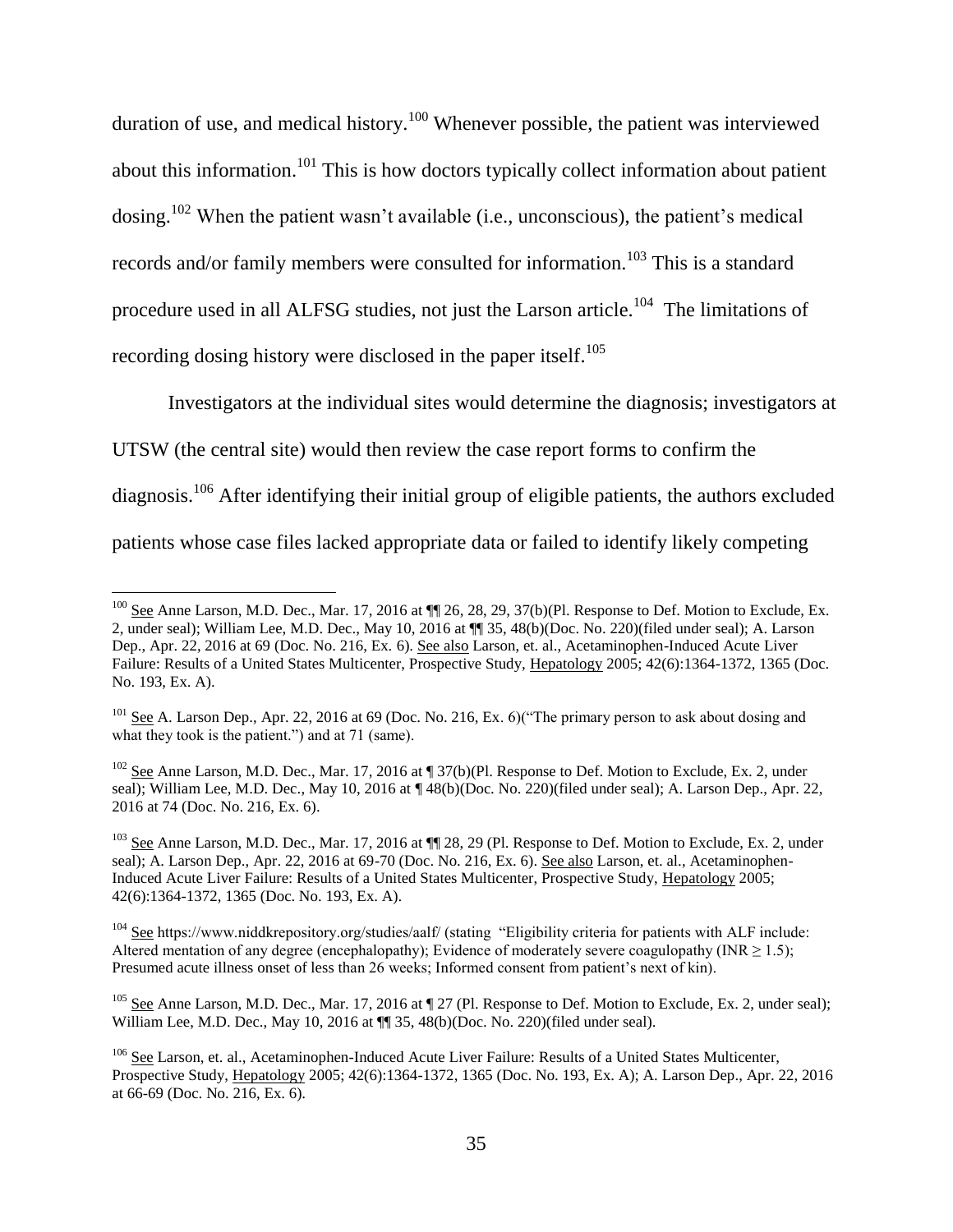duration of use, and medical history.[100] Whenever possible, the patient was interviewed about this information.[101] This is how doctors typically collect information about patient dosing.[102] When the patient wasn't available (i.e., unconscious), the patient's medical records and/or family members were consulted for information.[103] This is a standard procedure used in all ALFSG studies, not just the Larson article.[104] The limitations of recording dosing history were disclosed in the paper itself.[105]

Investigators at the individual sites would determine the diagnosis; investigators at UTSW (the central site) would then review the case report forms to confirm the diagnosis.[106] After identifying their initial group of eligible patients, the authors excluded patients whose case files lacked appropriate data or failed to identify likely competing

---

[100] See Anne Larson, M.D. Dec., Mar. 17, 2016 at ¶¶ 26, 28, 29, 37(b)(Pl. Response to Def. Motion to Exclude, Ex. 2, under seal); William Lee, M.D. Dec., May 10, 2016 at ¶¶ 35, 48(b)(Doc. No. 220)(filed under seal); A. Larson Dep., Apr. 22, 2016 at 69 (Doc. No. 216, Ex. 6). See also Larson, et. al., Acetaminophen-Induced Acute Liver Failure: Results of a United States Multicenter, Prospective Study, Hepatology 2005; 42(6):1364-1372, 1365 (Doc. No. 193, Ex. A).

[101] See A. Larson Dep., Apr. 22, 2016 at 69 (Doc. No. 216, Ex. 6)("The primary person to ask about dosing and what they took is the patient.") and at 71 (same).

[102] See Anne Larson, M.D. Dec., Mar. 17, 2016 at ¶ 37(b)(Pl. Response to Def. Motion to Exclude, Ex. 2, under seal); William Lee, M.D. Dec., May 10, 2016 at ¶ 48(b)(Doc. No. 220)(filed under seal); A. Larson Dep., Apr. 22, 2016 at 74 (Doc. No. 216, Ex. 6).

[103] See Anne Larson, M.D. Dec., Mar. 17, 2016 at ¶¶ 28, 29 (Pl. Response to Def. Motion to Exclude, Ex. 2, under seal); A. Larson Dep., Apr. 22, 2016 at 69-70 (Doc. No. 216, Ex. 6). See also Larson, et. al., Acetaminophen-Induced Acute Liver Failure: Results of a United States Multicenter, Prospective Study, Hepatology 2005; 42(6):1364-1372, 1365 (Doc. No. 193, Ex. A).

[104] See https://www.niddkrepository.org/studies/aalf/ (stating "Eligibility criteria for patients with ALF include: Altered mentation of any degree (encephalopathy); Evidence of moderately severe coagulopathy (INR $\geq$ 1.5); Presumed acute illness onset of less than 26 weeks; Informed consent from patient's next of kin).

[105] See Anne Larson, M.D. Dec., Mar. 17, 2016 at ¶ 27 (Pl. Response to Def. Motion to Exclude, Ex. 2, under seal); William Lee, M.D. Dec., May 10, 2016 at ¶¶ 35, 48(b)(Doc. No. 220)(filed under seal).

[106] See Larson, et. al., Acetaminophen-Induced Acute Liver Failure: Results of a United States Multicenter, Prospective Study, Hepatology 2005; 42(6):1364-1372, 1365 (Doc. No. 193, Ex. A); A. Larson Dep., Apr. 22, 2016 at 66-69 (Doc. No. 216, Ex. 6).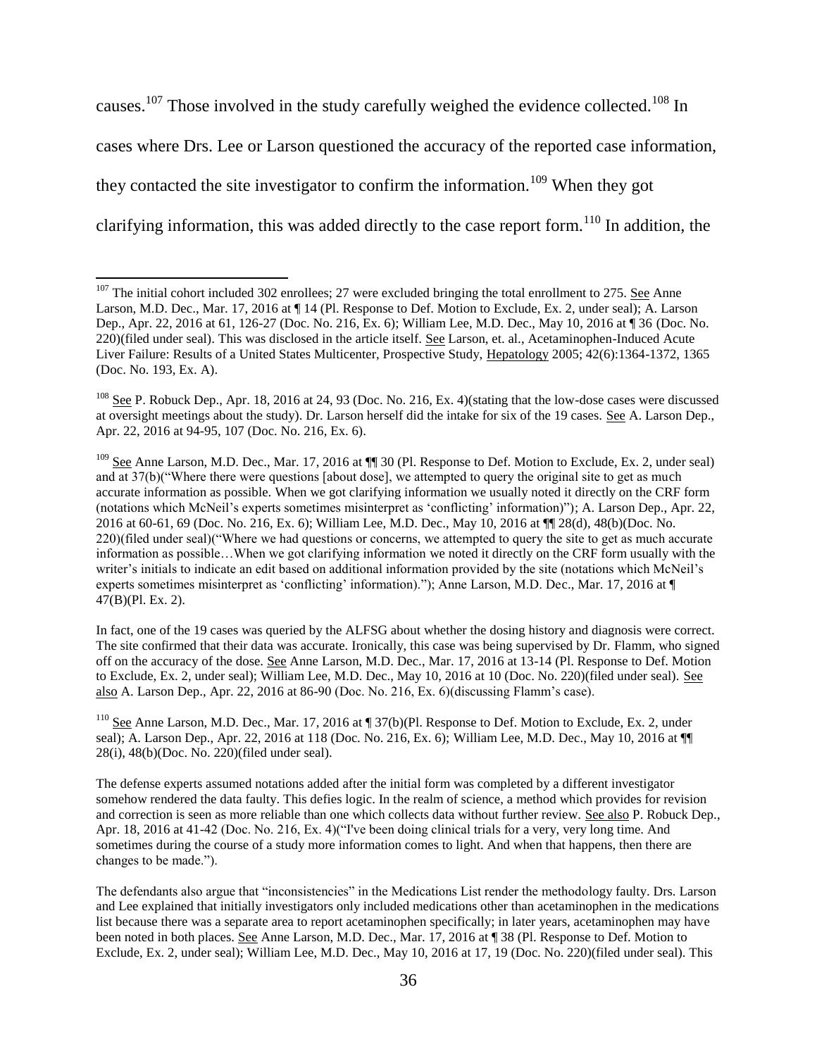causes.[107] Those involved in the study carefully weighed the evidence collected.[108] In cases where Drs. Lee or Larson questioned the accuracy of the reported case information, they contacted the site investigator to confirm the information.[109] When they got clarifying information, this was added directly to the case report form.[110] In addition, the

---

[107] The initial cohort included 302 enrollees; 27 were excluded bringing the total enrollment to 275. See Anne Larson, M.D. Dec., Mar. 17, 2016 at ¶ 14 (Pl. Response to Def. Motion to Exclude, Ex. 2, under seal); A. Larson Dep., Apr. 22, 2016 at 61, 126-27 (Doc. No. 216, Ex. 6); William Lee, M.D. Dec., May 10, 2016 at ¶ 36 (Doc. No. 220)(filed under seal). This was disclosed in the article itself. See Larson, et. al., Acetaminophen-Induced Acute Liver Failure: Results of a United States Multicenter, Prospective Study, Hepatology 2005; 42(6):1364-1372, 1365 (Doc. No. 193, Ex. A).

[108] See P. Robuck Dep., Apr. 18, 2016 at 24, 93 (Doc. No. 216, Ex. 4)(stating that the low-dose cases were discussed at oversight meetings about the study). Dr. Larson herself did the intake for six of the 19 cases. See A. Larson Dep., Apr. 22, 2016 at 94-95, 107 (Doc. No. 216, Ex. 6).

[109] See Anne Larson, M.D. Dec., Mar. 17, 2016 at ¶¶ 30 (Pl. Response to Def. Motion to Exclude, Ex. 2, under seal) and at 37(b)("Where there were questions [about dose], we attempted to query the original site to get as much accurate information as possible. When we got clarifying information we usually noted it directly on the CRF form (notations which McNeil's experts sometimes misinterpret as 'conflicting' information)"); A. Larson Dep., Apr. 22, 2016 at 60-61, 69 (Doc. No. 216, Ex. 6); William Lee, M.D. Dec., May 10, 2016 at ¶¶ 28(d), 48(b)(Doc. No. 220)(filed under seal)("Where we had questions or concerns, we attempted to query the site to get as much accurate information as possible…When we got clarifying information we noted it directly on the CRF form usually with the writer's initials to indicate an edit based on additional information provided by the site (notations which McNeil's experts sometimes misinterpret as 'conflicting' information)."); Anne Larson, M.D. Dec., Mar. 17, 2016 at ¶ 47(B)(Pl. Ex. 2).

In fact, one of the 19 cases was queried by the ALFSG about whether the dosing history and diagnosis were correct. The site confirmed that their data was accurate. Ironically, this case was being supervised by Dr. Flamm, who signed off on the accuracy of the dose. See Anne Larson, M.D. Dec., Mar. 17, 2016 at 13-14 (Pl. Response to Def. Motion to Exclude, Ex. 2, under seal); William Lee, M.D. Dec., May 10, 2016 at 10 (Doc. No. 220)(filed under seal). See also A. Larson Dep., Apr. 22, 2016 at 86-90 (Doc. No. 216, Ex. 6)(discussing Flamm's case).

[110] See Anne Larson, M.D. Dec., Mar. 17, 2016 at ¶ 37(b)(Pl. Response to Def. Motion to Exclude, Ex. 2, under seal); A. Larson Dep., Apr. 22, 2016 at 118 (Doc. No. 216, Ex. 6); William Lee, M.D. Dec., May 10, 2016 at ¶¶ 28(i), 48(b)(Doc. No. 220)(filed under seal).

The defense experts assumed notations added after the initial form was completed by a different investigator somehow rendered the data faulty. This defies logic. In the realm of science, a method which provides for revision and correction is seen as more reliable than one which collects data without further review. See also P. Robuck Dep., Apr. 18, 2016 at 41-42 (Doc. No. 216, Ex. 4)("I've been doing clinical trials for a very, very long time. And sometimes during the course of a study more information comes to light. And when that happens, then there are changes to be made.").

The defendants also argue that "inconsistencies" in the Medications List render the methodology faulty. Drs. Larson and Lee explained that initially investigators only included medications other than acetaminophen in the medications list because there was a separate area to report acetaminophen specifically; in later years, acetaminophen may have been noted in both places. See Anne Larson, M.D. Dec., Mar. 17, 2016 at ¶ 38 (Pl. Response to Def. Motion to Exclude, Ex. 2, under seal); William Lee, M.D. Dec., May 10, 2016 at 17, 19 (Doc. No. 220)(filed under seal). This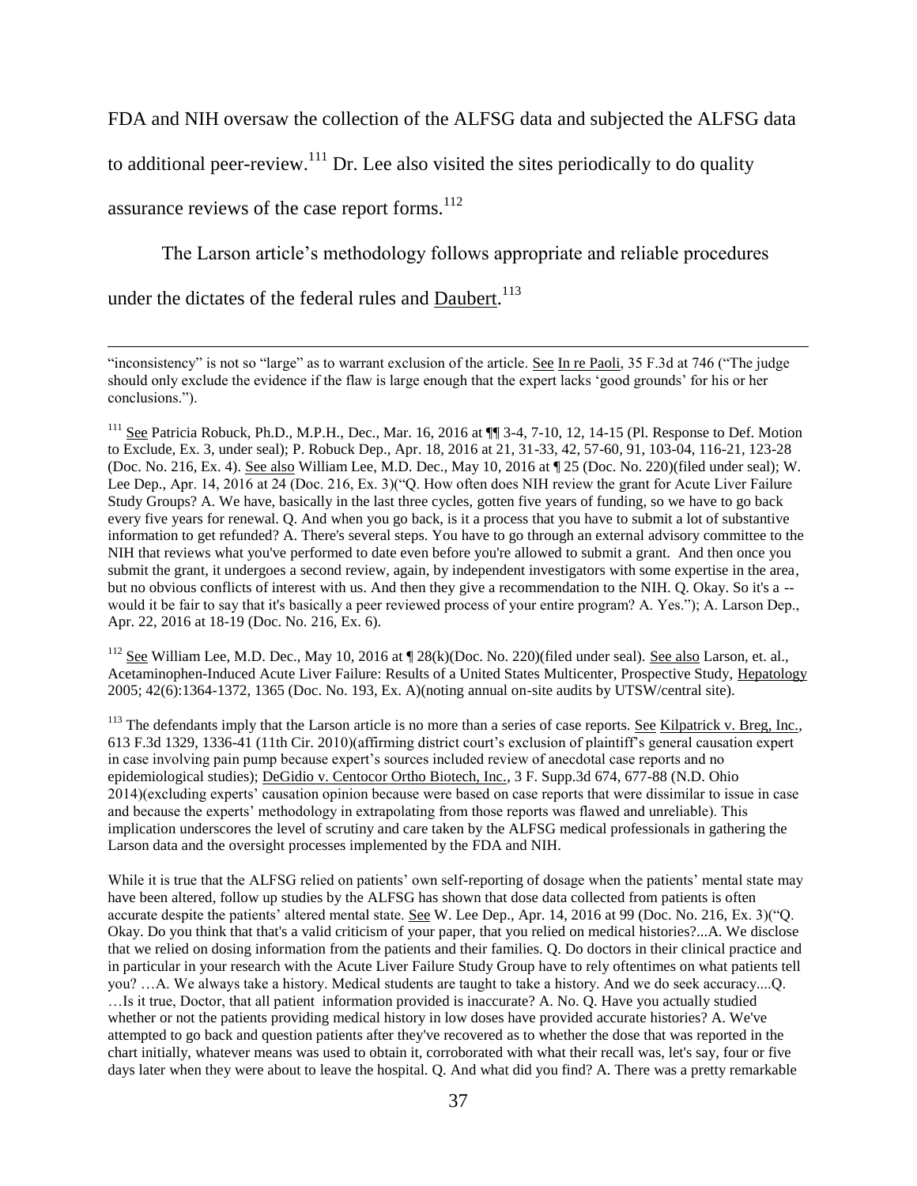FDA and NIH oversaw the collection of the ALFSG data and subjected the ALFSG data to additional peer-review.[111] Dr. Lee also visited the sites periodically to do quality assurance reviews of the case report forms.[112]

The Larson article's methodology follows appropriate and reliable procedures under the dictates of the federal rules and Daubert.[113]

---

"inconsistency" is not so "large" as to warrant exclusion of the article. See In re Paoli, 35 F.3d at 746 ("The judge should only exclude the evidence if the flaw is large enough that the expert lacks 'good grounds' for his or her conclusions.").

[111] See Patricia Robuck, Ph.D., M.P.H., Dec., Mar. 16, 2016 at ¶¶ 3-4, 7-10, 12, 14-15 (Pl. Response to Def. Motion to Exclude, Ex. 3, under seal); P. Robuck Dep., Apr. 18, 2016 at 21, 31-33, 42, 57-60, 91, 103-04, 116-21, 123-28 (Doc. No. 216, Ex. 4). See also William Lee, M.D. Dec., May 10, 2016 at ¶ 25 (Doc. No. 220)(filed under seal); W. Lee Dep., Apr. 14, 2016 at 24 (Doc. 216, Ex. 3)("Q. How often does NIH review the grant for Acute Liver Failure Study Groups? A. We have, basically in the last three cycles, gotten five years of funding, so we have to go back every five years for renewal. Q. And when you go back, is it a process that you have to submit a lot of substantive information to get refunded? A. There's several steps. You have to go through an external advisory committee to the NIH that reviews what you've performed to date even before you're allowed to submit a grant. And then once you submit the grant, it undergoes a second review, again, by independent investigators with some expertise in the area, but no obvious conflicts of interest with us. And then they give a recommendation to the NIH. Q. Okay. So it's a -- would it be fair to say that it's basically a peer reviewed process of your entire program? A. Yes."); A. Larson Dep., Apr. 22, 2016 at 18-19 (Doc. No. 216, Ex. 6).

[112] See William Lee, M.D. Dec., May 10, 2016 at ¶ 28(k)(Doc. No. 220)(filed under seal). See also Larson, et. al., Acetaminophen-Induced Acute Liver Failure: Results of a United States Multicenter, Prospective Study, Hepatology 2005; 42(6):1364-1372, 1365 (Doc. No. 193, Ex. A)(noting annual on-site audits by UTSW/central site).

[113] The defendants imply that the Larson article is no more than a series of case reports. See Kilpatrick v. Breg, Inc., 613 F.3d 1329, 1336-41 (11th Cir. 2010)(affirming district court's exclusion of plaintiff's general causation expert in case involving pain pump because expert's sources included review of anecdotal case reports and no epidemiological studies); DeGidio v. Centocor Ortho Biotech, Inc., 3 F. Supp.3d 674, 677-88 (N.D. Ohio 2014)(excluding experts' causation opinion because were based on case reports that were dissimilar to issue in case and because the experts' methodology in extrapolating from those reports was flawed and unreliable). This implication underscores the level of scrutiny and care taken by the ALFSG medical professionals in gathering the Larson data and the oversight processes implemented by the FDA and NIH.

While it is true that the ALFSG relied on patients' own self-reporting of dosage when the patients' mental state may have been altered, follow up studies by the ALFSG has shown that dose data collected from patients is often accurate despite the patients' altered mental state. See W. Lee Dep., Apr. 14, 2016 at 99 (Doc. No. 216, Ex. 3)("Q. Okay. Do you think that that's a valid criticism of your paper, that you relied on medical histories?...A. We disclose that we relied on dosing information from the patients and their families. Q. Do doctors in their clinical practice and in particular in your research with the Acute Liver Failure Study Group have to rely oftentimes on what patients tell you? …A. We always take a history. Medical students are taught to take a history. And we do seek accuracy....Q. …Is it true, Doctor, that all patient information provided is inaccurate? A. No. Q. Have you actually studied whether or not the patients providing medical history in low doses have provided accurate histories? A. We've attempted to go back and question patients after they've recovered as to whether the dose that was reported in the chart initially, whatever means was used to obtain it, corroborated with what their recall was, let's say, four or five days later when they were about to leave the hospital. Q. And what did you find? A. There was a pretty remarkable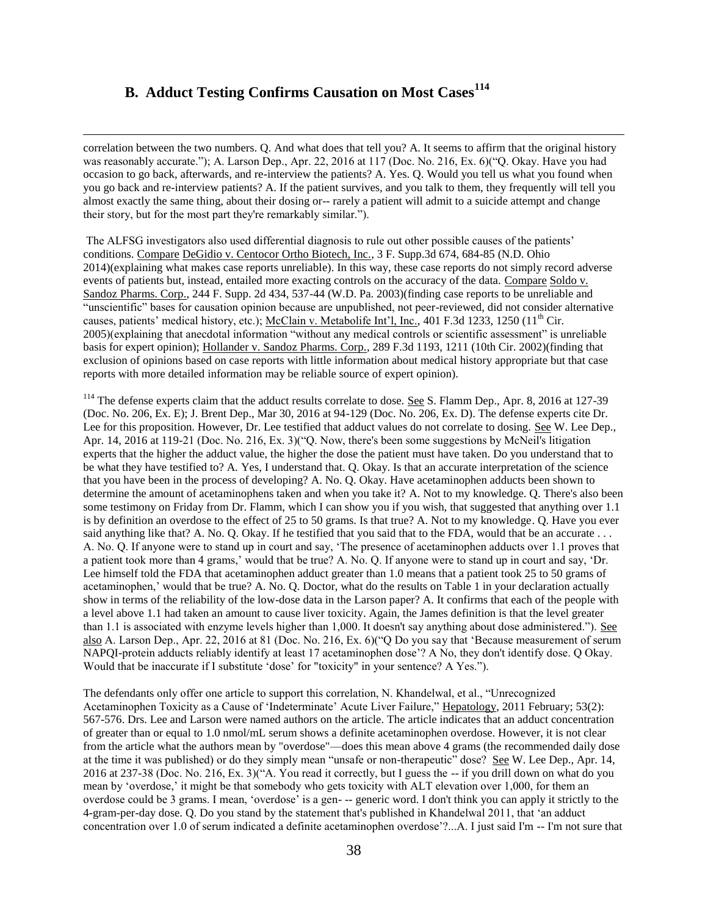## B. Adduct Testing Confirms Causation on Most Cases[114]

---

correlation between the two numbers. Q. And what does that tell you? A. It seems to affirm that the original history was reasonably accurate."); A. Larson Dep., Apr. 22, 2016 at 117 (Doc. No. 216, Ex. 6)("Q. Okay. Have you had occasion to go back, afterwards, and re-interview the patients? A. Yes. Q. Would you tell us what you found when you go back and re-interview patients? A. If the patient survives, and you talk to them, they frequently will tell you almost exactly the same thing, about their dosing or-- rarely a patient will admit to a suicide attempt and change their story, but for the most part they're remarkably similar.").

The ALFSG investigators also used differential diagnosis to rule out other possible causes of the patients' conditions. Compare DeGidio v. Centocor Ortho Biotech, Inc., 3 F. Supp.3d 674, 684-85 (N.D. Ohio 2014)(explaining what makes case reports unreliable). In this way, these case reports do not simply record adverse events of patients but, instead, entailed more exacting controls on the accuracy of the data. Compare Soldo v. Sandoz Pharms. Corp., 244 F. Supp. 2d 434, 537-44 (W.D. Pa. 2003)(finding case reports to be unreliable and "unscientific" bases for causation opinion because are unpublished, not peer-reviewed, did not consider alternative causes, patients' medical history, etc.); McClain v. Metabolife Int'l, Inc., 401 F.3d 1233, 1250 (11th Cir. 2005)(explaining that anecdotal information "without any medical controls or scientific assessment" is unreliable basis for expert opinion); Hollander v. Sandoz Pharms. Corp., 289 F.3d 1193, 1211 (10th Cir. 2002)(finding that exclusion of opinions based on case reports with little information about medical history appropriate but that case reports with more detailed information may be reliable source of expert opinion).

[114] The defense experts claim that the adduct results correlate to dose. See S. Flamm Dep., Apr. 8, 2016 at 127-39 (Doc. No. 206, Ex. E); J. Brent Dep., Mar 30, 2016 at 94-129 (Doc. No. 206, Ex. D). The defense experts cite Dr. Lee for this proposition. However, Dr. Lee testified that adduct values do not correlate to dosing. See W. Lee Dep., Apr. 14, 2016 at 119-21 (Doc. No. 216, Ex. 3)("Q. Now, there's been some suggestions by McNeil's litigation experts that the higher the adduct value, the higher the dose the patient must have taken. Do you understand that to be what they have testified to? A. Yes, I understand that. Q. Okay. Is that an accurate interpretation of the science that you have been in the process of developing? A. No. Q. Okay. Have acetaminophen adducts been shown to determine the amount of acetaminophens taken and when you take it? A. Not to my knowledge. Q. There's also been some testimony on Friday from Dr. Flamm, which I can show you if you wish, that suggested that anything over 1.1 is by definition an overdose to the effect of 25 to 50 grams. Is that true? A. Not to my knowledge. Q. Have you ever said anything like that? A. No. Q. Okay. If he testified that you said that to the FDA, would that be an accurate . . . A. No. Q. If anyone were to stand up in court and say, 'The presence of acetaminophen adducts over 1.1 proves that a patient took more than 4 grams,' would that be true? A. No. Q. If anyone were to stand up in court and say, 'Dr. Lee himself told the FDA that acetaminophen adduct greater than 1.0 means that a patient took 25 to 50 grams of acetaminophen,' would that be true? A. No. Q. Doctor, what do the results on Table 1 in your declaration actually show in terms of the reliability of the low-dose data in the Larson paper? A. It confirms that each of the people with a level above 1.1 had taken an amount to cause liver toxicity. Again, the James definition is that the level greater than 1.1 is associated with enzyme levels higher than 1,000. It doesn't say anything about dose administered."). See also A. Larson Dep., Apr. 22, 2016 at 81 (Doc. No. 216, Ex. 6)("Q Do you say that 'Because measurement of serum NAPQI-protein adducts reliably identify at least 17 acetaminophen dose'? A No, they don't identify dose. Q Okay. Would that be inaccurate if I substitute 'dose' for "toxicity" in your sentence? A Yes.").

The defendants only offer one article to support this correlation, N. Khandelwal, et al., "Unrecognized Acetaminophen Toxicity as a Cause of 'Indeterminate' Acute Liver Failure," Hepatology, 2011 February; 53(2): 567-576. Drs. Lee and Larson were named authors on the article. The article indicates that an adduct concentration of greater than or equal to 1.0 nmol/mL serum shows a definite acetaminophen overdose. However, it is not clear from the article what the authors mean by "overdose"—does this mean above 4 grams (the recommended daily dose at the time it was published) or do they simply mean "unsafe or non-therapeutic" dose? See W. Lee Dep., Apr. 14, 2016 at 237-38 (Doc. No. 216, Ex. 3)("A. You read it correctly, but I guess the -- if you drill down on what do you mean by 'overdose,' it might be that somebody who gets toxicity with ALT elevation over 1,000, for them an overdose could be 3 grams. I mean, 'overdose' is a gen- -- generic word. I don't think you can apply it strictly to the 4-gram-per-day dose. Q. Do you stand by the statement that's published in Khandelwal 2011, that 'an adduct concentration over 1.0 of serum indicated a definite acetaminophen overdose'?...A. I just said I'm -- I'm not sure that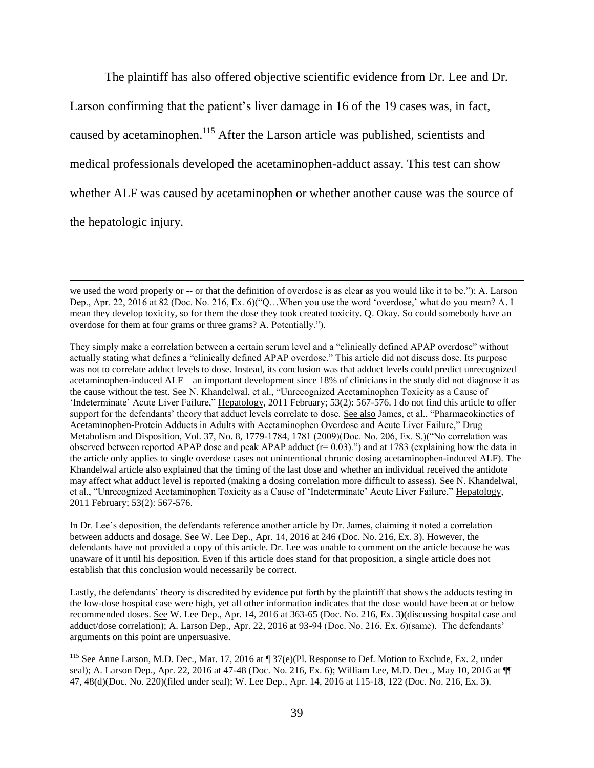The plaintiff has also offered objective scientific evidence from Dr. Lee and Dr. Larson confirming that the patient's liver damage in 16 of the 19 cases was, in fact, caused by acetaminophen.[115] After the Larson article was published, scientists and medical professionals developed the acetaminophen-adduct assay. This test can show whether ALF was caused by acetaminophen or whether another cause was the source of the hepatologic injury.

---

we used the word properly or -- or that the definition of overdose is as clear as you would like it to be."); A. Larson Dep., Apr. 22, 2016 at 82 (Doc. No. 216, Ex. 6)("Q…When you use the word 'overdose,' what do you mean? A. I mean they develop toxicity, so for them the dose they took created toxicity. Q. Okay. So could somebody have an overdose for them at four grams or three grams? A. Potentially.").

They simply make a correlation between a certain serum level and a "clinically defined APAP overdose" without actually stating what defines a "clinically defined APAP overdose." This article did not discuss dose. Its purpose was not to correlate adduct levels to dose. Instead, its conclusion was that adduct levels could predict unrecognized acetaminophen-induced ALF—an important development since 18% of clinicians in the study did not diagnose it as the cause without the test. See N. Khandelwal, et al., "Unrecognized Acetaminophen Toxicity as a Cause of 'Indeterminate' Acute Liver Failure," Hepatology, 2011 February; 53(2): 567-576. I do not find this article to offer support for the defendants' theory that adduct levels correlate to dose. See also James, et al., "Pharmacokinetics of Acetaminophen-Protein Adducts in Adults with Acetaminophen Overdose and Acute Liver Failure," Drug Metabolism and Disposition, Vol. 37, No. 8, 1779-1784, 1781 (2009)(Doc. No. 206, Ex. S.)("No correlation was observed between reported APAP dose and peak APAP adduct ($r= 0.03$).") and at 1783 (explaining how the data in the article only applies to single overdose cases not unintentional chronic dosing acetaminophen-induced ALF). The Khandelwal article also explained that the timing of the last dose and whether an individual received the antidote may affect what adduct level is reported (making a dosing correlation more difficult to assess). See N. Khandelwal, et al., "Unrecognized Acetaminophen Toxicity as a Cause of 'Indeterminate' Acute Liver Failure," Hepatology, 2011 February; 53(2): 567-576.

In Dr. Lee's deposition, the defendants reference another article by Dr. James, claiming it noted a correlation between adducts and dosage. See W. Lee Dep., Apr. 14, 2016 at 246 (Doc. No. 216, Ex. 3). However, the defendants have not provided a copy of this article. Dr. Lee was unable to comment on the article because he was unaware of it until his deposition. Even if this article does stand for that proposition, a single article does not establish that this conclusion would necessarily be correct.

Lastly, the defendants' theory is discredited by evidence put forth by the plaintiff that shows the adducts testing in the low-dose hospital case were high, yet all other information indicates that the dose would have been at or below recommended doses. See W. Lee Dep., Apr. 14, 2016 at 363-65 (Doc. No. 216, Ex. 3)(discussing hospital case and adduct/dose correlation); A. Larson Dep., Apr. 22, 2016 at 93-94 (Doc. No. 216, Ex. 6)(same). The defendants' arguments on this point are unpersuasive.

[115] See Anne Larson, M.D. Dec., Mar. 17, 2016 at ¶ 37(e)(Pl. Response to Def. Motion to Exclude, Ex. 2, under seal); A. Larson Dep., Apr. 22, 2016 at 47-48 (Doc. No. 216, Ex. 6); William Lee, M.D. Dec., May 10, 2016 at ¶¶ 47, 48(d)(Doc. No. 220)(filed under seal); W. Lee Dep., Apr. 14, 2016 at 115-18, 122 (Doc. No. 216, Ex. 3).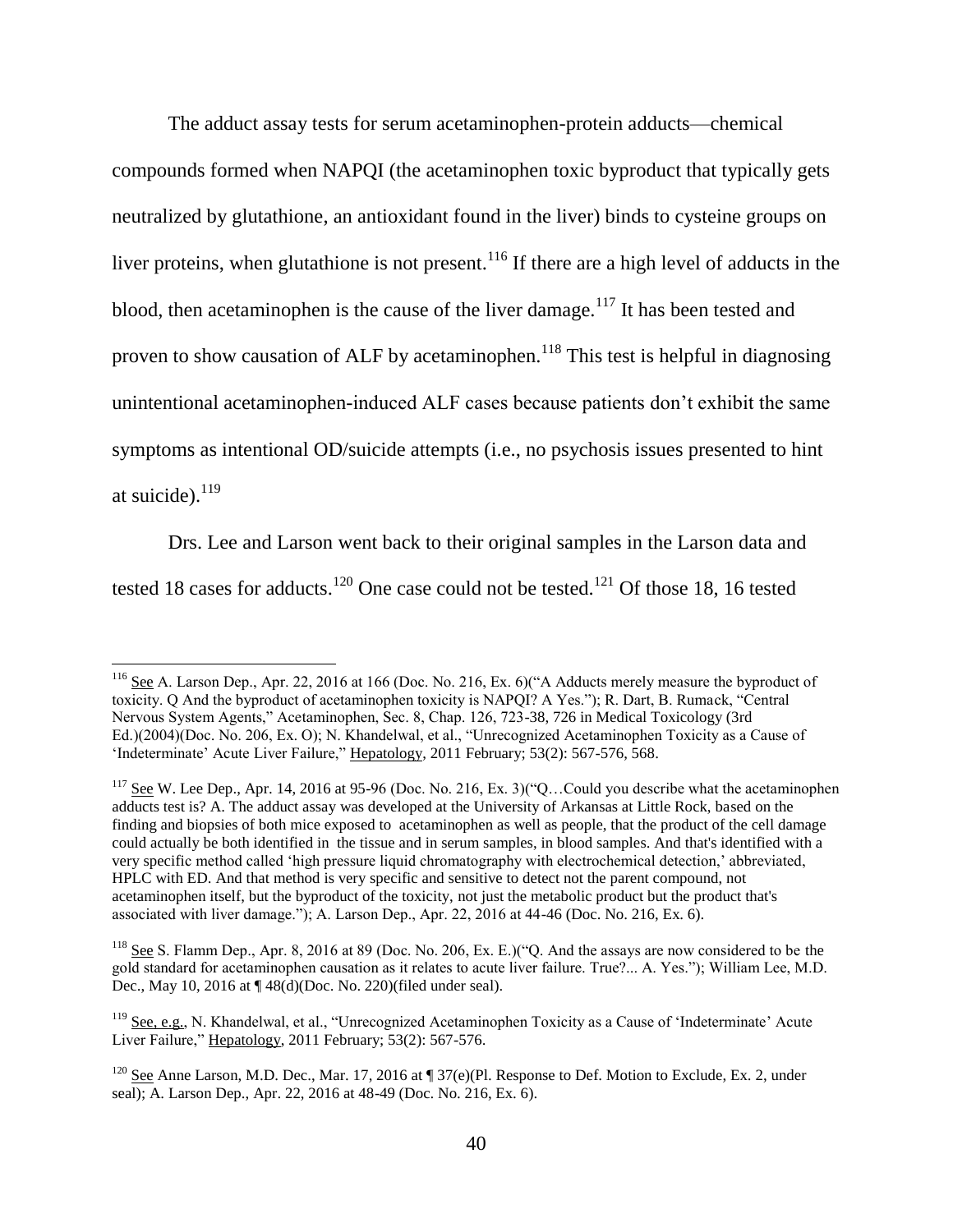The adduct assay tests for serum acetaminophen-protein adducts—chemical compounds formed when NAPQI (the acetaminophen toxic byproduct that typically gets neutralized by glutathione, an antioxidant found in the liver) binds to cysteine groups on liver proteins, when glutathione is not present.[116] If there are a high level of adducts in the blood, then acetaminophen is the cause of the liver damage.[117] It has been tested and proven to show causation of ALF by acetaminophen.[118] This test is helpful in diagnosing unintentional acetaminophen-induced ALF cases because patients don't exhibit the same symptoms as intentional OD/suicide attempts (i.e., no psychosis issues presented to hint at suicide).[119]

Drs. Lee and Larson went back to their original samples in the Larson data and tested 18 cases for adducts.[120] One case could not be tested.[121] Of those 18, 16 tested

---

[116] See A. Larson Dep., Apr. 22, 2016 at 166 (Doc. No. 216, Ex. 6)("A Adducts merely measure the byproduct of toxicity. Q And the byproduct of acetaminophen toxicity is NAPQI? A Yes."); R. Dart, B. Rumack, "Central Nervous System Agents," Acetaminophen, Sec. 8, Chap. 126, 723-38, 726 in Medical Toxicology (3rd Ed.)(2004)(Doc. No. 206, Ex. O); N. Khandelwal, et al., "Unrecognized Acetaminophen Toxicity as a Cause of 'Indeterminate' Acute Liver Failure," Hepatology, 2011 February; 53(2): 567-576, 568.

[117] See W. Lee Dep., Apr. 14, 2016 at 95-96 (Doc. No. 216, Ex. 3)("Q…Could you describe what the acetaminophen adducts test is? A. The adduct assay was developed at the University of Arkansas at Little Rock, based on the finding and biopsies of both mice exposed to acetaminophen as well as people, that the product of the cell damage could actually be both identified in the tissue and in serum samples, in blood samples. And that's identified with a very specific method called 'high pressure liquid chromatography with electrochemical detection,' abbreviated, HPLC with ED. And that method is very specific and sensitive to detect not the parent compound, not acetaminophen itself, but the byproduct of the toxicity, not just the metabolic product but the product that's associated with liver damage."); A. Larson Dep., Apr. 22, 2016 at 44-46 (Doc. No. 216, Ex. 6).

[118] See S. Flamm Dep., Apr. 8, 2016 at 89 (Doc. No. 206, Ex. E.)("Q. And the assays are now considered to be the gold standard for acetaminophen causation as it relates to acute liver failure. True?... A. Yes."); William Lee, M.D. Dec., May 10, 2016 at ¶ 48(d)(Doc. No. 220)(filed under seal).

[119] See, e.g., N. Khandelwal, et al., "Unrecognized Acetaminophen Toxicity as a Cause of 'Indeterminate' Acute Liver Failure," Hepatology, 2011 February; 53(2): 567-576.

[120] See Anne Larson, M.D. Dec., Mar. 17, 2016 at ¶ 37(e)(Pl. Response to Def. Motion to Exclude, Ex. 2, under seal); A. Larson Dep., Apr. 22, 2016 at 48-49 (Doc. No. 216, Ex. 6).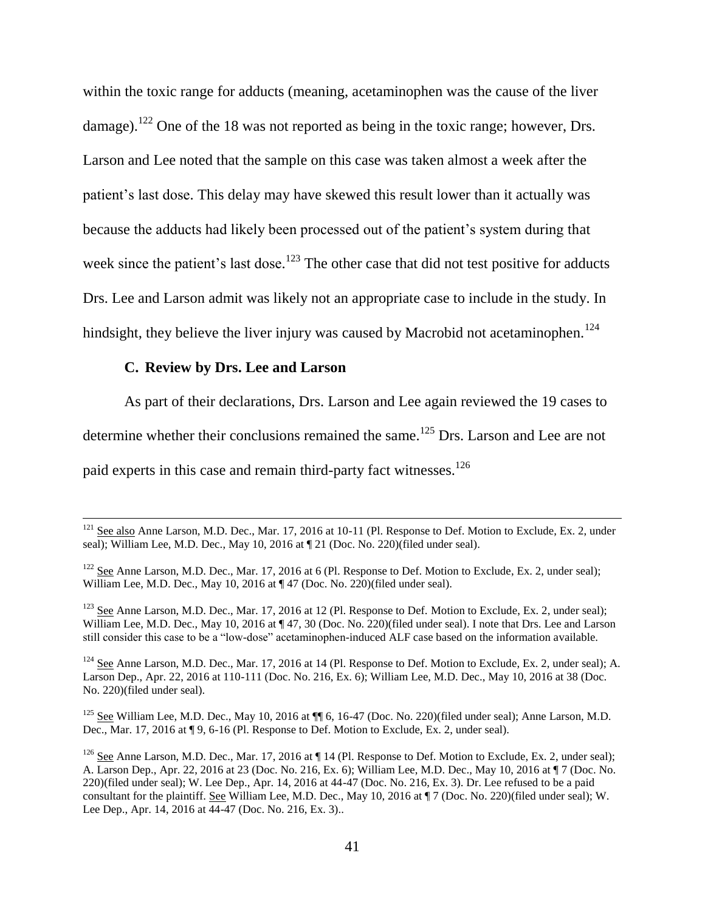within the toxic range for adducts (meaning, acetaminophen was the cause of the liver damage).[122] One of the 18 was not reported as being in the toxic range; however, Drs. Larson and Lee noted that the sample on this case was taken almost a week after the patient's last dose. This delay may have skewed this result lower than it actually was because the adducts had likely been processed out of the patient's system during that week since the patient's last dose.[123] The other case that did not test positive for adducts Drs. Lee and Larson admit was likely not an appropriate case to include in the study. In hindsight, they believe the liver injury was caused by Macrobid not acetaminophen.[124]

### C. Review by Drs. Lee and Larson

As part of their declarations, Drs. Larson and Lee again reviewed the 19 cases to determine whether their conclusions remained the same.[125] Drs. Larson and Lee are not paid experts in this case and remain third-party fact witnesses.[126]

---

[121] See also Anne Larson, M.D. Dec., Mar. 17, 2016 at 10-11 (Pl. Response to Def. Motion to Exclude, Ex. 2, under seal); William Lee, M.D. Dec., May 10, 2016 at ¶ 21 (Doc. No. 220)(filed under seal).

[122] See Anne Larson, M.D. Dec., Mar. 17, 2016 at 6 (Pl. Response to Def. Motion to Exclude, Ex. 2, under seal); William Lee, M.D. Dec., May 10, 2016 at ¶ 47 (Doc. No. 220)(filed under seal).

[123] See Anne Larson, M.D. Dec., Mar. 17, 2016 at 12 (Pl. Response to Def. Motion to Exclude, Ex. 2, under seal); William Lee, M.D. Dec., May 10, 2016 at ¶ 47, 30 (Doc. No. 220)(filed under seal). I note that Drs. Lee and Larson still consider this case to be a "low-dose" acetaminophen-induced ALF case based on the information available.

[124] See Anne Larson, M.D. Dec., Mar. 17, 2016 at 14 (Pl. Response to Def. Motion to Exclude, Ex. 2, under seal); A. Larson Dep., Apr. 22, 2016 at 110-111 (Doc. No. 216, Ex. 6); William Lee, M.D. Dec., May 10, 2016 at 38 (Doc. No. 220)(filed under seal).

[125] See William Lee, M.D. Dec., May 10, 2016 at ¶¶ 6, 16-47 (Doc. No. 220)(filed under seal); Anne Larson, M.D. Dec., Mar. 17, 2016 at ¶ 9, 6-16 (Pl. Response to Def. Motion to Exclude, Ex. 2, under seal).

[126] See Anne Larson, M.D. Dec., Mar. 17, 2016 at ¶ 14 (Pl. Response to Def. Motion to Exclude, Ex. 2, under seal); A. Larson Dep., Apr. 22, 2016 at 23 (Doc. No. 216, Ex. 6); William Lee, M.D. Dec., May 10, 2016 at ¶ 7 (Doc. No. 220)(filed under seal); W. Lee Dep., Apr. 14, 2016 at 44-47 (Doc. No. 216, Ex. 3). Dr. Lee refused to be a paid consultant for the plaintiff. See William Lee, M.D. Dec., May 10, 2016 at ¶ 7 (Doc. No. 220)(filed under seal); W. Lee Dep., Apr. 14, 2016 at 44-47 (Doc. No. 216, Ex. 3)..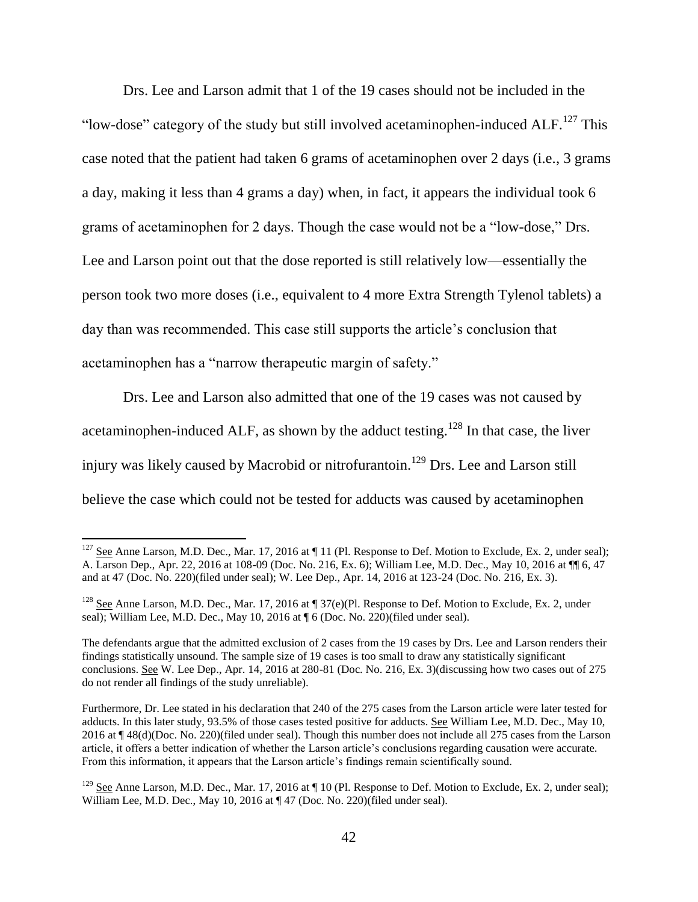Drs. Lee and Larson admit that 1 of the 19 cases should not be included in the "low-dose" category of the study but still involved acetaminophen-induced ALF.[127] This case noted that the patient had taken 6 grams of acetaminophen over 2 days (i.e., 3 grams a day, making it less than 4 grams a day) when, in fact, it appears the individual took 6 grams of acetaminophen for 2 days. Though the case would not be a "low-dose," Drs. Lee and Larson point out that the dose reported is still relatively low—essentially the person took two more doses (i.e., equivalent to 4 more Extra Strength Tylenol tablets) a day than was recommended. This case still supports the article's conclusion that acetaminophen has a "narrow therapeutic margin of safety."

Drs. Lee and Larson also admitted that one of the 19 cases was not caused by acetaminophen-induced ALF, as shown by the adduct testing.[128] In that case, the liver injury was likely caused by Macrobid or nitrofurantoin.[129] Drs. Lee and Larson still believe the case which could not be tested for adducts was caused by acetaminophen

---

[127] See Anne Larson, M.D. Dec., Mar. 17, 2016 at ¶ 11 (Pl. Response to Def. Motion to Exclude, Ex. 2, under seal); A. Larson Dep., Apr. 22, 2016 at 108-09 (Doc. No. 216, Ex. 6); William Lee, M.D. Dec., May 10, 2016 at ¶¶ 6, 47 and at 47 (Doc. No. 220)(filed under seal); W. Lee Dep., Apr. 14, 2016 at 123-24 (Doc. No. 216, Ex. 3).

[128] See Anne Larson, M.D. Dec., Mar. 17, 2016 at ¶ 37(e)(Pl. Response to Def. Motion to Exclude, Ex. 2, under seal); William Lee, M.D. Dec., May 10, 2016 at ¶ 6 (Doc. No. 220)(filed under seal).

The defendants argue that the admitted exclusion of 2 cases from the 19 cases by Drs. Lee and Larson renders their findings statistically unsound. The sample size of 19 cases is too small to draw any statistically significant conclusions. See W. Lee Dep., Apr. 14, 2016 at 280-81 (Doc. No. 216, Ex. 3)(discussing how two cases out of 275 do not render all findings of the study unreliable).

Furthermore, Dr. Lee stated in his declaration that 240 of the 275 cases from the Larson article were later tested for adducts. In this later study, 93.5% of those cases tested positive for adducts. See William Lee, M.D. Dec., May 10, 2016 at ¶ 48(d)(Doc. No. 220)(filed under seal). Though this number does not include all 275 cases from the Larson article, it offers a better indication of whether the Larson article's conclusions regarding causation were accurate. From this information, it appears that the Larson article's findings remain scientifically sound.

[129] See Anne Larson, M.D. Dec., Mar. 17, 2016 at ¶ 10 (Pl. Response to Def. Motion to Exclude, Ex. 2, under seal); William Lee, M.D. Dec., May 10, 2016 at ¶ 47 (Doc. No. 220)(filed under seal).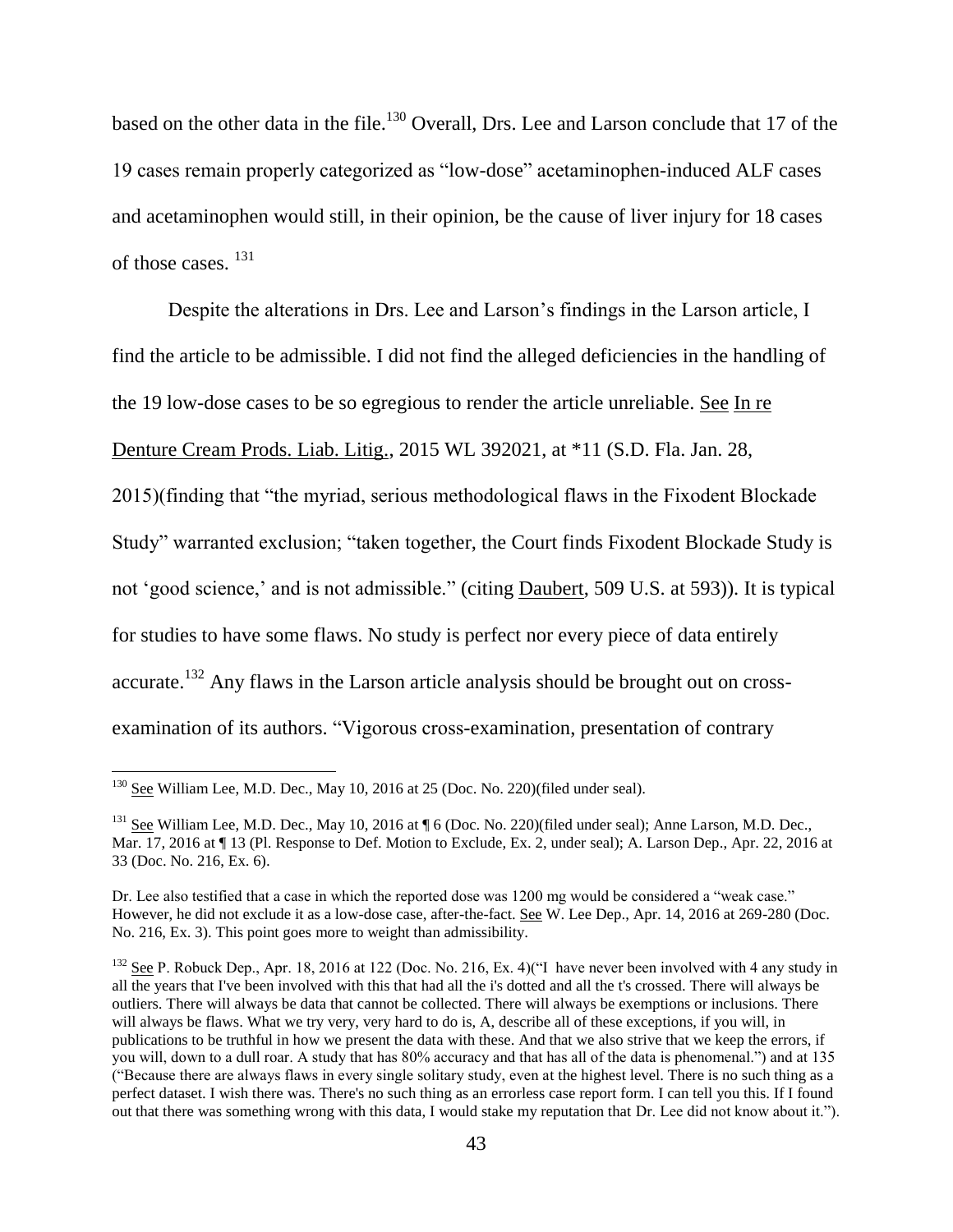based on the other data in the file.[130] Overall, Drs. Lee and Larson conclude that 17 of the 19 cases remain properly categorized as "low-dose" acetaminophen-induced ALF cases and acetaminophen would still, in their opinion, be the cause of liver injury for 18 cases of those cases. [131]

Despite the alterations in Drs. Lee and Larson's findings in the Larson article, I find the article to be admissible. I did not find the alleged deficiencies in the handling of the 19 low-dose cases to be so egregious to render the article unreliable. See In re Denture Cream Prods. Liab. Litig., 2015 WL 392021, at *11 (S.D. Fla. Jan. 28, 2015)(finding that "the myriad, serious methodological flaws in the Fixodent Blockade Study" warranted exclusion; "taken together, the Court finds Fixodent Blockade Study is not 'good science,' and is not admissible." (citing Daubert, 509 U.S. at 593)). It is typical for studies to have some flaws. No study is perfect nor every piece of data entirely accurate.[132] Any flaws in the Larson article analysis should be brought out on cross-examination of its authors. "Vigorous cross-examination, presentation of contrary

---

[130] See William Lee, M.D. Dec., May 10, 2016 at 25 (Doc. No. 220)(filed under seal).

[131] See William Lee, M.D. Dec., May 10, 2016 at ¶ 6 (Doc. No. 220)(filed under seal); Anne Larson, M.D. Dec., Mar. 17, 2016 at ¶ 13 (Pl. Response to Def. Motion to Exclude, Ex. 2, under seal); A. Larson Dep., Apr. 22, 2016 at 33 (Doc. No. 216, Ex. 6).

Dr. Lee also testified that a case in which the reported dose was 1200 mg would be considered a "weak case." However, he did not exclude it as a low-dose case, after-the-fact. See W. Lee Dep., Apr. 14, 2016 at 269-280 (Doc. No. 216, Ex. 3). This point goes more to weight than admissibility.

[132] See P. Robuck Dep., Apr. 18, 2016 at 122 (Doc. No. 216, Ex. 4)("I have never been involved with 4 any study in all the years that I've been involved with this that had all the i's dotted and all the t's crossed. There will always be outliers. There will always be data that cannot be collected. There will always be exemptions or inclusions. There will always be flaws. What we try very, very hard to do is, A, describe all of these exceptions, if you will, in publications to be truthful in how we present the data with these. And that we also strive that we keep the errors, if you will, down to a dull roar. A study that has 80% accuracy and that has all of the data is phenomenal.") and at 135 ("Because there are always flaws in every single solitary study, even at the highest level. There is no such thing as a perfect dataset. I wish there was. There's no such thing as an errorless case report form. I can tell you this. If I found out that there was something wrong with this data, I would stake my reputation that Dr. Lee did not know about it.").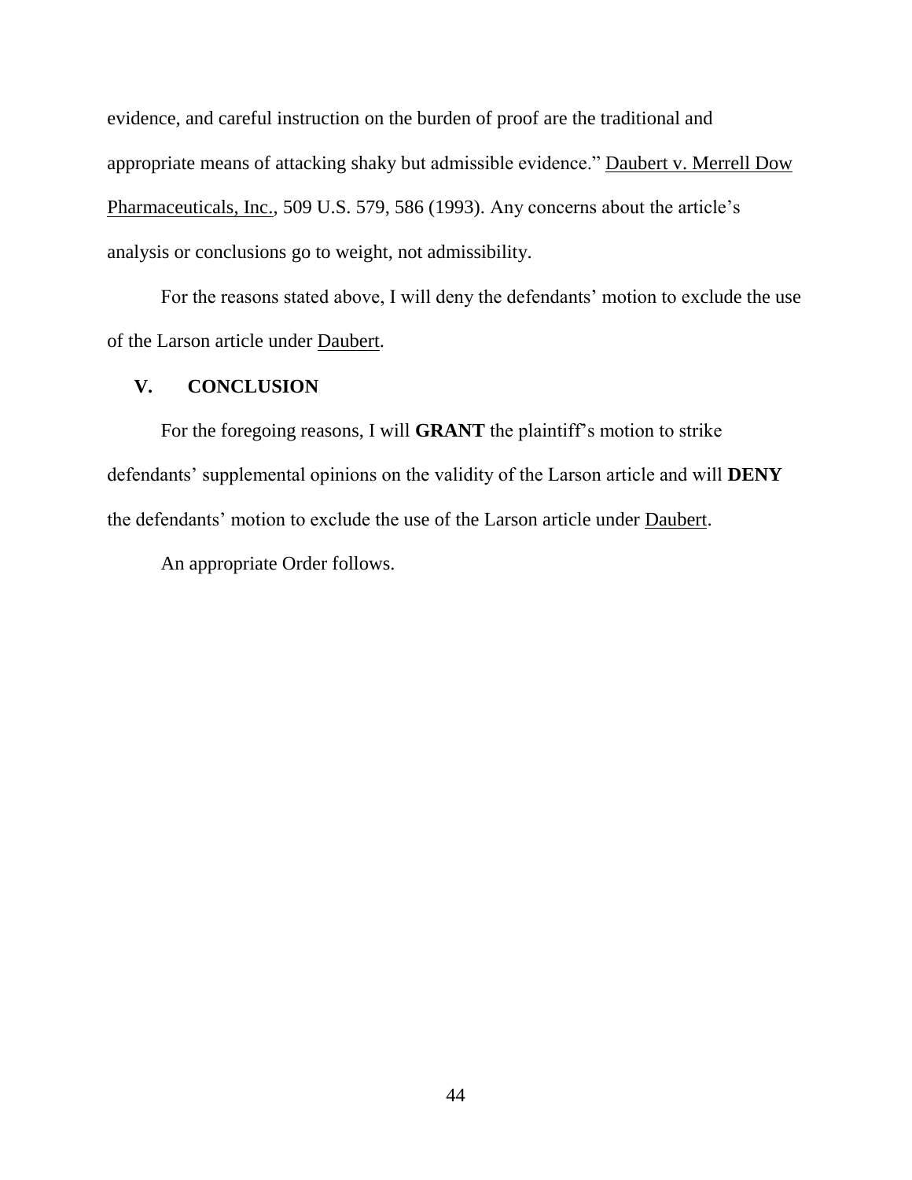evidence, and careful instruction on the burden of proof are the traditional and appropriate means of attacking shaky but admissible evidence." Daubert v. Merrell Dow Pharmaceuticals, Inc., 509 U.S. 579, 586 (1993). Any concerns about the article's analysis or conclusions go to weight, not admissibility.

For the reasons stated above, I will deny the defendants' motion to exclude the use of the Larson article under Daubert.

## V. CONCLUSION

For the foregoing reasons, I will **GRANT** the plaintiff's motion to strike defendants' supplemental opinions on the validity of the Larson article and will **DENY** the defendants' motion to exclude the use of the Larson article under Daubert.

An appropriate Order follows.